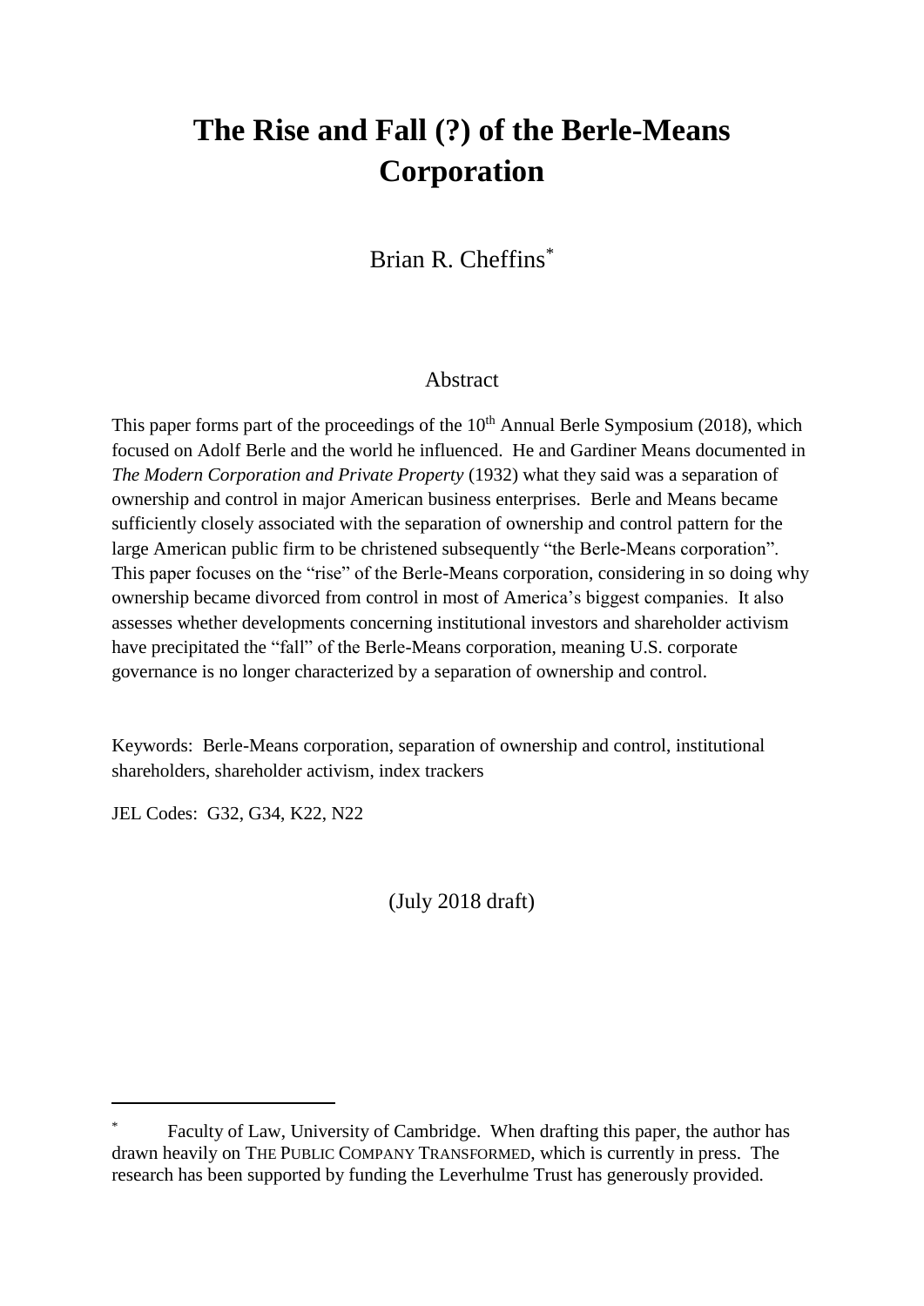# The Rise and Fall (?) of the Berle-Means Corporation

Brian R. Cheffins*

## Abstract

This paper forms part of the proceedings of the 10th Annual Berle Symposium (2018), which focused on Adolf Berle and the world he influenced. He and Gardiner Means documented in *The Modern Corporation and Private Property* (1932) what they said was a separation of ownership and control in major American business enterprises. Berle and Means became sufficiently closely associated with the separation of ownership and control pattern for the large American public firm to be christened subsequently "the Berle-Means corporation". This paper focuses on the "rise" of the Berle-Means corporation, considering in so doing why ownership became divorced from control in most of America's biggest companies. It also assesses whether developments concerning institutional investors and shareholder activism have precipitated the "fall" of the Berle-Means corporation, meaning U.S. corporate governance is no longer characterized by a separation of ownership and control.

Keywords: Berle-Means corporation, separation of ownership and control, institutional shareholders, shareholder activism, index trackers

JEL Codes: G32, G34, K22, N22

(July 2018 draft)

---

\* Faculty of Law, University of Cambridge. When drafting this paper, the author has drawn heavily on THE PUBLIC COMPANY TRANSFORMED, which is currently in press. The research has been supported by funding the Leverhulme Trust has generously provided.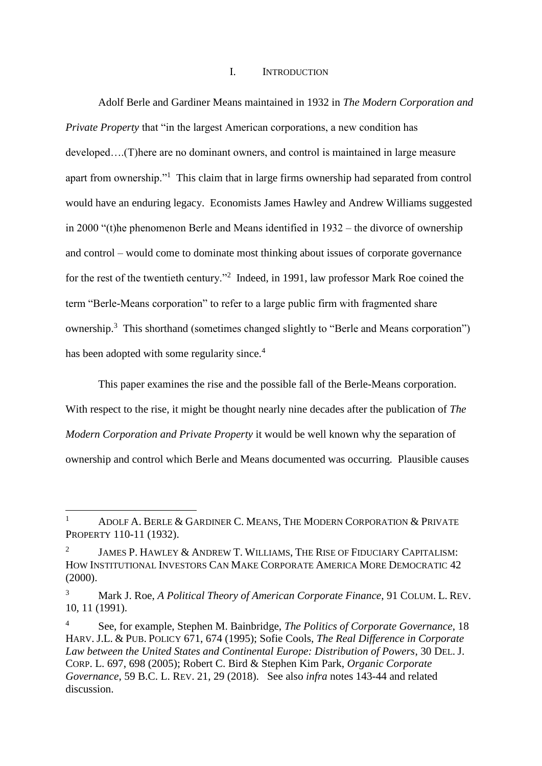## I. INTRODUCTION

Adolf Berle and Gardiner Means maintained in 1932 in *The Modern Corporation and Private Property* that "in the largest American corporations, a new condition has developed….(T)here are no dominant owners, and control is maintained in large measure apart from ownership."[1] This claim that in large firms ownership had separated from control would have an enduring legacy. Economists James Hawley and Andrew Williams suggested in 2000 "(t)he phenomenon Berle and Means identified in 1932 – the divorce of ownership and control – would come to dominate most thinking about issues of corporate governance for the rest of the twentieth century."[2] Indeed, in 1991, law professor Mark Roe coined the term "Berle-Means corporation" to refer to a large public firm with fragmented share ownership.[3] This shorthand (sometimes changed slightly to "Berle and Means corporation") has been adopted with some regularity since.[4]

This paper examines the rise and the possible fall of the Berle-Means corporation. With respect to the rise, it might be thought nearly nine decades after the publication of *The Modern Corporation and Private Property* it would be well known why the separation of ownership and control which Berle and Means documented was occurring. Plausible causes

---

[1] ADOLF A. BERLE & GARDINER C. MEANS, THE MODERN CORPORATION & PRIVATE PROPERTY 110-11 (1932).

[2] JAMES P. HAWLEY & ANDREW T. WILLIAMS, THE RISE OF FIDUCIARY CAPITALISM: HOW INSTITUTIONAL INVESTORS CAN MAKE CORPORATE AMERICA MORE DEMOCRATIC 42 (2000).

[3] Mark J. Roe, *A Political Theory of American Corporate Finance*, 91 COLUM. L. REV. 10, 11 (1991).

[4] See, for example, Stephen M. Bainbridge, *The Politics of Corporate Governance*, 18 HARV. J.L. & PUB. POLICY 671, 674 (1995); Sofie Cools, *The Real Difference in Corporate Law between the United States and Continental Europe: Distribution of Powers*, 30 DEL. J. CORP. L. 697, 698 (2005); Robert C. Bird & Stephen Kim Park, *Organic Corporate Governance*, 59 B.C. L. REV. 21, 29 (2018). See also *infra* notes 143-44 and related discussion.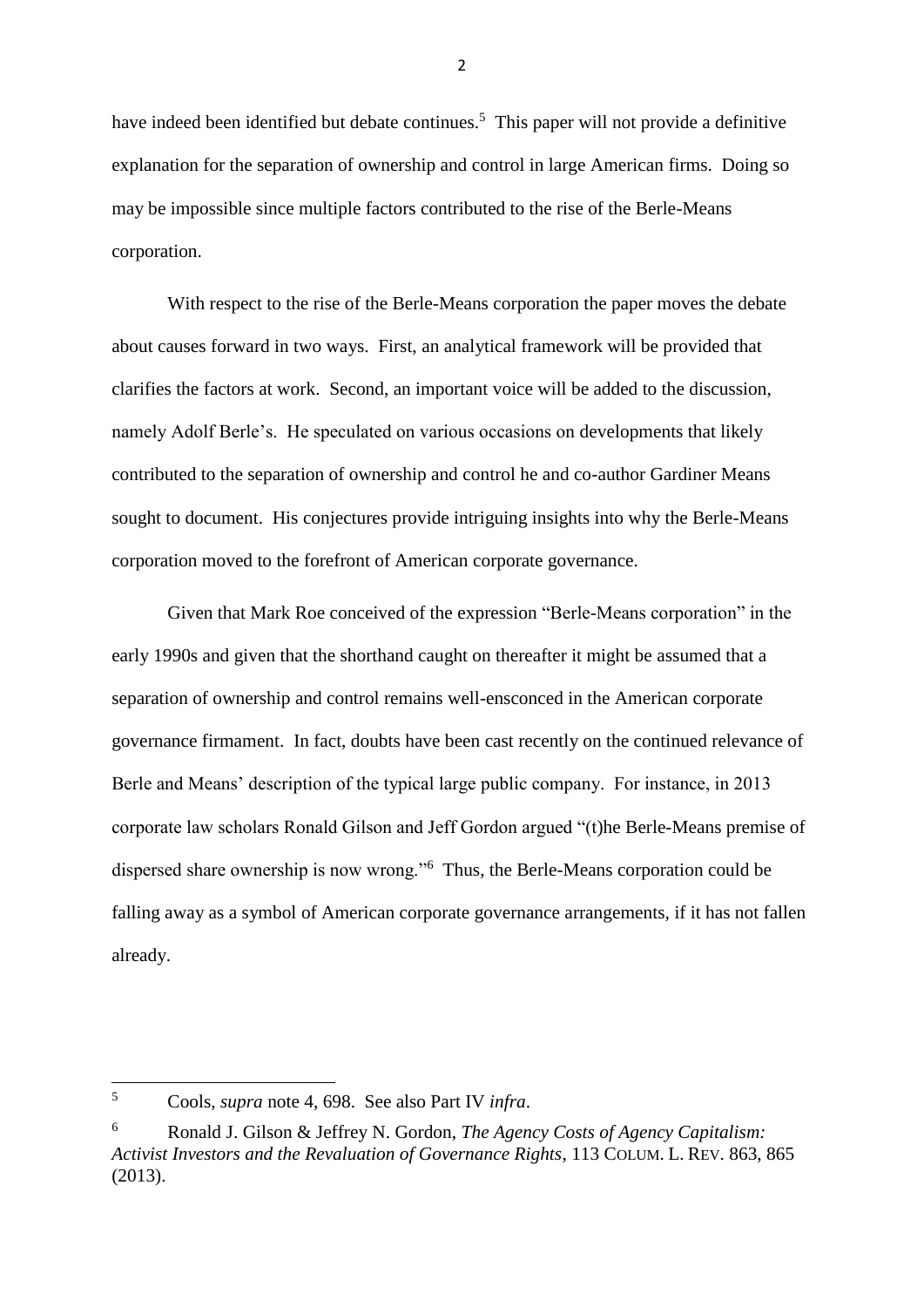have indeed been identified but debate continues.[5] This paper will not provide a definitive explanation for the separation of ownership and control in large American firms. Doing so may be impossible since multiple factors contributed to the rise of the Berle-Means corporation.

With respect to the rise of the Berle-Means corporation the paper moves the debate about causes forward in two ways. First, an analytical framework will be provided that clarifies the factors at work. Second, an important voice will be added to the discussion, namely Adolf Berle's. He speculated on various occasions on developments that likely contributed to the separation of ownership and control he and co-author Gardiner Means sought to document. His conjectures provide intriguing insights into why the Berle-Means corporation moved to the forefront of American corporate governance.

Given that Mark Roe conceived of the expression "Berle-Means corporation" in the early 1990s and given that the shorthand caught on thereafter it might be assumed that a separation of ownership and control remains well-ensconced in the American corporate governance firmament. In fact, doubts have been cast recently on the continued relevance of Berle and Means' description of the typical large public company. For instance, in 2013 corporate law scholars Ronald Gilson and Jeff Gordon argued "(t)he Berle-Means premise of dispersed share ownership is now wrong."[6] Thus, the Berle-Means corporation could be falling away as a symbol of American corporate governance arrangements, if it has not fallen already.

---

[5] Cools, *supra* note 4, 698. See also Part IV *infra*.

[6] Ronald J. Gilson & Jeffrey N. Gordon, *The Agency Costs of Agency Capitalism: Activist Investors and the Revaluation of Governance Rights*, 113 COLUM. L. REV. 863, 865 (2013).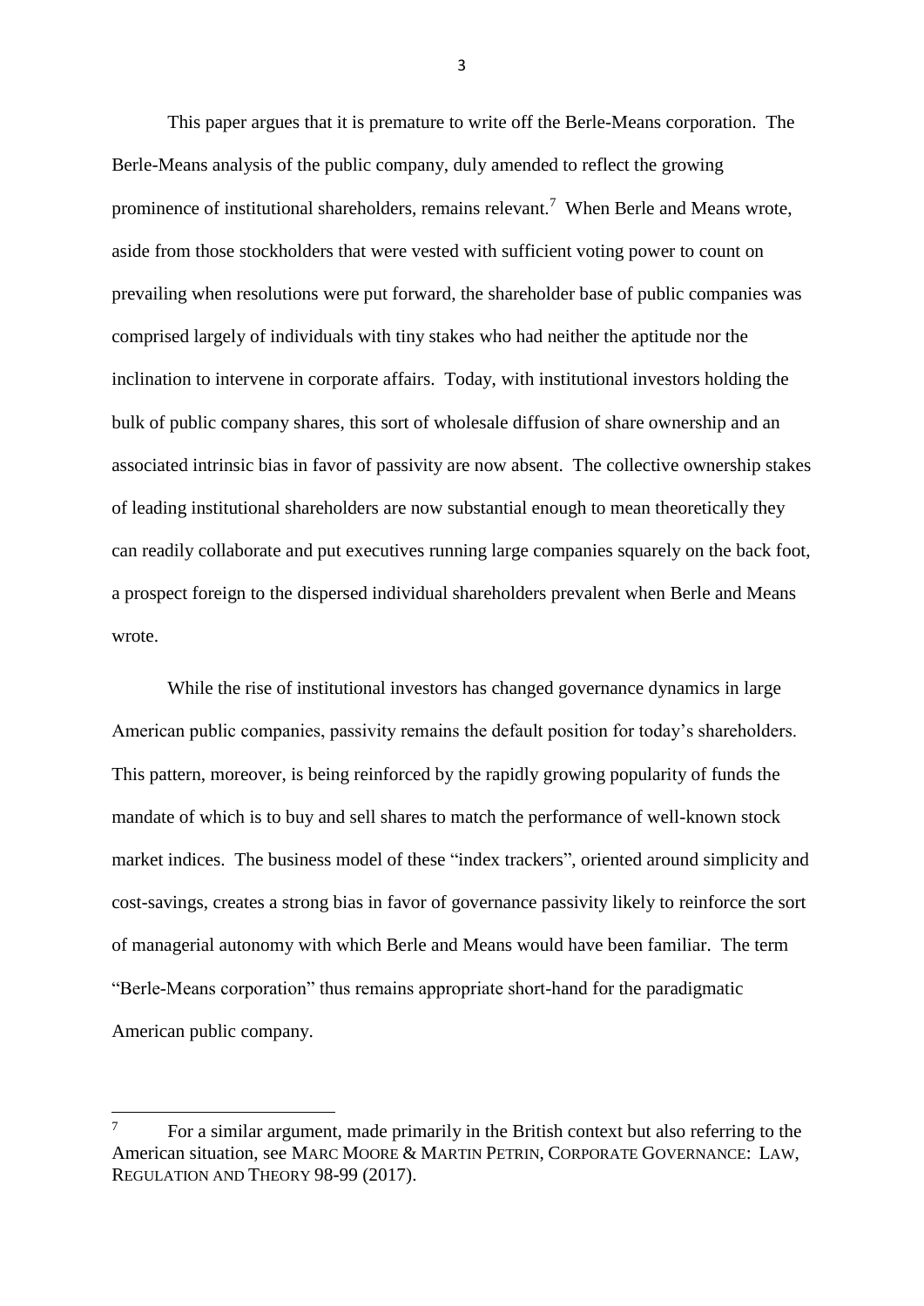This paper argues that it is premature to write off the Berle-Means corporation. The Berle-Means analysis of the public company, duly amended to reflect the growing prominence of institutional shareholders, remains relevant.[7] When Berle and Means wrote, aside from those stockholders that were vested with sufficient voting power to count on prevailing when resolutions were put forward, the shareholder base of public companies was comprised largely of individuals with tiny stakes who had neither the aptitude nor the inclination to intervene in corporate affairs. Today, with institutional investors holding the bulk of public company shares, this sort of wholesale diffusion of share ownership and an associated intrinsic bias in favor of passivity are now absent. The collective ownership stakes of leading institutional shareholders are now substantial enough to mean theoretically they can readily collaborate and put executives running large companies squarely on the back foot, a prospect foreign to the dispersed individual shareholders prevalent when Berle and Means wrote.

While the rise of institutional investors has changed governance dynamics in large American public companies, passivity remains the default position for today's shareholders. This pattern, moreover, is being reinforced by the rapidly growing popularity of funds the mandate of which is to buy and sell shares to match the performance of well-known stock market indices. The business model of these "index trackers", oriented around simplicity and cost-savings, creates a strong bias in favor of governance passivity likely to reinforce the sort of managerial autonomy with which Berle and Means would have been familiar. The term "Berle-Means corporation" thus remains appropriate short-hand for the paradigmatic American public company.

---

[7] For a similar argument, made primarily in the British context but also referring to the American situation, see MARC MOORE & MARTIN PETRIN, CORPORATE GOVERNANCE: LAW, REGULATION AND THEORY 98-99 (2017).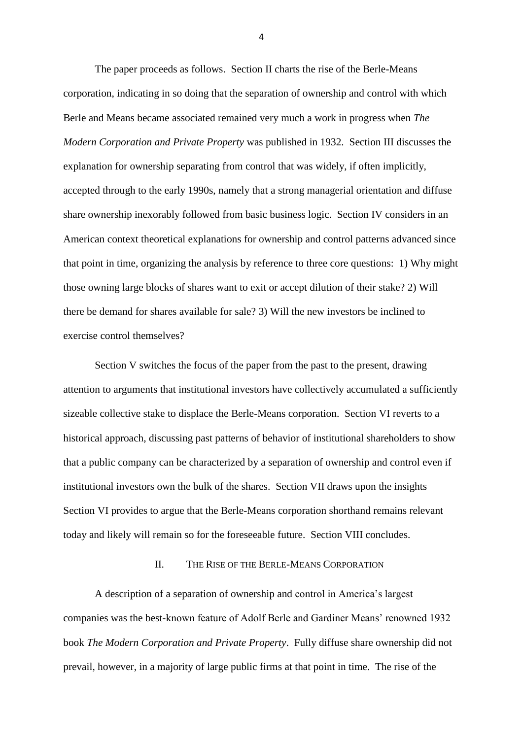The paper proceeds as follows. Section II charts the rise of the Berle-Means corporation, indicating in so doing that the separation of ownership and control with which Berle and Means became associated remained very much a work in progress when *The Modern Corporation and Private Property* was published in 1932. Section III discusses the explanation for ownership separating from control that was widely, if often implicitly, accepted through to the early 1990s, namely that a strong managerial orientation and diffuse share ownership inexorably followed from basic business logic. Section IV considers in an American context theoretical explanations for ownership and control patterns advanced since that point in time, organizing the analysis by reference to three core questions: 1) Why might those owning large blocks of shares want to exit or accept dilution of their stake? 2) Will there be demand for shares available for sale? 3) Will the new investors be inclined to exercise control themselves?

Section V switches the focus of the paper from the past to the present, drawing attention to arguments that institutional investors have collectively accumulated a sufficiently sizeable collective stake to displace the Berle-Means corporation. Section VI reverts to a historical approach, discussing past patterns of behavior of institutional shareholders to show that a public company can be characterized by a separation of ownership and control even if institutional investors own the bulk of the shares. Section VII draws upon the insights Section VI provides to argue that the Berle-Means corporation shorthand remains relevant today and likely will remain so for the foreseeable future. Section VIII concludes.

## II. The Rise of the Berle-Means Corporation

A description of a separation of ownership and control in America's largest companies was the best-known feature of Adolf Berle and Gardiner Means' renowned 1932 book *The Modern Corporation and Private Property*. Fully diffuse share ownership did not prevail, however, in a majority of large public firms at that point in time. The rise of the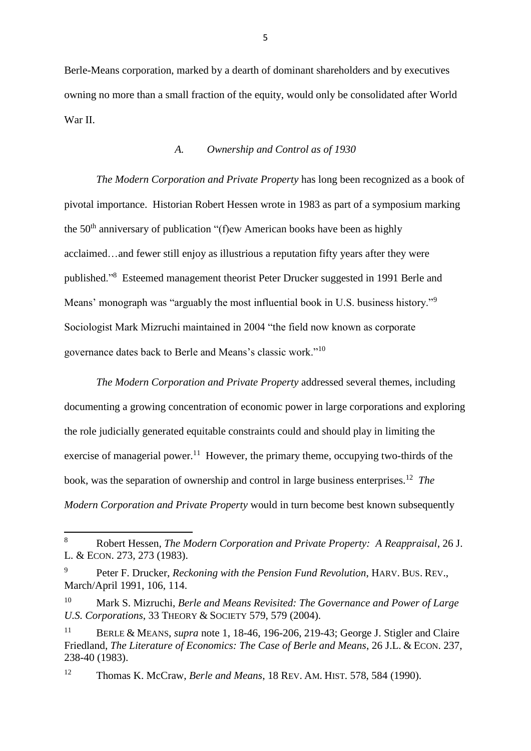Berle-Means corporation, marked by a dearth of dominant shareholders and by executives owning no more than a small fraction of the equity, would only be consolidated after World War II.

### *A. Ownership and Control as of 1930*

*The Modern Corporation and Private Property* has long been recognized as a book of pivotal importance. Historian Robert Hessen wrote in 1983 as part of a symposium marking the 50th anniversary of publication "(f)ew American books have been as highly acclaimed…and fewer still enjoy as illustrious a reputation fifty years after they were published."[8] Esteemed management theorist Peter Drucker suggested in 1991 Berle and Means' monograph was "arguably the most influential book in U.S. business history."[9] Sociologist Mark Mizruchi maintained in 2004 "the field now known as corporate governance dates back to Berle and Means's classic work."[10]

*The Modern Corporation and Private Property* addressed several themes, including documenting a growing concentration of economic power in large corporations and exploring the role judicially generated equitable constraints could and should play in limiting the exercise of managerial power.[11] However, the primary theme, occupying two-thirds of the book, was the separation of ownership and control in large business enterprises.[12] *The Modern Corporation and Private Property* would in turn become best known subsequently

---

[8] Robert Hessen, *The Modern Corporation and Private Property: A Reappraisal*, 26 J. L. & ECON. 273, 273 (1983).

[9] Peter F. Drucker, *Reckoning with the Pension Fund Revolution*, HARV. BUS. REV., March/April 1991, 106, 114.

[10] Mark S. Mizruchi, *Berle and Means Revisited: The Governance and Power of Large U.S. Corporations*, 33 THEORY & SOCIETY 579, 579 (2004).

[11] BERLE & MEANS, *supra* note 1, 18-46, 196-206, 219-43; George J. Stigler and Claire Friedland, *The Literature of Economics: The Case of Berle and Means*, 26 J.L. & ECON. 237, 238-40 (1983).

[12] Thomas K. McCraw, *Berle and Means*, 18 REV. AM. HIST. 578, 584 (1990).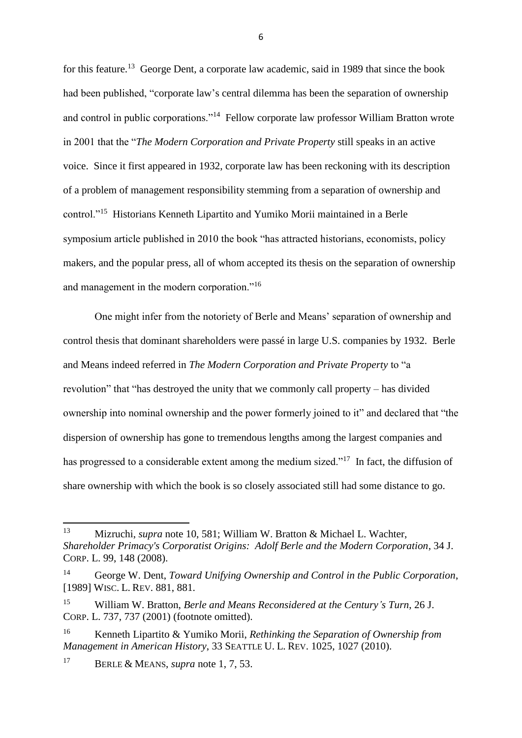for this feature.[13] George Dent, a corporate law academic, said in 1989 that since the book had been published, "corporate law's central dilemma has been the separation of ownership and control in public corporations."[14] Fellow corporate law professor William Bratton wrote in 2001 that the "*The Modern Corporation and Private Property* still speaks in an active voice. Since it first appeared in 1932, corporate law has been reckoning with its description of a problem of management responsibility stemming from a separation of ownership and control."[15] Historians Kenneth Lipartito and Yumiko Morii maintained in a Berle symposium article published in 2010 the book "has attracted historians, economists, policy makers, and the popular press, all of whom accepted its thesis on the separation of ownership and management in the modern corporation."[16]

One might infer from the notoriety of Berle and Means' separation of ownership and control thesis that dominant shareholders were passé in large U.S. companies by 1932. Berle and Means indeed referred in *The Modern Corporation and Private Property* to "a revolution" that "has destroyed the unity that we commonly call property – has divided ownership into nominal ownership and the power formerly joined to it" and declared that "the dispersion of ownership has gone to tremendous lengths among the largest companies and has progressed to a considerable extent among the medium sized."[17] In fact, the diffusion of share ownership with which the book is so closely associated still had some distance to go.

---

[13] Mizruchi, *supra* note 10, 581; William W. Bratton & Michael L. Wachter, *Shareholder Primacy's Corporatist Origins: Adolf Berle and the Modern Corporation*, 34 J. CORP. L. 99, 148 (2008).

[14] George W. Dent, *Toward Unifying Ownership and Control in the Public Corporation*, [1989] WISC. L. REV. 881, 881.

[15] William W. Bratton, *Berle and Means Reconsidered at the Century's Turn*, 26 J. CORP. L. 737, 737 (2001) (footnote omitted).

[16] Kenneth Lipartito & Yumiko Morii, *Rethinking the Separation of Ownership from Management in American History*, 33 SEATTLE U. L. REV. 1025, 1027 (2010).

[17] BERLE & MEANS, *supra* note 1, 7, 53.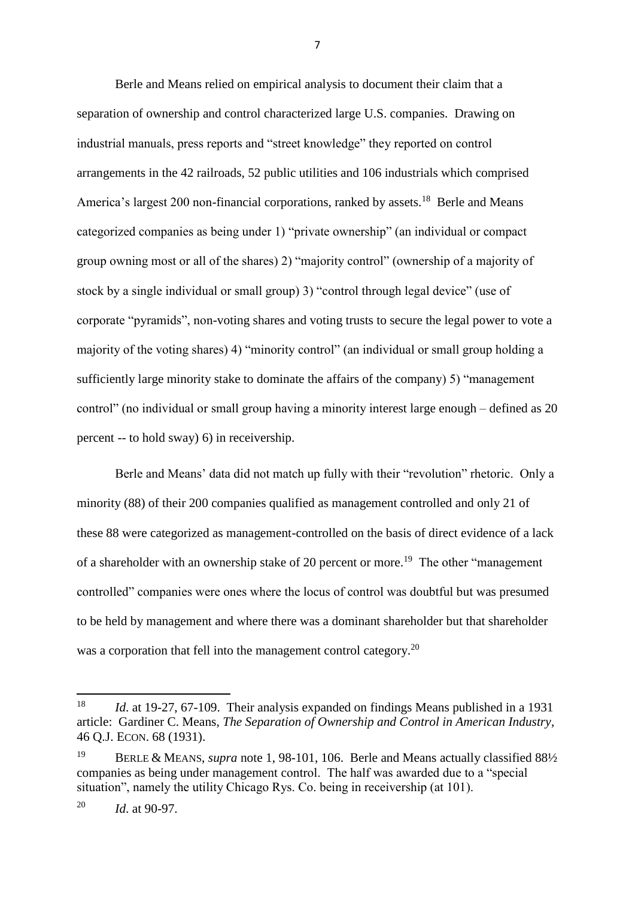Berle and Means relied on empirical analysis to document their claim that a separation of ownership and control characterized large U.S. companies. Drawing on industrial manuals, press reports and "street knowledge" they reported on control arrangements in the 42 railroads, 52 public utilities and 106 industrials which comprised America's largest 200 non-financial corporations, ranked by assets.[18] Berle and Means categorized companies as being under 1) "private ownership" (an individual or compact group owning most or all of the shares) 2) "majority control" (ownership of a majority of stock by a single individual or small group) 3) "control through legal device" (use of corporate "pyramids", non-voting shares and voting trusts to secure the legal power to vote a majority of the voting shares) 4) "minority control" (an individual or small group holding a sufficiently large minority stake to dominate the affairs of the company) 5) "management control" (no individual or small group having a minority interest large enough – defined as 20 percent -- to hold sway) 6) in receivership.

Berle and Means' data did not match up fully with their "revolution" rhetoric. Only a minority (88) of their 200 companies qualified as management controlled and only 21 of these 88 were categorized as management-controlled on the basis of direct evidence of a lack of a shareholder with an ownership stake of 20 percent or more.[19] The other "management controlled" companies were ones where the locus of control was doubtful but was presumed to be held by management and where there was a dominant shareholder but that shareholder was a corporation that fell into the management control category.[20]

---

[18] *Id.* at 19-27, 67-109. Their analysis expanded on findings Means published in a 1931 article: Gardiner C. Means, *The Separation of Ownership and Control in American Industry*, 46 Q.J. ECON. 68 (1931).

[19] BERLE & MEANS, *supra* note 1, 98-101, 106. Berle and Means actually classified 88½ companies as being under management control. The half was awarded due to a "special situation", namely the utility Chicago Rys. Co. being in receivership (at 101).

[20] *Id.* at 90-97.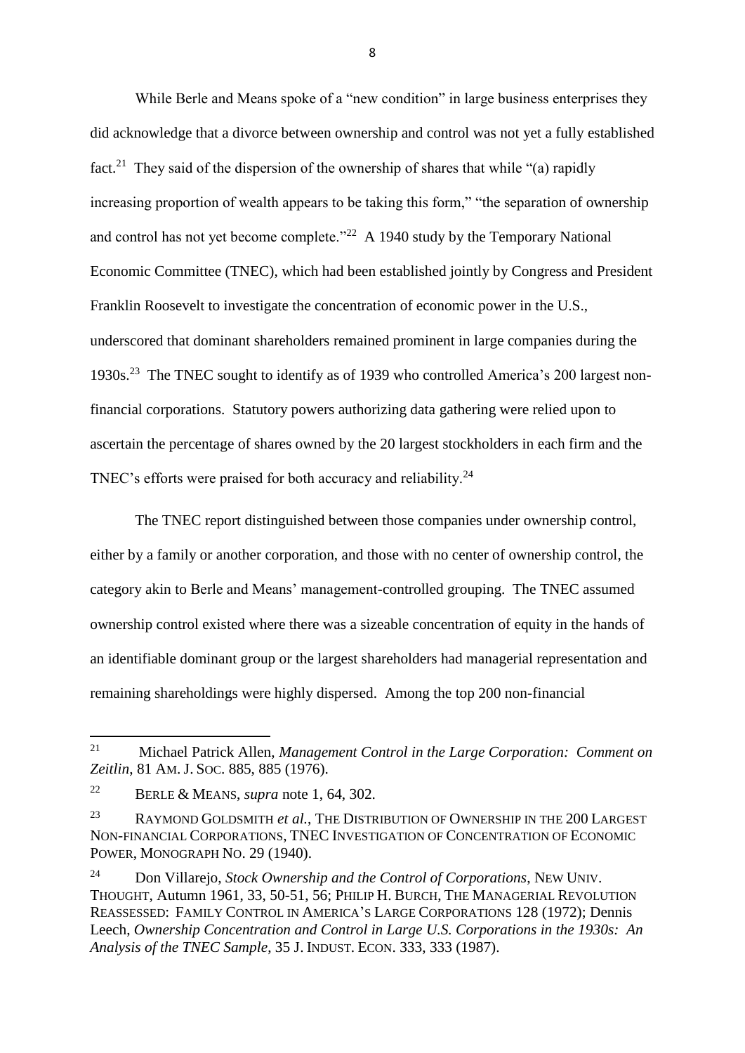While Berle and Means spoke of a "new condition" in large business enterprises they did acknowledge that a divorce between ownership and control was not yet a fully established fact.[21] They said of the dispersion of the ownership of shares that while "(a) rapidly increasing proportion of wealth appears to be taking this form," "the separation of ownership and control has not yet become complete."[22] A 1940 study by the Temporary National Economic Committee (TNEC), which had been established jointly by Congress and President Franklin Roosevelt to investigate the concentration of economic power in the U.S., underscored that dominant shareholders remained prominent in large companies during the 1930s.[23] The TNEC sought to identify as of 1939 who controlled America's 200 largest non-financial corporations. Statutory powers authorizing data gathering were relied upon to ascertain the percentage of shares owned by the 20 largest stockholders in each firm and the TNEC's efforts were praised for both accuracy and reliability.[24]

The TNEC report distinguished between those companies under ownership control, either by a family or another corporation, and those with no center of ownership control, the category akin to Berle and Means' management-controlled grouping. The TNEC assumed ownership control existed where there was a sizeable concentration of equity in the hands of an identifiable dominant group or the largest shareholders had managerial representation and remaining shareholdings were highly dispersed. Among the top 200 non-financial

---

[21] Michael Patrick Allen, *Management Control in the Large Corporation: Comment on Zeitlin*, 81 AM. J. SOC. 885, 885 (1976).

[22] BERLE & MEANS, *supra* note 1, 64, 302.

[23] RAYMOND GOLDSMITH *et al.*, THE DISTRIBUTION OF OWNERSHIP IN THE 200 LARGEST NON-FINANCIAL CORPORATIONS, TNEC INVESTIGATION OF CONCENTRATION OF ECONOMIC POWER, MONOGRAPH NO. 29 (1940).

[24] Don Villarejo, *Stock Ownership and the Control of Corporations*, NEW UNIV. THOUGHT, Autumn 1961, 33, 50-51, 56; PHILIP H. BURCH, THE MANAGERIAL REVOLUTION REASSESSED: FAMILY CONTROL IN AMERICA'S LARGE CORPORATIONS 128 (1972); Dennis Leech, *Ownership Concentration and Control in Large U.S. Corporations in the 1930s: An Analysis of the TNEC Sample*, 35 J. INDUST. ECON. 333, 333 (1987).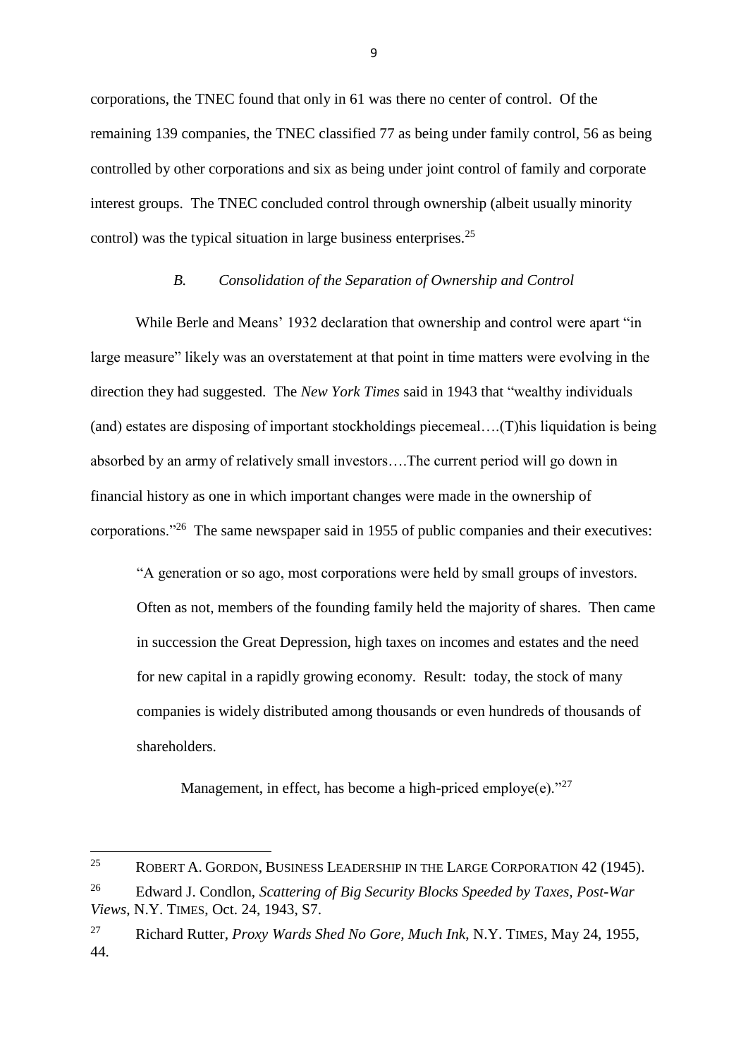corporations, the TNEC found that only in 61 was there no center of control. Of the remaining 139 companies, the TNEC classified 77 as being under family control, 56 as being controlled by other corporations and six as being under joint control of family and corporate interest groups. The TNEC concluded control through ownership (albeit usually minority control) was the typical situation in large business enterprises.[25]

### *B. Consolidation of the Separation of Ownership and Control*

While Berle and Means' 1932 declaration that ownership and control were apart "in large measure" likely was an overstatement at that point in time matters were evolving in the direction they had suggested. The *New York Times* said in 1943 that "wealthy individuals (and) estates are disposing of important stockholdings piecemeal….(T)his liquidation is being absorbed by an army of relatively small investors….The current period will go down in financial history as one in which important changes were made in the ownership of corporations."[26] The same newspaper said in 1955 of public companies and their executives:

> "A generation or so ago, most corporations were held by small groups of investors. Often as not, members of the founding family held the majority of shares. Then came in succession the Great Depression, high taxes on incomes and estates and the need for new capital in a rapidly growing economy. Result: today, the stock of many companies is widely distributed among thousands or even hundreds of thousands of shareholders.
>
> Management, in effect, has become a high-priced employe(e)."[27]

---

[25] ROBERT A. GORDON, BUSINESS LEADERSHIP IN THE LARGE CORPORATION 42 (1945).

[26] Edward J. Condlon, *Scattering of Big Security Blocks Speeded by Taxes, Post-War Views*, N.Y. TIMES, Oct. 24, 1943, S7.

[27] Richard Rutter, *Proxy Wards Shed No Gore, Much Ink*, N.Y. TIMES, May 24, 1955, 44.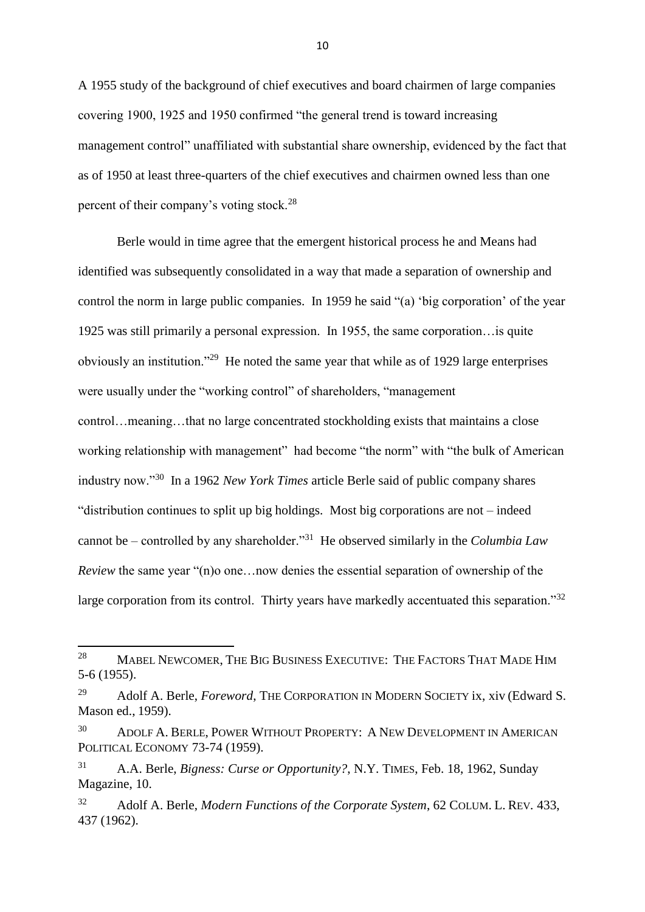A 1955 study of the background of chief executives and board chairmen of large companies covering 1900, 1925 and 1950 confirmed "the general trend is toward increasing management control" unaffiliated with substantial share ownership, evidenced by the fact that as of 1950 at least three-quarters of the chief executives and chairmen owned less than one percent of their company's voting stock.[28]

Berle would in time agree that the emergent historical process he and Means had identified was subsequently consolidated in a way that made a separation of ownership and control the norm in large public companies. In 1959 he said "(a) 'big corporation' of the year 1925 was still primarily a personal expression. In 1955, the same corporation…is quite obviously an institution."[29] He noted the same year that while as of 1929 large enterprises were usually under the "working control" of shareholders, "management control…meaning…that no large concentrated stockholding exists that maintains a close working relationship with management" had become "the norm" with "the bulk of American industry now."[30] In a 1962 *New York Times* article Berle said of public company shares "distribution continues to split up big holdings. Most big corporations are not – indeed cannot be – controlled by any shareholder."[31] He observed similarly in the *Columbia Law Review* the same year "(n)o one…now denies the essential separation of ownership of the large corporation from its control. Thirty years have markedly accentuated this separation."[32]

---

[28] MABEL NEWCOMER, THE BIG BUSINESS EXECUTIVE: THE FACTORS THAT MADE HIM 5-6 (1955).

[29] Adolf A. Berle, *Foreword*, THE CORPORATION IN MODERN SOCIETY ix, xiv (Edward S. Mason ed., 1959).

[30] ADOLF A. BERLE, POWER WITHOUT PROPERTY: A NEW DEVELOPMENT IN AMERICAN POLITICAL ECONOMY 73-74 (1959).

[31] A.A. Berle, *Bigness: Curse or Opportunity?*, N.Y. TIMES, Feb. 18, 1962, Sunday Magazine, 10.

[32] Adolf A. Berle, *Modern Functions of the Corporate System*, 62 COLUM. L. REV. 433, 437 (1962).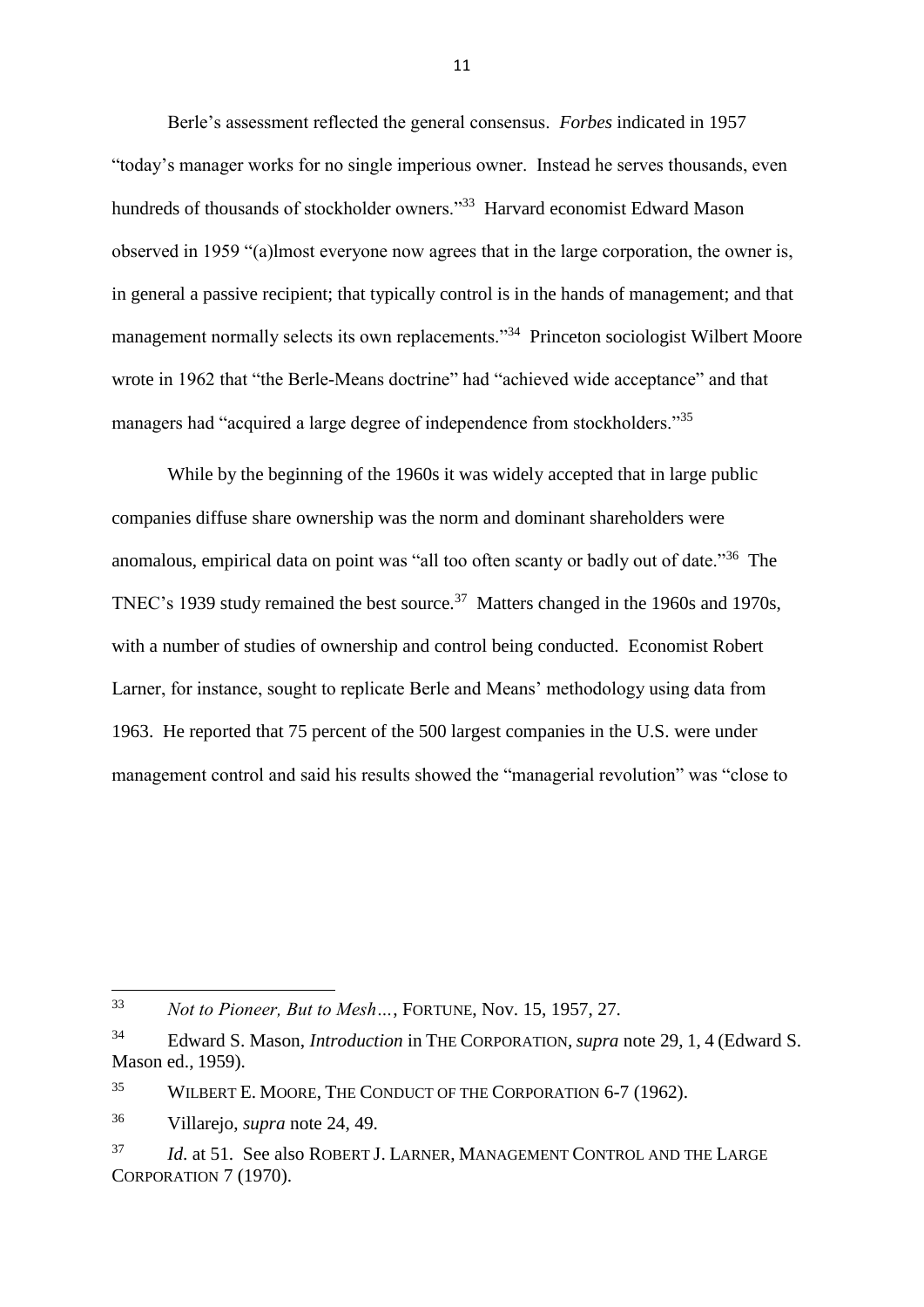Berle's assessment reflected the general consensus. *Forbes* indicated in 1957 "today's manager works for no single imperious owner. Instead he serves thousands, even hundreds of thousands of stockholder owners."[33] Harvard economist Edward Mason observed in 1959 "(a)lmost everyone now agrees that in the large corporation, the owner is, in general a passive recipient; that typically control is in the hands of management; and that management normally selects its own replacements."[34] Princeton sociologist Wilbert Moore wrote in 1962 that "the Berle-Means doctrine" had "achieved wide acceptance" and that managers had "acquired a large degree of independence from stockholders."[35]

While by the beginning of the 1960s it was widely accepted that in large public companies diffuse share ownership was the norm and dominant shareholders were anomalous, empirical data on point was "all too often scanty or badly out of date."[36] The TNEC's 1939 study remained the best source.[37] Matters changed in the 1960s and 1970s, with a number of studies of ownership and control being conducted. Economist Robert Larner, for instance, sought to replicate Berle and Means' methodology using data from 1963. He reported that 75 percent of the 500 largest companies in the U.S. were under management control and said his results showed the "managerial revolution" was "close to

---

[33] *Not to Pioneer, But to Mesh…*, FORTUNE, Nov. 15, 1957, 27.

[34] Edward S. Mason, *Introduction* in THE CORPORATION, *supra* note 29, 1, 4 (Edward S. Mason ed., 1959).

[35] WILBERT E. MOORE, THE CONDUCT OF THE CORPORATION 6-7 (1962).

[36] Villarejo, *supra* note 24, 49.

[37] *Id.* at 51. See also ROBERT J. LARNER, MANAGEMENT CONTROL AND THE LARGE CORPORATION 7 (1970).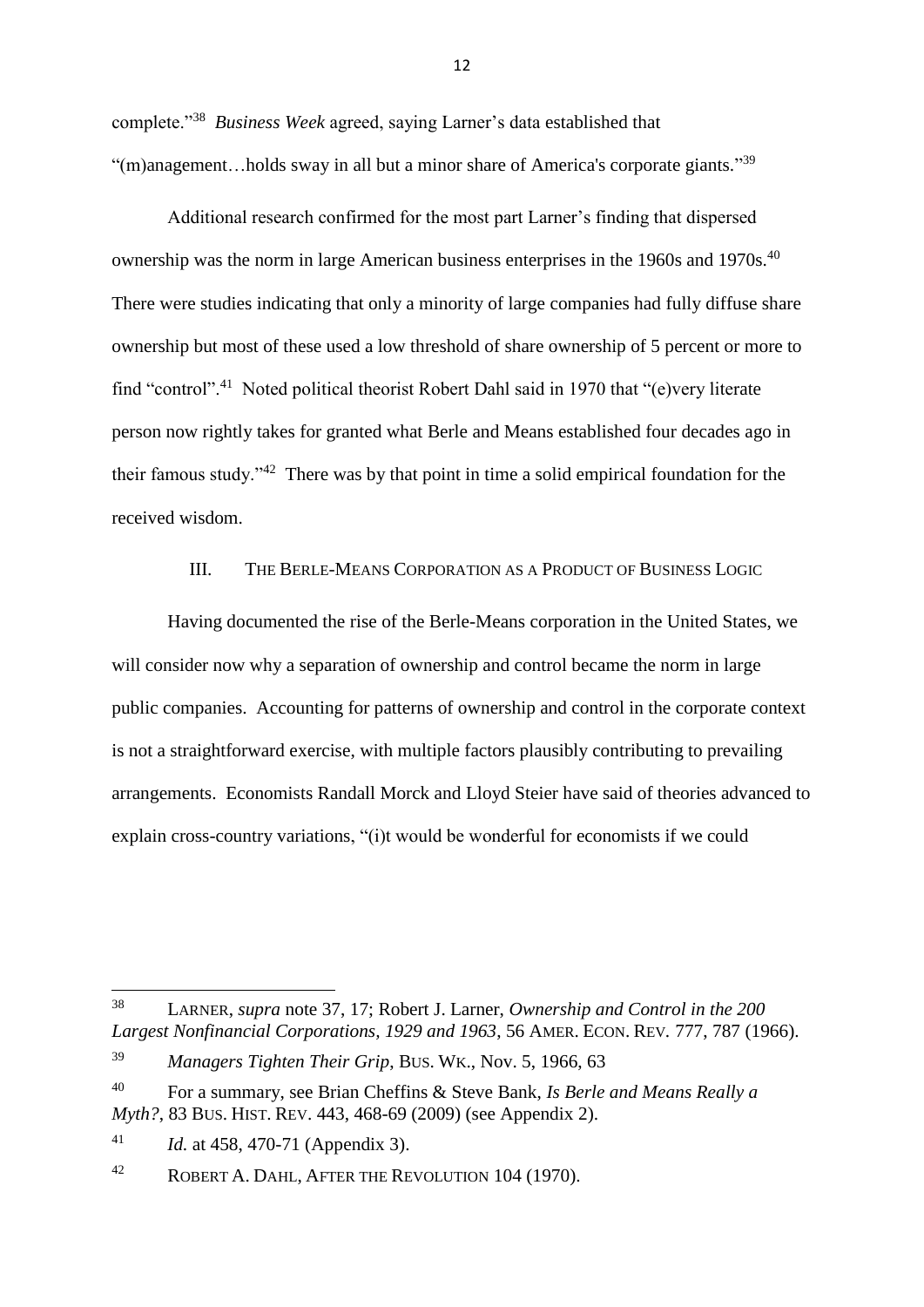complete."[38] *Business Week* agreed, saying Larner's data established that "(m)anagement…holds sway in all but a minor share of America's corporate giants."[39]

Additional research confirmed for the most part Larner's finding that dispersed ownership was the norm in large American business enterprises in the 1960s and 1970s.[40] There were studies indicating that only a minority of large companies had fully diffuse share ownership but most of these used a low threshold of share ownership of 5 percent or more to find "control".[41] Noted political theorist Robert Dahl said in 1970 that "(e)very literate person now rightly takes for granted what Berle and Means established four decades ago in their famous study."[42] There was by that point in time a solid empirical foundation for the received wisdom.

## III. THE BERLE-MEANS CORPORATION AS A PRODUCT OF BUSINESS LOGIC

Having documented the rise of the Berle-Means corporation in the United States, we will consider now why a separation of ownership and control became the norm in large public companies. Accounting for patterns of ownership and control in the corporate context is not a straightforward exercise, with multiple factors plausibly contributing to prevailing arrangements. Economists Randall Morck and Lloyd Steier have said of theories advanced to explain cross-country variations, "(i)t would be wonderful for economists if we could

---

[38] LARNER, *supra* note 37, 17; Robert J. Larner, *Ownership and Control in the 200 Largest Nonfinancial Corporations, 1929 and 1963*, 56 AMER. ECON. REV. 777, 787 (1966).

[39] *Managers Tighten Their Grip*, BUS. WK., Nov. 5, 1966, 63

[40] For a summary, see Brian Cheffins & Steve Bank, *Is Berle and Means Really a Myth?*, 83 BUS. HIST. REV. 443, 468-69 (2009) (see Appendix 2).

[41] *Id.* at 458, 470-71 (Appendix 3).

[42] ROBERT A. DAHL, AFTER THE REVOLUTION 104 (1970).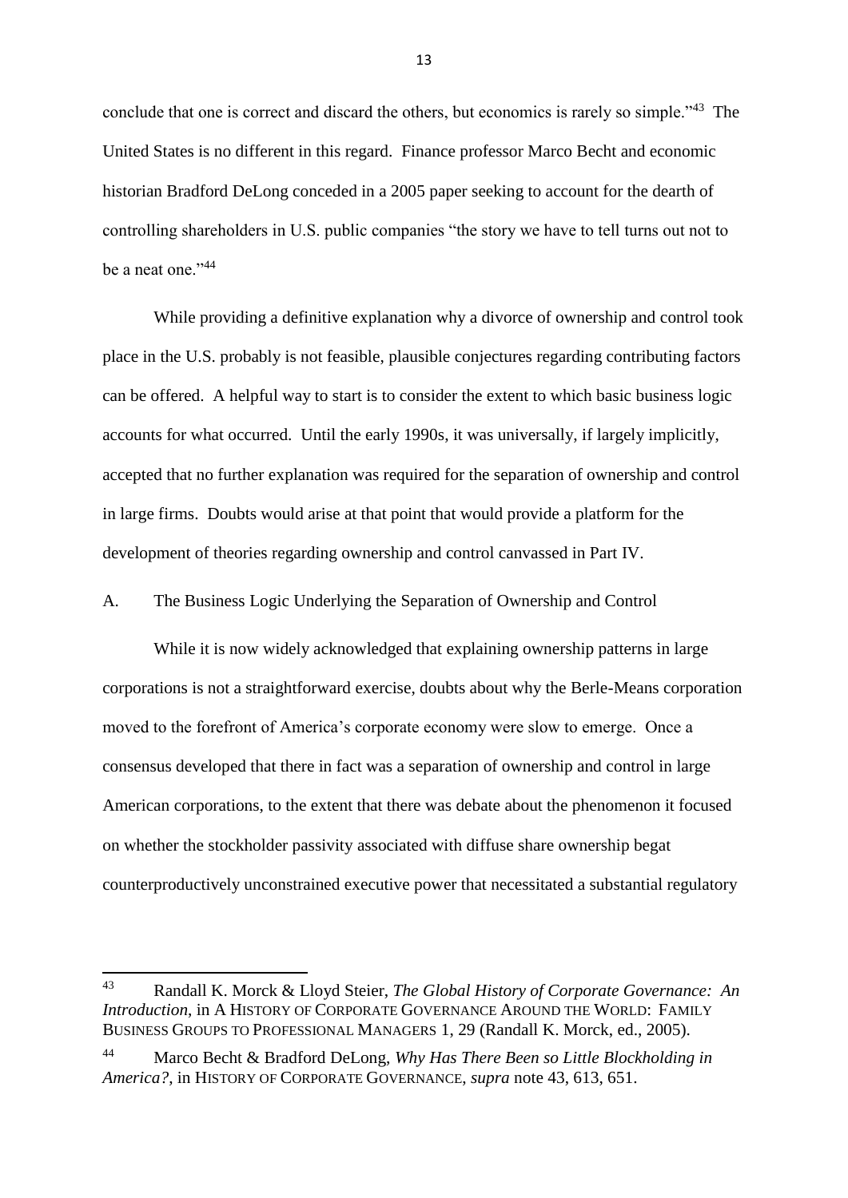conclude that one is correct and discard the others, but economics is rarely so simple."[43] The United States is no different in this regard. Finance professor Marco Becht and economic historian Bradford DeLong conceded in a 2005 paper seeking to account for the dearth of controlling shareholders in U.S. public companies "the story we have to tell turns out not to be a neat one."[44]

While providing a definitive explanation why a divorce of ownership and control took place in the U.S. probably is not feasible, plausible conjectures regarding contributing factors can be offered. A helpful way to start is to consider the extent to which basic business logic accounts for what occurred. Until the early 1990s, it was universally, if largely implicitly, accepted that no further explanation was required for the separation of ownership and control in large firms. Doubts would arise at that point that would provide a platform for the development of theories regarding ownership and control canvassed in Part IV.

## A. The Business Logic Underlying the Separation of Ownership and Control

While it is now widely acknowledged that explaining ownership patterns in large corporations is not a straightforward exercise, doubts about why the Berle-Means corporation moved to the forefront of America's corporate economy were slow to emerge. Once a consensus developed that there in fact was a separation of ownership and control in large American corporations, to the extent that there was debate about the phenomenon it focused on whether the stockholder passivity associated with diffuse share ownership begat counterproductively unconstrained executive power that necessitated a substantial regulatory

---

[43] Randall K. Morck & Lloyd Steier, *The Global History of Corporate Governance: An Introduction*, in A HISTORY OF CORPORATE GOVERNANCE AROUND THE WORLD: FAMILY BUSINESS GROUPS TO PROFESSIONAL MANAGERS 1, 29 (Randall K. Morck, ed., 2005).

[44] Marco Becht & Bradford DeLong, *Why Has There Been so Little Blockholding in America?*, in HISTORY OF CORPORATE GOVERNANCE, *supra* note 43, 613, 651.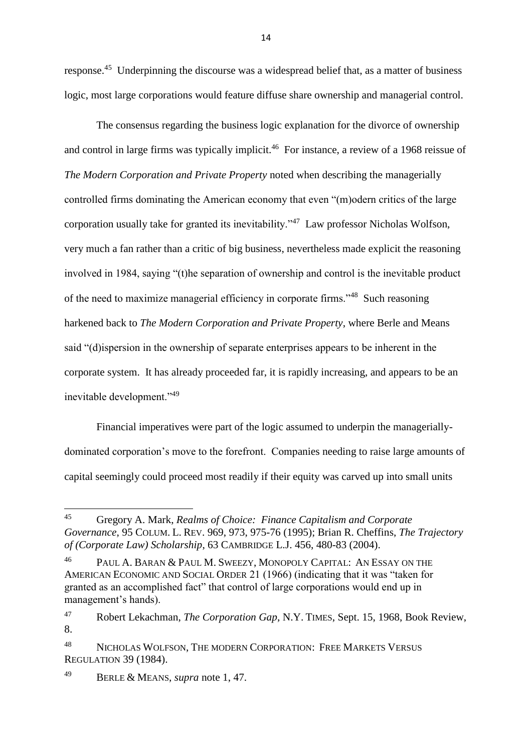response.[45] Underpinning the discourse was a widespread belief that, as a matter of business logic, most large corporations would feature diffuse share ownership and managerial control.

The consensus regarding the business logic explanation for the divorce of ownership and control in large firms was typically implicit.[46] For instance, a review of a 1968 reissue of *The Modern Corporation and Private Property* noted when describing the managerially controlled firms dominating the American economy that even "(m)odern critics of the large corporation usually take for granted its inevitability."[47] Law professor Nicholas Wolfson, very much a fan rather than a critic of big business, nevertheless made explicit the reasoning involved in 1984, saying "(t)he separation of ownership and control is the inevitable product of the need to maximize managerial efficiency in corporate firms."[48] Such reasoning harkened back to *The Modern Corporation and Private Property*, where Berle and Means said "(d)ispersion in the ownership of separate enterprises appears to be inherent in the corporate system. It has already proceeded far, it is rapidly increasing, and appears to be an inevitable development."[49]

Financial imperatives were part of the logic assumed to underpin the managerially-dominated corporation's move to the forefront. Companies needing to raise large amounts of capital seemingly could proceed most readily if their equity was carved up into small units

---

[45] Gregory A. Mark, *Realms of Choice: Finance Capitalism and Corporate Governance*, 95 COLUM. L. REV. 969, 973, 975-76 (1995); Brian R. Cheffins, *The Trajectory of (Corporate Law) Scholarship*, 63 CAMBRIDGE L.J. 456, 480-83 (2004).

[46] PAUL A. BARAN & PAUL M. SWEEZY, MONOPOLY CAPITAL: AN ESSAY ON THE AMERICAN ECONOMIC AND SOCIAL ORDER 21 (1966) (indicating that it was "taken for granted as an accomplished fact" that control of large corporations would end up in management's hands).

[47] Robert Lekachman, *The Corporation Gap*, N.Y. TIMES, Sept. 15, 1968, Book Review, 8.

[48] NICHOLAS WOLFSON, THE MODERN CORPORATION: FREE MARKETS VERSUS REGULATION 39 (1984).

[49] BERLE & MEANS, *supra* note 1, 47.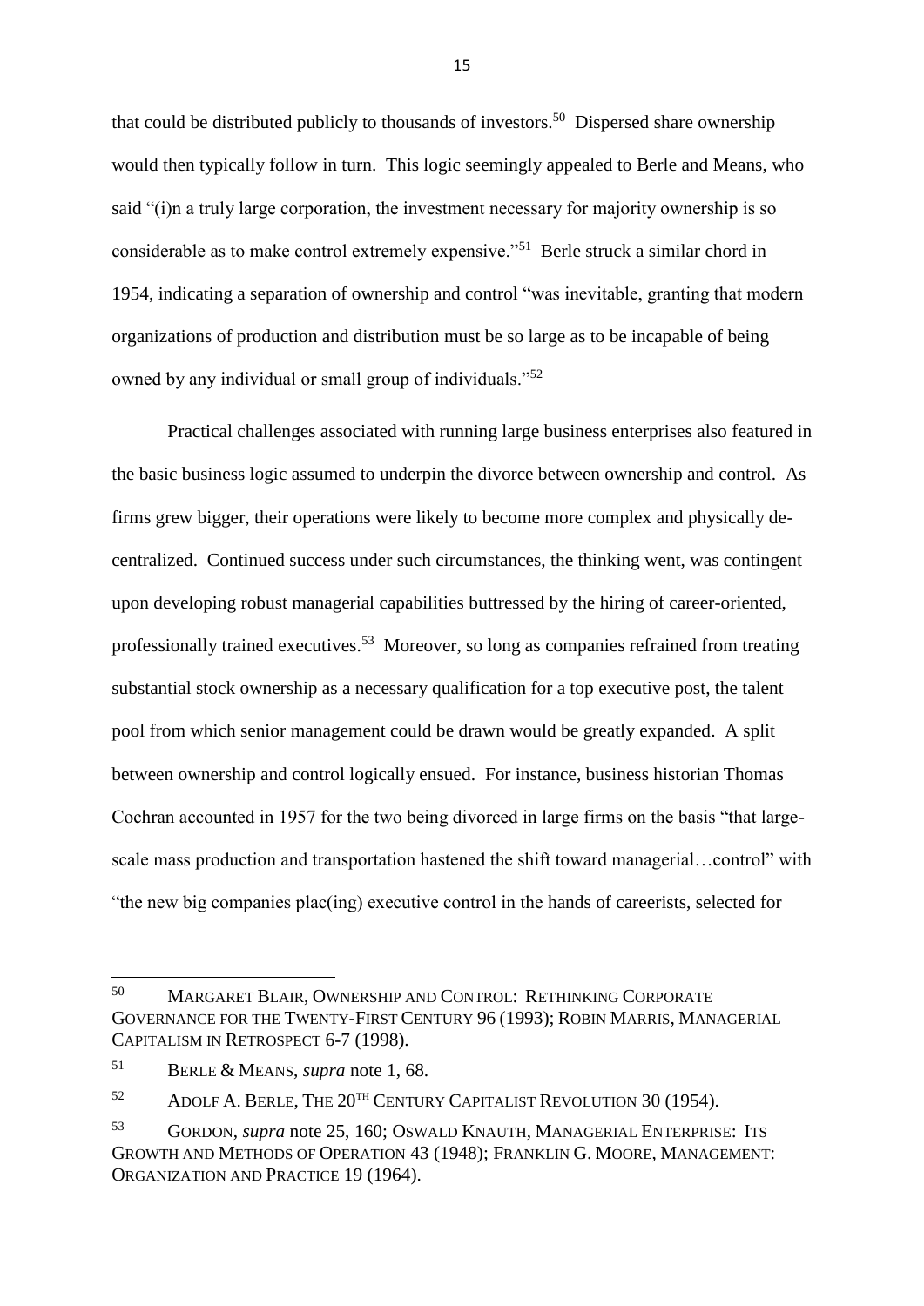that could be distributed publicly to thousands of investors.[50] Dispersed share ownership would then typically follow in turn. This logic seemingly appealed to Berle and Means, who said "(i)n a truly large corporation, the investment necessary for majority ownership is so considerable as to make control extremely expensive."[51] Berle struck a similar chord in 1954, indicating a separation of ownership and control "was inevitable, granting that modern organizations of production and distribution must be so large as to be incapable of being owned by any individual or small group of individuals."[52]

Practical challenges associated with running large business enterprises also featured in the basic business logic assumed to underpin the divorce between ownership and control. As firms grew bigger, their operations were likely to become more complex and physically de-centralized. Continued success under such circumstances, the thinking went, was contingent upon developing robust managerial capabilities buttressed by the hiring of career-oriented, professionally trained executives.[53] Moreover, so long as companies refrained from treating substantial stock ownership as a necessary qualification for a top executive post, the talent pool from which senior management could be drawn would be greatly expanded. A split between ownership and control logically ensued. For instance, business historian Thomas Cochran accounted in 1957 for the two being divorced in large firms on the basis "that large-scale mass production and transportation hastened the shift toward managerial…control" with "the new big companies plac(ing) executive control in the hands of careerists, selected for

---

[50] MARGARET BLAIR, OWNERSHIP AND CONTROL: RETHINKING CORPORATE GOVERNANCE FOR THE TWENTY-FIRST CENTURY 96 (1993); ROBIN MARRIS, MANAGERIAL CAPITALISM IN RETROSPECT 6-7 (1998).

[51] BERLE & MEANS, *supra* note 1, 68.

[52] ADOLF A. BERLE, THE 20TH CENTURY CAPITALIST REVOLUTION 30 (1954).

[53] GORDON, *supra* note 25, 160; OSWALD KNAUTH, MANAGERIAL ENTERPRISE: ITS GROWTH AND METHODS OF OPERATION 43 (1948); FRANKLIN G. MOORE, MANAGEMENT: ORGANIZATION AND PRACTICE 19 (1964).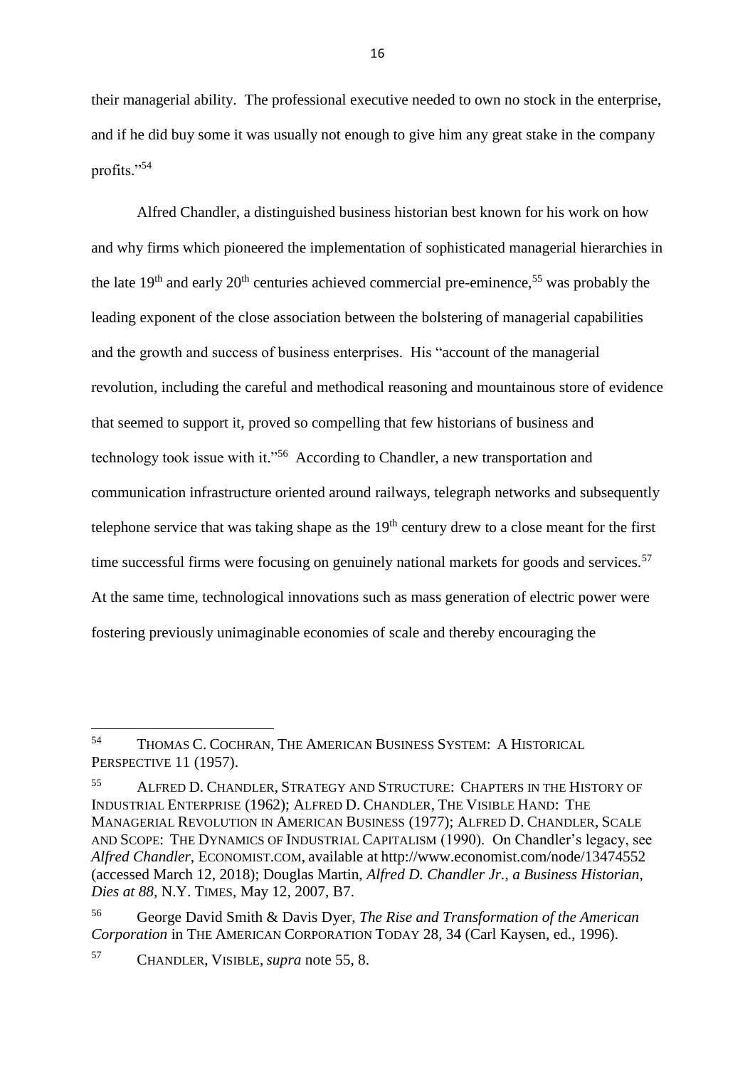their managerial ability. The professional executive needed to own no stock in the enterprise, and if he did buy some it was usually not enough to give him any great stake in the company profits."[54]

Alfred Chandler, a distinguished business historian best known for his work on how and why firms which pioneered the implementation of sophisticated managerial hierarchies in the late 19th and early 20th centuries achieved commercial pre-eminence,[55] was probably the leading exponent of the close association between the bolstering of managerial capabilities and the growth and success of business enterprises. His "account of the managerial revolution, including the careful and methodical reasoning and mountainous store of evidence that seemed to support it, proved so compelling that few historians of business and technology took issue with it."[56] According to Chandler, a new transportation and communication infrastructure oriented around railways, telegraph networks and subsequently telephone service that was taking shape as the 19th century drew to a close meant for the first time successful firms were focusing on genuinely national markets for goods and services.[57] At the same time, technological innovations such as mass generation of electric power were fostering previously unimaginable economies of scale and thereby encouraging the

---

[54] THOMAS C. COCHRAN, THE AMERICAN BUSINESS SYSTEM: A HISTORICAL PERSPECTIVE 11 (1957).

[55] ALFRED D. CHANDLER, STRATEGY AND STRUCTURE: CHAPTERS IN THE HISTORY OF INDUSTRIAL ENTERPRISE (1962); ALFRED D. CHANDLER, THE VISIBLE HAND: THE MANAGERIAL REVOLUTION IN AMERICAN BUSINESS (1977); ALFRED D. CHANDLER, SCALE AND SCOPE: THE DYNAMICS OF INDUSTRIAL CAPITALISM (1990). On Chandler's legacy, see *Alfred Chandler*, ECONOMIST.COM, available at http://www.economist.com/node/13474552 (accessed March 12, 2018); Douglas Martin, *Alfred D. Chandler Jr., a Business Historian, Dies at 88*, N.Y. TIMES, May 12, 2007, B7.

[56] George David Smith & Davis Dyer, *The Rise and Transformation of the American Corporation* in THE AMERICAN CORPORATION TODAY 28, 34 (Carl Kaysen, ed., 1996).

[57] CHANDLER, VISIBLE, *supra* note 55, 8.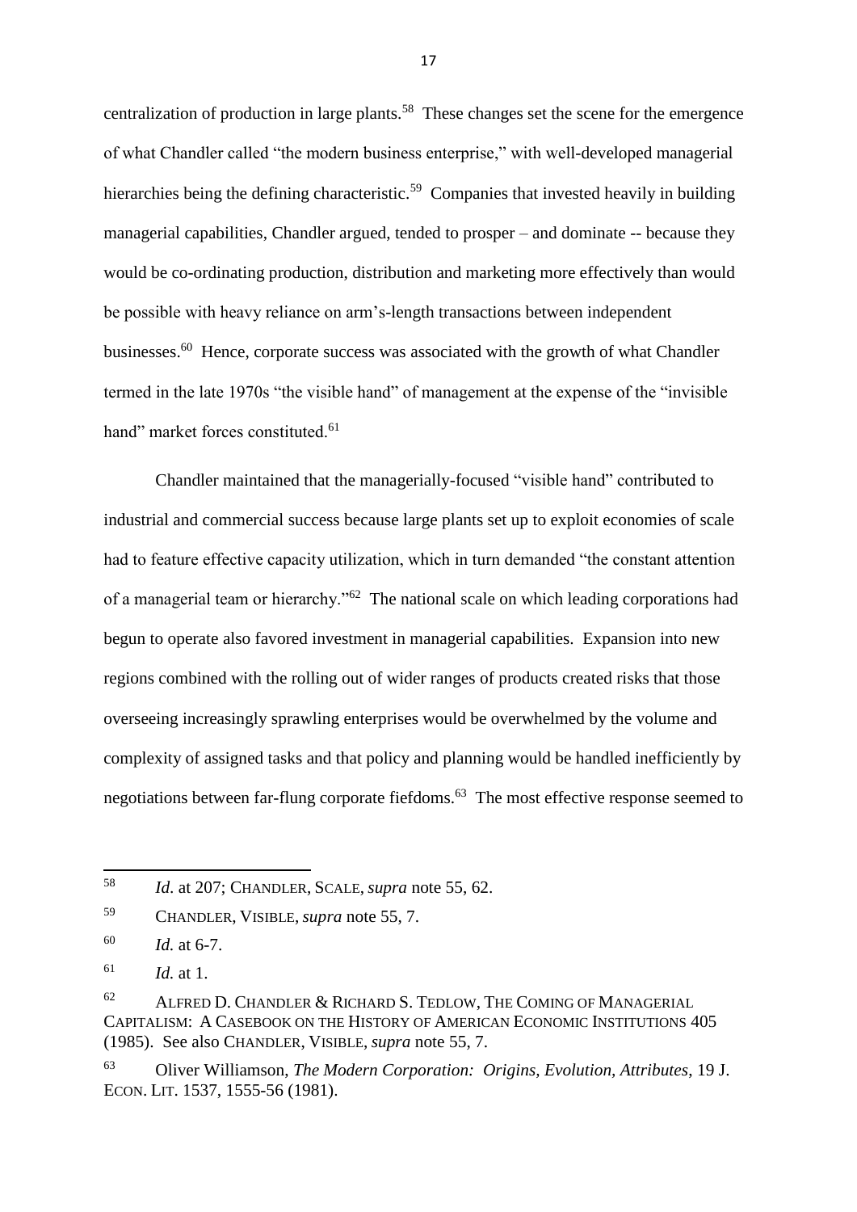centralization of production in large plants.[58] These changes set the scene for the emergence of what Chandler called "the modern business enterprise," with well-developed managerial hierarchies being the defining characteristic.[59] Companies that invested heavily in building managerial capabilities, Chandler argued, tended to prosper – and dominate -- because they would be co-ordinating production, distribution and marketing more effectively than would be possible with heavy reliance on arm's-length transactions between independent businesses.[60] Hence, corporate success was associated with the growth of what Chandler termed in the late 1970s "the visible hand" of management at the expense of the "invisible hand" market forces constituted.[61]

Chandler maintained that the managerially-focused "visible hand" contributed to industrial and commercial success because large plants set up to exploit economies of scale had to feature effective capacity utilization, which in turn demanded "the constant attention of a managerial team or hierarchy."[62] The national scale on which leading corporations had begun to operate also favored investment in managerial capabilities. Expansion into new regions combined with the rolling out of wider ranges of products created risks that those overseeing increasingly sprawling enterprises would be overwhelmed by the volume and complexity of assigned tasks and that policy and planning would be handled inefficiently by negotiations between far-flung corporate fiefdoms.[63] The most effective response seemed to

---

[58] *Id.* at 207; CHANDLER, SCALE, *supra* note 55, 62.

[59] CHANDLER, VISIBLE, *supra* note 55, 7.

[60] *Id.* at 6-7.

[61] *Id.* at 1.

[62] ALFRED D. CHANDLER & RICHARD S. TEDLOW, THE COMING OF MANAGERIAL CAPITALISM: A CASEBOOK ON THE HISTORY OF AMERICAN ECONOMIC INSTITUTIONS 405 (1985). See also CHANDLER, VISIBLE, *supra* note 55, 7.

[63] Oliver Williamson, *The Modern Corporation: Origins, Evolution, Attributes*, 19 J. ECON. LIT. 1537, 1555-56 (1981).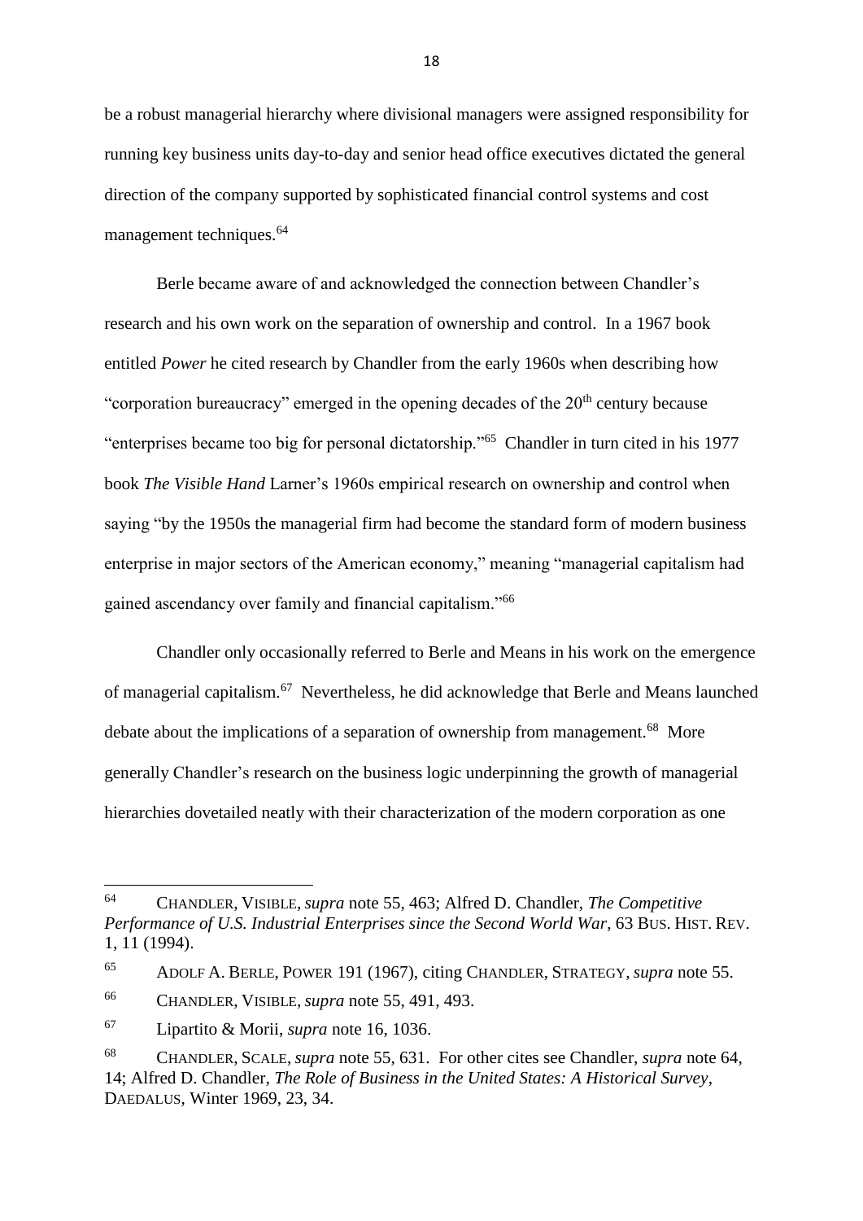be a robust managerial hierarchy where divisional managers were assigned responsibility for running key business units day-to-day and senior head office executives dictated the general direction of the company supported by sophisticated financial control systems and cost management techniques.[64]

Berle became aware of and acknowledged the connection between Chandler's research and his own work on the separation of ownership and control. In a 1967 book entitled *Power* he cited research by Chandler from the early 1960s when describing how "corporation bureaucracy" emerged in the opening decades of the 20th century because "enterprises became too big for personal dictatorship."[65] Chandler in turn cited in his 1977 book *The Visible Hand* Larner's 1960s empirical research on ownership and control when saying "by the 1950s the managerial firm had become the standard form of modern business enterprise in major sectors of the American economy," meaning "managerial capitalism had gained ascendancy over family and financial capitalism."[66]

Chandler only occasionally referred to Berle and Means in his work on the emergence of managerial capitalism.[67] Nevertheless, he did acknowledge that Berle and Means launched debate about the implications of a separation of ownership from management.[68] More generally Chandler's research on the business logic underpinning the growth of managerial hierarchies dovetailed neatly with their characterization of the modern corporation as one

---

[64] CHANDLER, VISIBLE, *supra* note 55, 463; Alfred D. Chandler, *The Competitive Performance of U.S. Industrial Enterprises since the Second World War*, 63 BUS. HIST. REV. 1, 11 (1994).

[65] ADOLF A. BERLE, POWER 191 (1967), citing CHANDLER, STRATEGY, *supra* note 55.

[66] CHANDLER, VISIBLE, *supra* note 55, 491, 493.

[67] Lipartito & Morii, *supra* note 16, 1036.

[68] CHANDLER, SCALE, *supra* note 55, 631. For other cites see Chandler, *supra* note 64, 14; Alfred D. Chandler, *The Role of Business in the United States: A Historical Survey*, DAEDALUS, Winter 1969, 23, 34.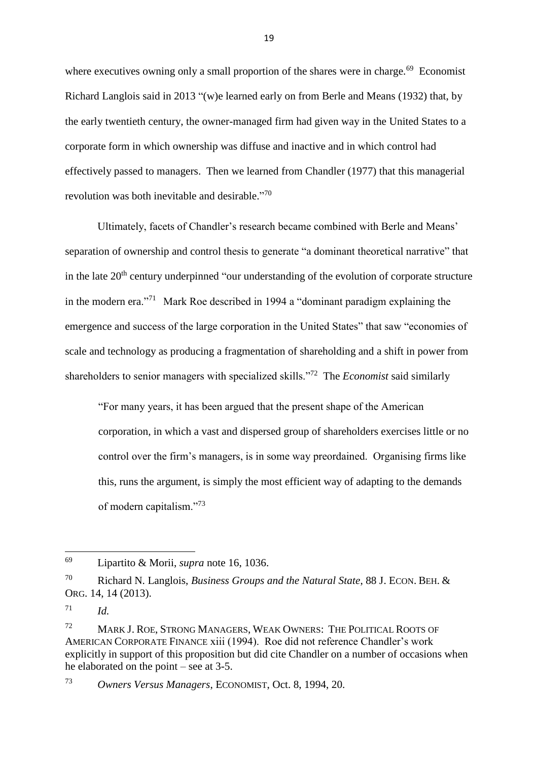where executives owning only a small proportion of the shares were in charge.[69] Economist Richard Langlois said in 2013 "(w)e learned early on from Berle and Means (1932) that, by the early twentieth century, the owner-managed firm had given way in the United States to a corporate form in which ownership was diffuse and inactive and in which control had effectively passed to managers. Then we learned from Chandler (1977) that this managerial revolution was both inevitable and desirable."[70]

Ultimately, facets of Chandler's research became combined with Berle and Means' separation of ownership and control thesis to generate "a dominant theoretical narrative" that in the late 20th century underpinned "our understanding of the evolution of corporate structure in the modern era."[71] Mark Roe described in 1994 a "dominant paradigm explaining the emergence and success of the large corporation in the United States" that saw "economies of scale and technology as producing a fragmentation of shareholding and a shift in power from shareholders to senior managers with specialized skills."[72] The *Economist* said similarly

> "For many years, it has been argued that the present shape of the American corporation, in which a vast and dispersed group of shareholders exercises little or no control over the firm's managers, is in some way preordained. Organising firms like this, runs the argument, is simply the most efficient way of adapting to the demands of modern capitalism."[73]

---

[69] Lipartito & Morii, *supra* note 16, 1036.

[70] Richard N. Langlois, *Business Groups and the Natural State*, 88 J. ECON. BEH. & ORG. 14, 14 (2013).

[71] *Id.*

[72] MARK J. ROE, STRONG MANAGERS, WEAK OWNERS: THE POLITICAL ROOTS OF AMERICAN CORPORATE FINANCE xiii (1994). Roe did not reference Chandler's work explicitly in support of this proposition but did cite Chandler on a number of occasions when he elaborated on the point – see at 3-5.

[73] *Owners Versus Managers*, ECONOMIST, Oct. 8, 1994, 20.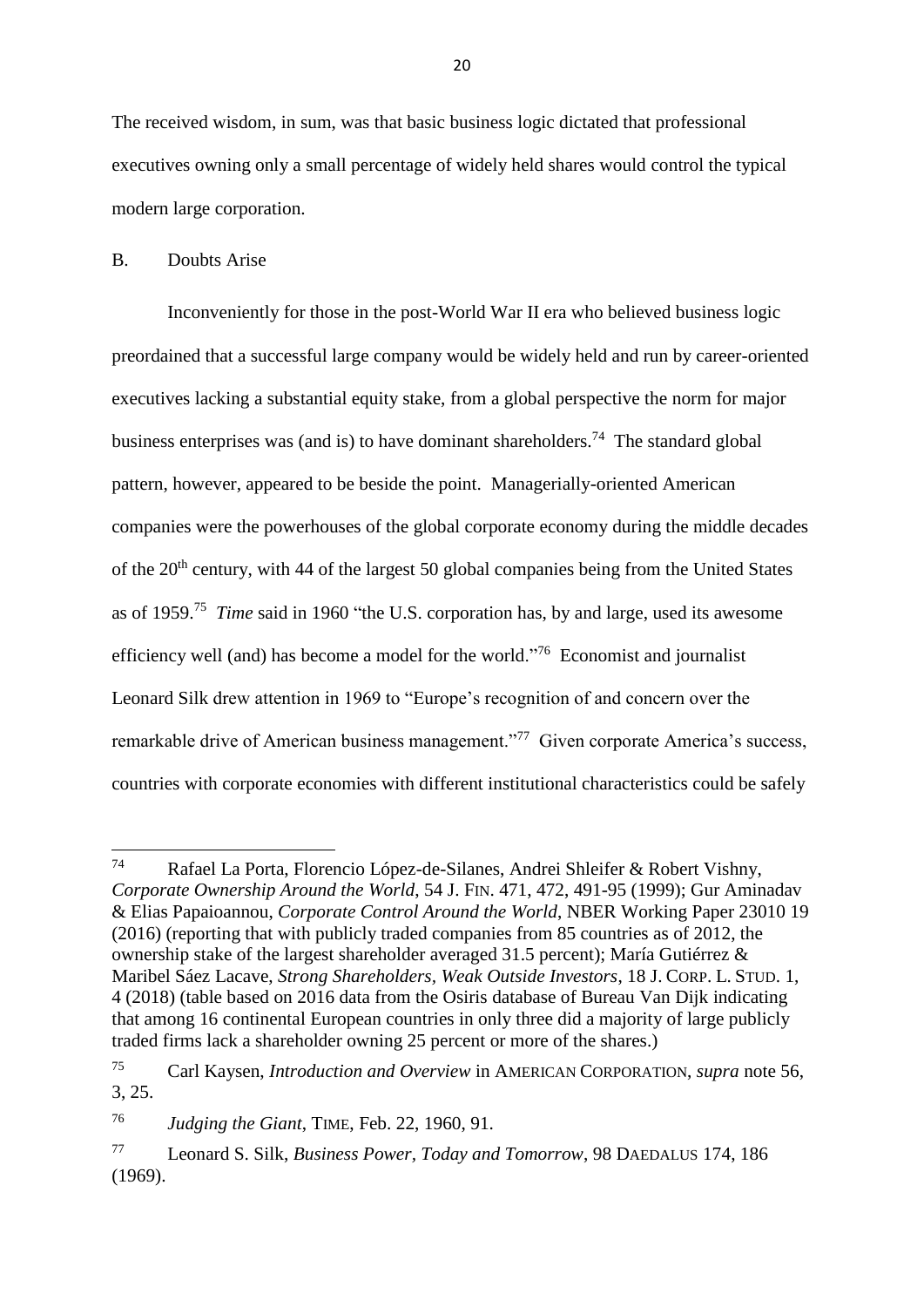The received wisdom, in sum, was that basic business logic dictated that professional executives owning only a small percentage of widely held shares would control the typical modern large corporation.

B. Doubts Arise

Inconveniently for those in the post-World War II era who believed business logic preordained that a successful large company would be widely held and run by career-oriented executives lacking a substantial equity stake, from a global perspective the norm for major business enterprises was (and is) to have dominant shareholders.[74] The standard global pattern, however, appeared to be beside the point. Managerially-oriented American companies were the powerhouses of the global corporate economy during the middle decades of the 20th century, with 44 of the largest 50 global companies being from the United States as of 1959.[75] *Time* said in 1960 "the U.S. corporation has, by and large, used its awesome efficiency well (and) has become a model for the world."[76] Economist and journalist Leonard Silk drew attention in 1969 to "Europe's recognition of and concern over the remarkable drive of American business management."[77] Given corporate America's success, countries with corporate economies with different institutional characteristics could be safely

---

[74] Rafael La Porta, Florencio López-de-Silanes, Andrei Shleifer & Robert Vishny, *Corporate Ownership Around the World*, 54 J. FIN. 471, 472, 491-95 (1999); Gur Aminadav & Elias Papaioannou, *Corporate Control Around the World*, NBER Working Paper 23010 19 (2016) (reporting that with publicly traded companies from 85 countries as of 2012, the ownership stake of the largest shareholder averaged 31.5 percent); María Gutiérrez & Maribel Sáez Lacave, *Strong Shareholders, Weak Outside Investors*, 18 J. CORP. L. STUD. 1, 4 (2018) (table based on 2016 data from the Osiris database of Bureau Van Dijk indicating that among 16 continental European countries in only three did a majority of large publicly traded firms lack a shareholder owning 25 percent or more of the shares.)

[75] Carl Kaysen, *Introduction and Overview* in AMERICAN CORPORATION, *supra* note 56, 3, 25.

[76] *Judging the Giant*, TIME, Feb. 22, 1960, 91.

[77] Leonard S. Silk, *Business Power, Today and Tomorrow*, 98 DAEDALUS 174, 186 (1969).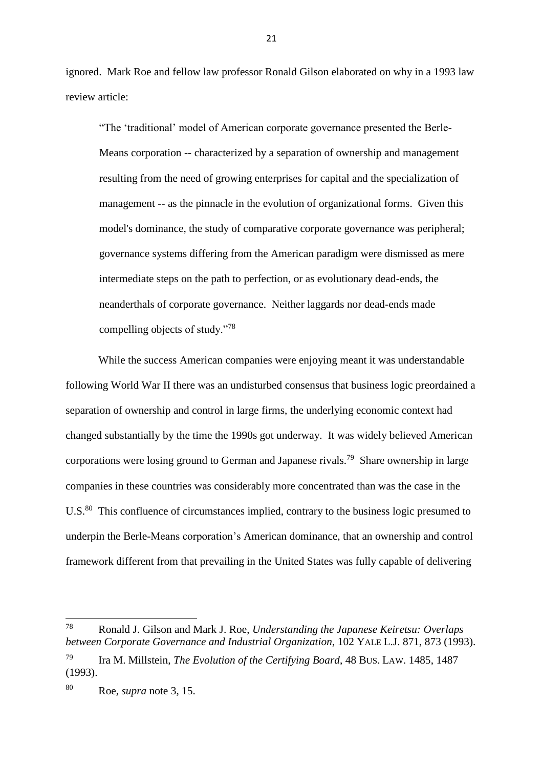ignored. Mark Roe and fellow law professor Ronald Gilson elaborated on why in a 1993 law review article:

> "The 'traditional' model of American corporate governance presented the Berle-Means corporation -- characterized by a separation of ownership and management resulting from the need of growing enterprises for capital and the specialization of management -- as the pinnacle in the evolution of organizational forms. Given this model's dominance, the study of comparative corporate governance was peripheral; governance systems differing from the American paradigm were dismissed as mere intermediate steps on the path to perfection, or as evolutionary dead-ends, the neanderthals of corporate governance. Neither laggards nor dead-ends made compelling objects of study."[78]

While the success American companies were enjoying meant it was understandable following World War II there was an undisturbed consensus that business logic preordained a separation of ownership and control in large firms, the underlying economic context had changed substantially by the time the 1990s got underway. It was widely believed American corporations were losing ground to German and Japanese rivals.[79] Share ownership in large companies in these countries was considerably more concentrated than was the case in the U.S.[80] This confluence of circumstances implied, contrary to the business logic presumed to underpin the Berle-Means corporation's American dominance, that an ownership and control framework different from that prevailing in the United States was fully capable of delivering

---

[78] Ronald J. Gilson and Mark J. Roe, *Understanding the Japanese Keiretsu: Overlaps between Corporate Governance and Industrial Organization*, 102 YALE L.J. 871, 873 (1993).

[79] Ira M. Millstein, *The Evolution of the Certifying Board*, 48 BUS. LAW. 1485, 1487 (1993).

[80] Roe, *supra* note 3, 15.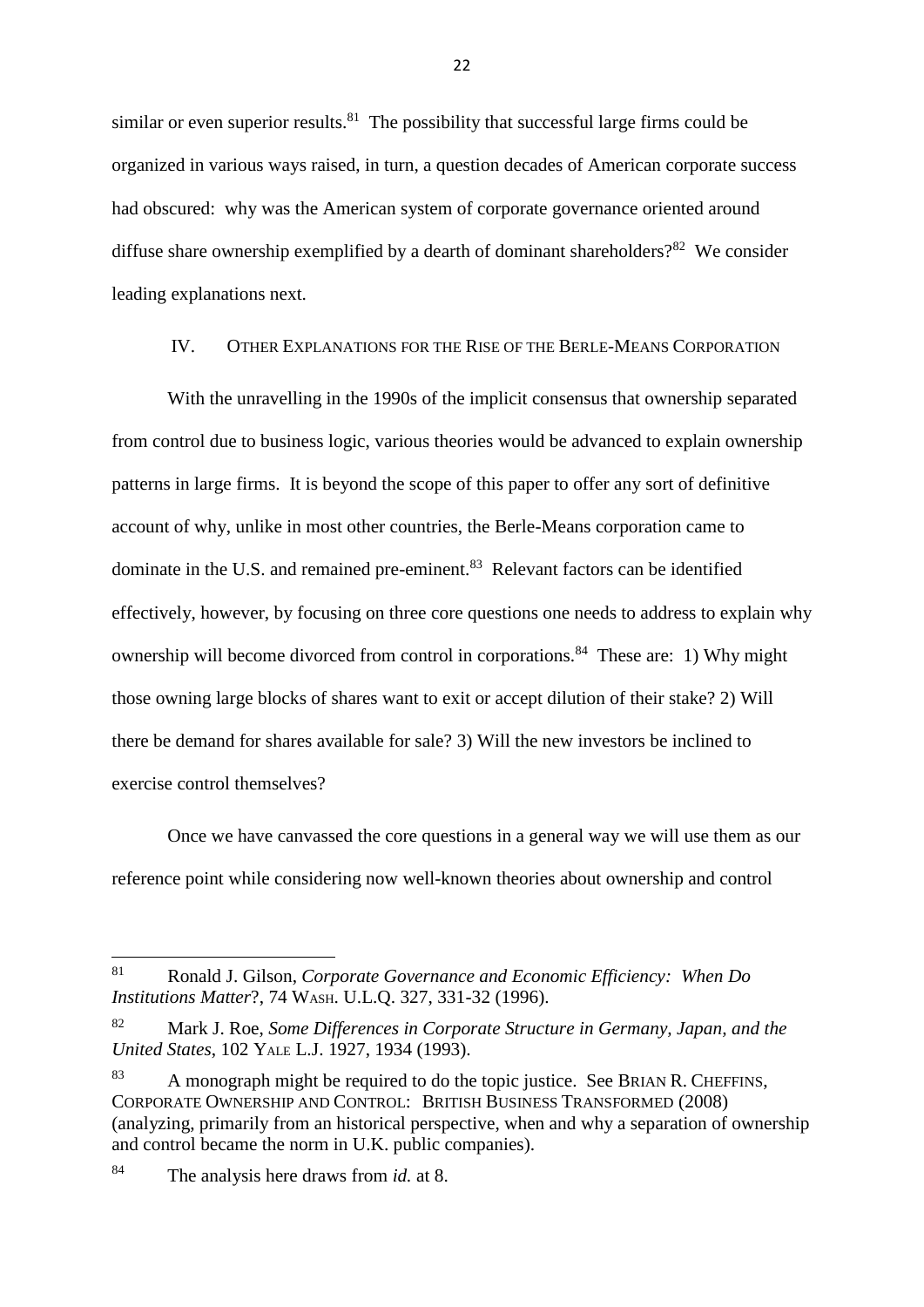similar or even superior results.[81] The possibility that successful large firms could be organized in various ways raised, in turn, a question decades of American corporate success had obscured: why was the American system of corporate governance oriented around diffuse share ownership exemplified by a dearth of dominant shareholders?[82] We consider leading explanations next.

## IV. OTHER EXPLANATIONS FOR THE RISE OF THE BERLE-MEANS CORPORATION

With the unravelling in the 1990s of the implicit consensus that ownership separated from control due to business logic, various theories would be advanced to explain ownership patterns in large firms. It is beyond the scope of this paper to offer any sort of definitive account of why, unlike in most other countries, the Berle-Means corporation came to dominate in the U.S. and remained pre-eminent.[83] Relevant factors can be identified effectively, however, by focusing on three core questions one needs to address to explain why ownership will become divorced from control in corporations.[84] These are: 1) Why might those owning large blocks of shares want to exit or accept dilution of their stake? 2) Will there be demand for shares available for sale? 3) Will the new investors be inclined to exercise control themselves?

Once we have canvassed the core questions in a general way we will use them as our reference point while considering now well-known theories about ownership and control

---

[81] Ronald J. Gilson, *Corporate Governance and Economic Efficiency: When Do Institutions Matter*?, 74 WASH. U.L.Q. 327, 331-32 (1996).

[82] Mark J. Roe, *Some Differences in Corporate Structure in Germany, Japan, and the United States*, 102 YALE L.J. 1927, 1934 (1993).

[83] A monograph might be required to do the topic justice. See BRIAN R. CHEFFINS, CORPORATE OWNERSHIP AND CONTROL: BRITISH BUSINESS TRANSFORMED (2008) (analyzing, primarily from an historical perspective, when and why a separation of ownership and control became the norm in U.K. public companies).

[84] The analysis here draws from *id.* at 8.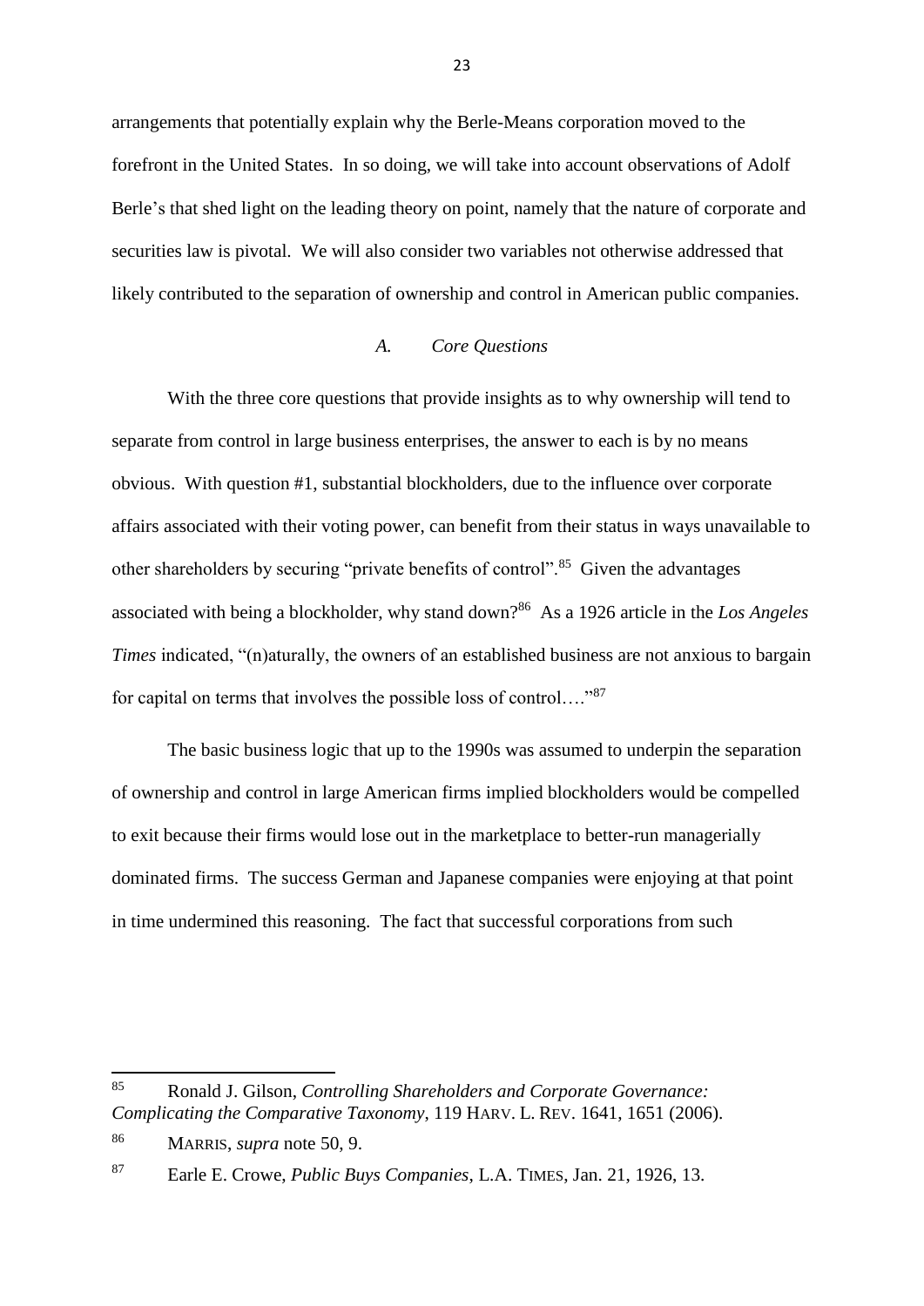arrangements that potentially explain why the Berle-Means corporation moved to the forefront in the United States. In so doing, we will take into account observations of Adolf Berle's that shed light on the leading theory on point, namely that the nature of corporate and securities law is pivotal. We will also consider two variables not otherwise addressed that likely contributed to the separation of ownership and control in American public companies.

### *A. Core Questions*

With the three core questions that provide insights as to why ownership will tend to separate from control in large business enterprises, the answer to each is by no means obvious. With question #1, substantial blockholders, due to the influence over corporate affairs associated with their voting power, can benefit from their status in ways unavailable to other shareholders by securing "private benefits of control".[85] Given the advantages associated with being a blockholder, why stand down?[86] As a 1926 article in the *Los Angeles Times* indicated, "(n)aturally, the owners of an established business are not anxious to bargain for capital on terms that involves the possible loss of control…."[87]

The basic business logic that up to the 1990s was assumed to underpin the separation of ownership and control in large American firms implied blockholders would be compelled to exit because their firms would lose out in the marketplace to better-run managerially dominated firms. The success German and Japanese companies were enjoying at that point in time undermined this reasoning. The fact that successful corporations from such

---

[85] Ronald J. Gilson, *Controlling Shareholders and Corporate Governance: Complicating the Comparative Taxonomy*, 119 HARV. L. REV. 1641, 1651 (2006).

[86] MARRIS, *supra* note 50, 9.

[87] Earle E. Crowe, *Public Buys Companies*, L.A. TIMES, Jan. 21, 1926, 13.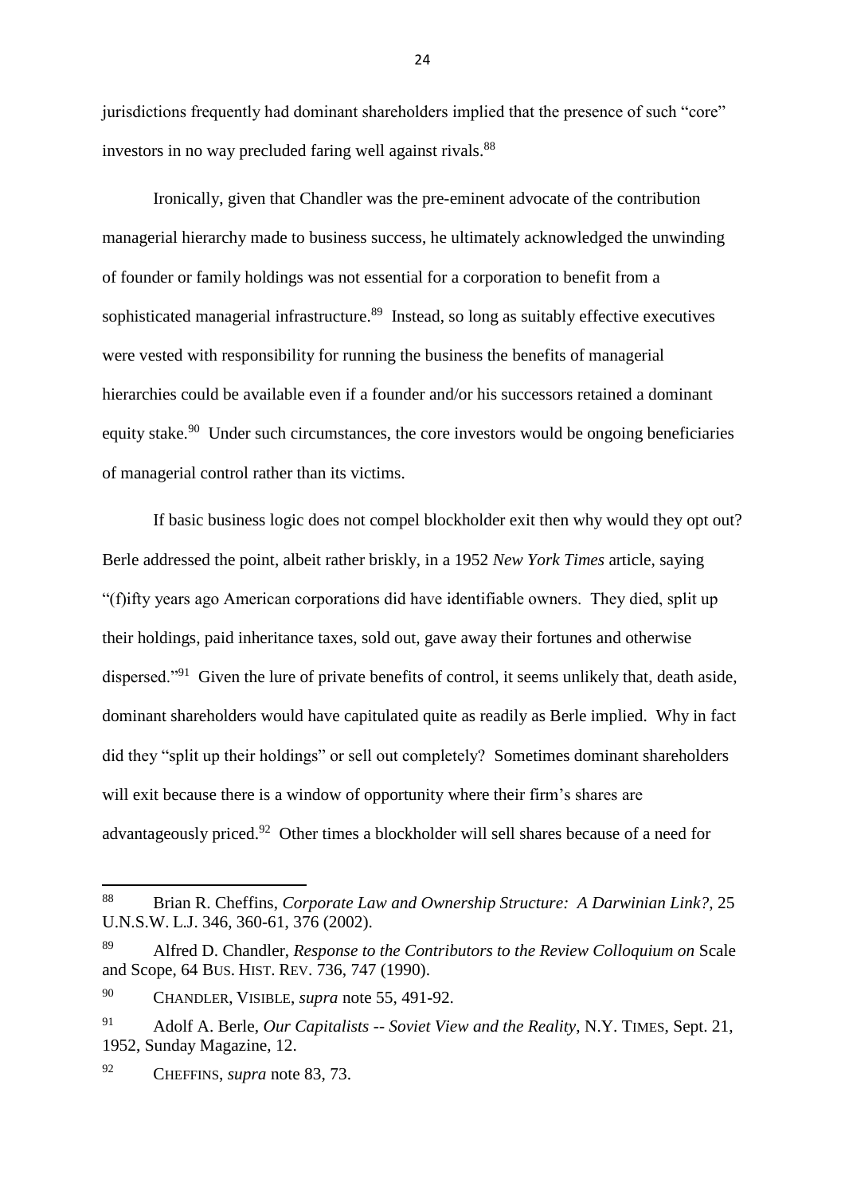jurisdictions frequently had dominant shareholders implied that the presence of such "core" investors in no way precluded faring well against rivals.[88]

Ironically, given that Chandler was the pre-eminent advocate of the contribution managerial hierarchy made to business success, he ultimately acknowledged the unwinding of founder or family holdings was not essential for a corporation to benefit from a sophisticated managerial infrastructure.[89] Instead, so long as suitably effective executives were vested with responsibility for running the business the benefits of managerial hierarchies could be available even if a founder and/or his successors retained a dominant equity stake.[90] Under such circumstances, the core investors would be ongoing beneficiaries of managerial control rather than its victims.

If basic business logic does not compel blockholder exit then why would they opt out? Berle addressed the point, albeit rather briskly, in a 1952 *New York Times* article, saying "(f)ifty years ago American corporations did have identifiable owners. They died, split up their holdings, paid inheritance taxes, sold out, gave away their fortunes and otherwise dispersed."[91] Given the lure of private benefits of control, it seems unlikely that, death aside, dominant shareholders would have capitulated quite as readily as Berle implied. Why in fact did they "split up their holdings" or sell out completely? Sometimes dominant shareholders will exit because there is a window of opportunity where their firm's shares are advantageously priced.[92] Other times a blockholder will sell shares because of a need for

---

[88] Brian R. Cheffins, *Corporate Law and Ownership Structure: A Darwinian Link?*, 25 U.N.S.W. L.J. 346, 360-61, 376 (2002).

[89] Alfred D. Chandler, *Response to the Contributors to the Review Colloquium on* Scale and Scope, 64 BUS. HIST. REV. 736, 747 (1990).

[90] CHANDLER, VISIBLE, *supra* note 55, 491-92.

[91] Adolf A. Berle, *Our Capitalists -- Soviet View and the Reality*, N.Y. TIMES, Sept. 21, 1952, Sunday Magazine, 12.

[92] CHEFFINS, *supra* note 83, 73.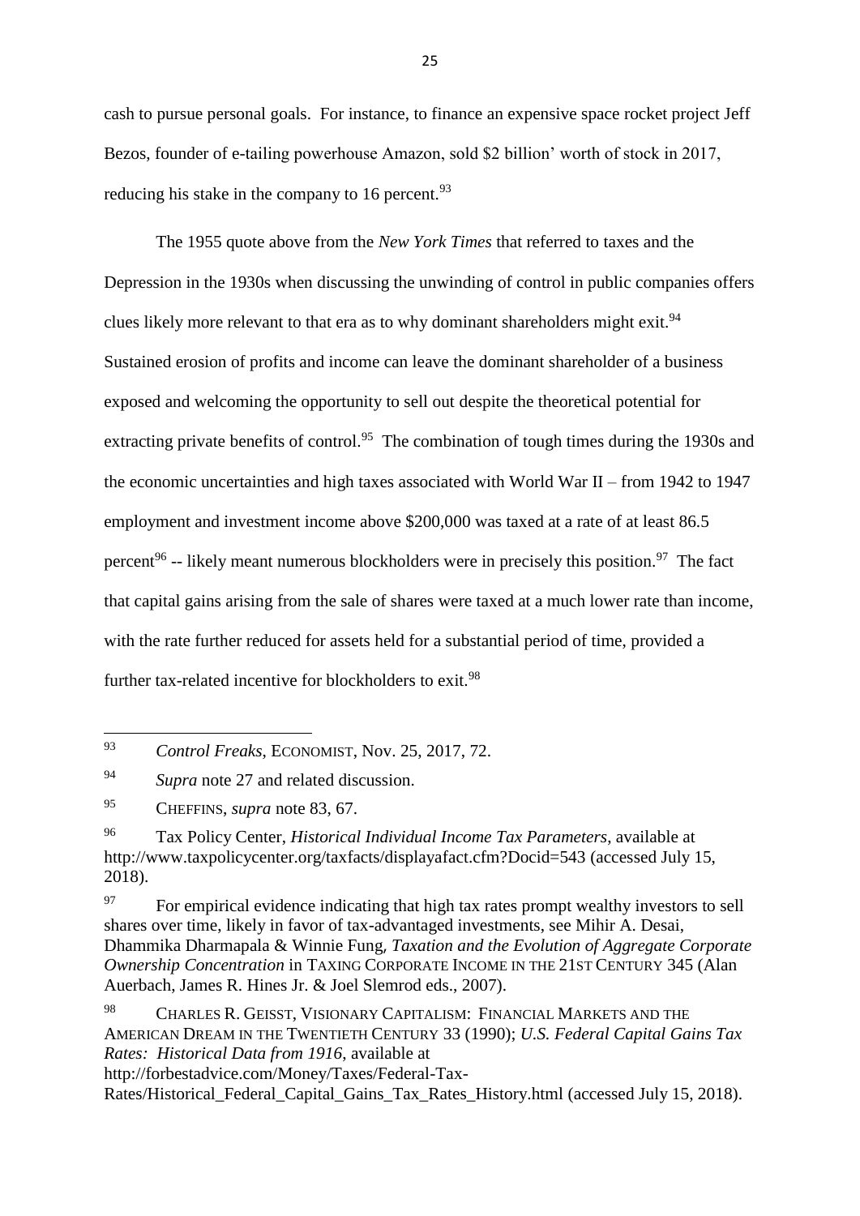cash to pursue personal goals. For instance, to finance an expensive space rocket project Jeff Bezos, founder of e-tailing powerhouse Amazon, sold $2 billion' worth of stock in 2017, reducing his stake in the company to 16 percent.[93]

The 1955 quote above from the *New York Times* that referred to taxes and the Depression in the 1930s when discussing the unwinding of control in public companies offers clues likely more relevant to that era as to why dominant shareholders might exit.[94] Sustained erosion of profits and income can leave the dominant shareholder of a business exposed and welcoming the opportunity to sell out despite the theoretical potential for extracting private benefits of control.[95] The combination of tough times during the 1930s and the economic uncertainties and high taxes associated with World War II – from 1942 to 1947 employment and investment income above $200,000 was taxed at a rate of at least 86.5 percent[96] -- likely meant numerous blockholders were in precisely this position.[97] The fact that capital gains arising from the sale of shares were taxed at a much lower rate than income, with the rate further reduced for assets held for a substantial period of time, provided a further tax-related incentive for blockholders to exit.[98]

---

[93] *Control Freaks*, ECONOMIST, Nov. 25, 2017, 72.

[94] *Supra* note 27 and related discussion.

[95] CHEFFINS, *supra* note 83, 67.

[96] Tax Policy Center, *Historical Individual Income Tax Parameters*, available at http://www.taxpolicycenter.org/taxfacts/displayafact.cfm?Docid=543 (accessed July 15, 2018).

[97] For empirical evidence indicating that high tax rates prompt wealthy investors to sell shares over time, likely in favor of tax-advantaged investments, see Mihir A. Desai, Dhammika Dharmapala & Winnie Fung*, Taxation and the Evolution of Aggregate Corporate Ownership Concentration* in TAXING CORPORATE INCOME IN THE 21ST CENTURY 345 (Alan Auerbach, James R. Hines Jr. & Joel Slemrod eds., 2007).

[98] CHARLES R. GEISST, VISIONARY CAPITALISM: FINANCIAL MARKETS AND THE AMERICAN DREAM IN THE TWENTIETH CENTURY 33 (1990); *U.S. Federal Capital Gains Tax Rates: Historical Data from 1916*, available at http://forbestadvice.com/Money/Taxes/Federal-Tax-Rates/Historical_Federal_Capital_Gains_Tax_Rates_History.html (accessed July 15, 2018).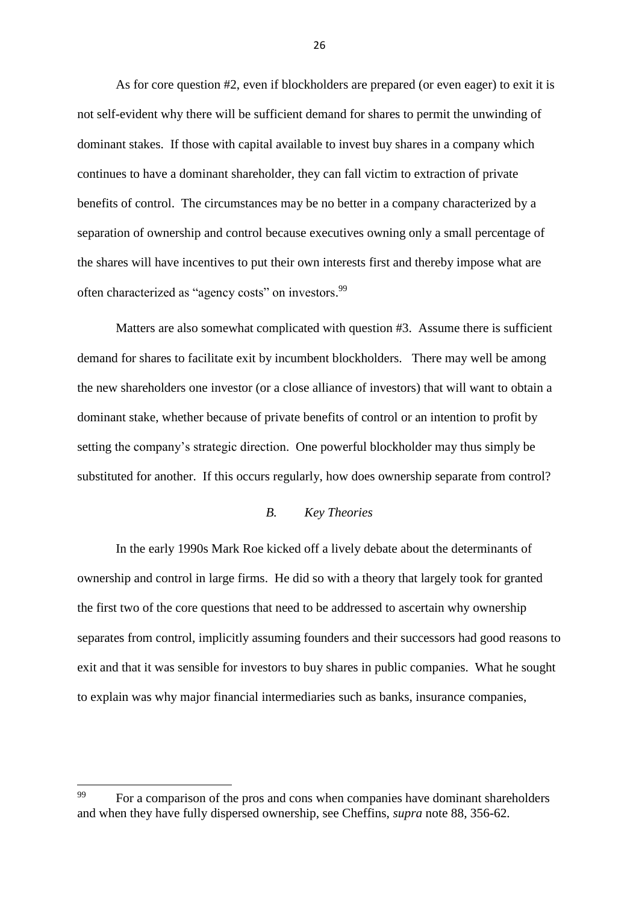As for core question #2, even if blockholders are prepared (or even eager) to exit it is not self-evident why there will be sufficient demand for shares to permit the unwinding of dominant stakes. If those with capital available to invest buy shares in a company which continues to have a dominant shareholder, they can fall victim to extraction of private benefits of control. The circumstances may be no better in a company characterized by a separation of ownership and control because executives owning only a small percentage of the shares will have incentives to put their own interests first and thereby impose what are often characterized as "agency costs" on investors.[99]

Matters are also somewhat complicated with question #3. Assume there is sufficient demand for shares to facilitate exit by incumbent blockholders. There may well be among the new shareholders one investor (or a close alliance of investors) that will want to obtain a dominant stake, whether because of private benefits of control or an intention to profit by setting the company's strategic direction. One powerful blockholder may thus simply be substituted for another. If this occurs regularly, how does ownership separate from control?

### *B. Key Theories*

In the early 1990s Mark Roe kicked off a lively debate about the determinants of ownership and control in large firms. He did so with a theory that largely took for granted the first two of the core questions that need to be addressed to ascertain why ownership separates from control, implicitly assuming founders and their successors had good reasons to exit and that it was sensible for investors to buy shares in public companies. What he sought to explain was why major financial intermediaries such as banks, insurance companies,

---

[99] For a comparison of the pros and cons when companies have dominant shareholders and when they have fully dispersed ownership, see Cheffins, *supra* note 88, 356-62.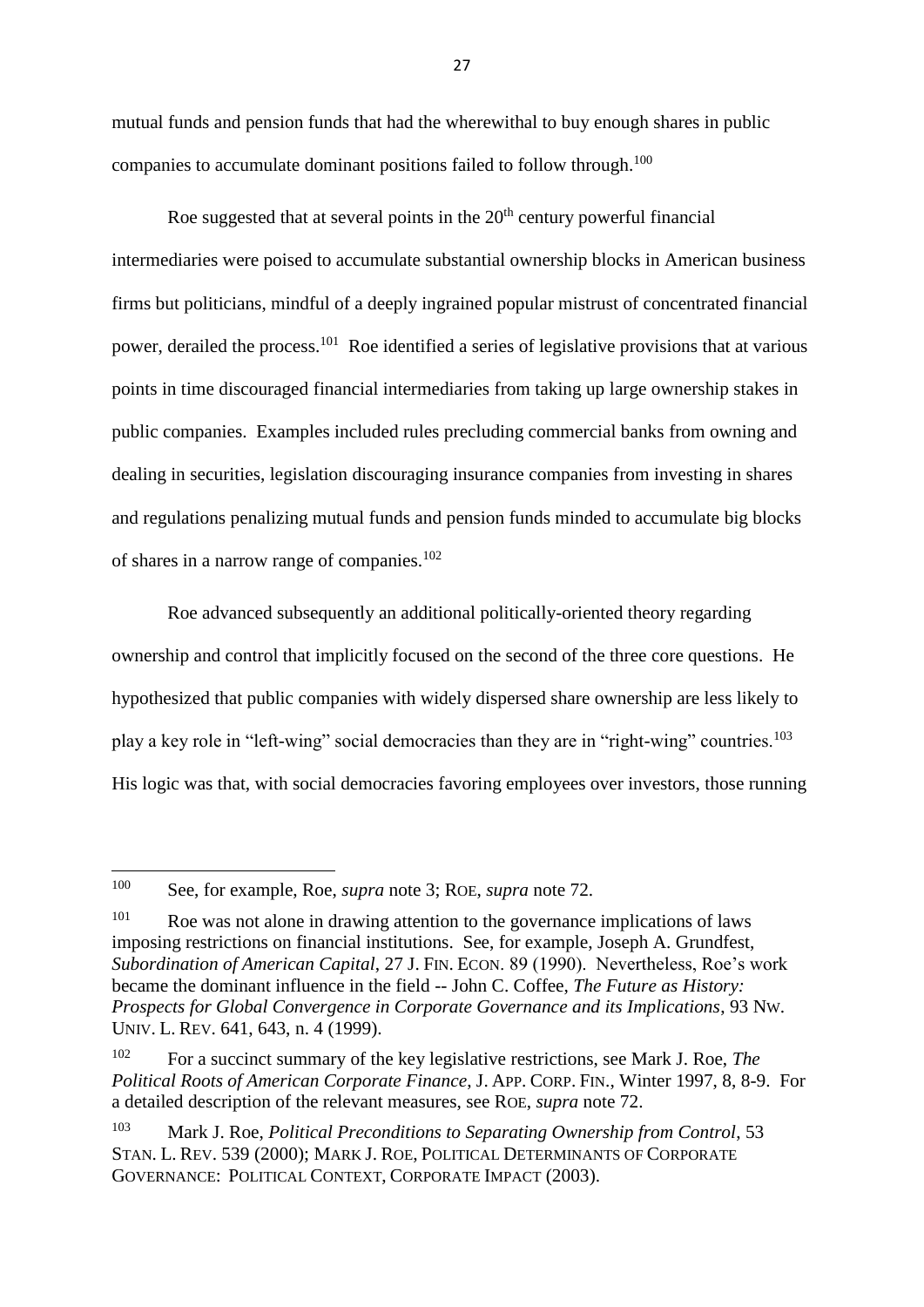mutual funds and pension funds that had the wherewithal to buy enough shares in public companies to accumulate dominant positions failed to follow through.[100]

Roe suggested that at several points in the 20th century powerful financial intermediaries were poised to accumulate substantial ownership blocks in American business firms but politicians, mindful of a deeply ingrained popular mistrust of concentrated financial power, derailed the process.[101] Roe identified a series of legislative provisions that at various points in time discouraged financial intermediaries from taking up large ownership stakes in public companies. Examples included rules precluding commercial banks from owning and dealing in securities, legislation discouraging insurance companies from investing in shares and regulations penalizing mutual funds and pension funds minded to accumulate big blocks of shares in a narrow range of companies.[102]

Roe advanced subsequently an additional politically-oriented theory regarding ownership and control that implicitly focused on the second of the three core questions. He hypothesized that public companies with widely dispersed share ownership are less likely to play a key role in "left-wing" social democracies than they are in "right-wing" countries.[103] His logic was that, with social democracies favoring employees over investors, those running

---

[100] See, for example, Roe, *supra* note 3; ROE, *supra* note 72.

[101] Roe was not alone in drawing attention to the governance implications of laws imposing restrictions on financial institutions. See, for example, Joseph A. Grundfest, *Subordination of American Capital*, 27 J. FIN. ECON. 89 (1990). Nevertheless, Roe's work became the dominant influence in the field -- John C. Coffee, *The Future as History: Prospects for Global Convergence in Corporate Governance and its Implications*, 93 NW. UNIV. L. REV. 641, 643, n. 4 (1999).

[102] For a succinct summary of the key legislative restrictions, see Mark J. Roe, *The Political Roots of American Corporate Finance*, J. APP. CORP. FIN., Winter 1997, 8, 8-9. For a detailed description of the relevant measures, see ROE, *supra* note 72.

[103] Mark J. Roe, *Political Preconditions to Separating Ownership from Control*, 53 STAN. L. REV. 539 (2000); MARK J. ROE, POLITICAL DETERMINANTS OF CORPORATE GOVERNANCE: POLITICAL CONTEXT, CORPORATE IMPACT (2003).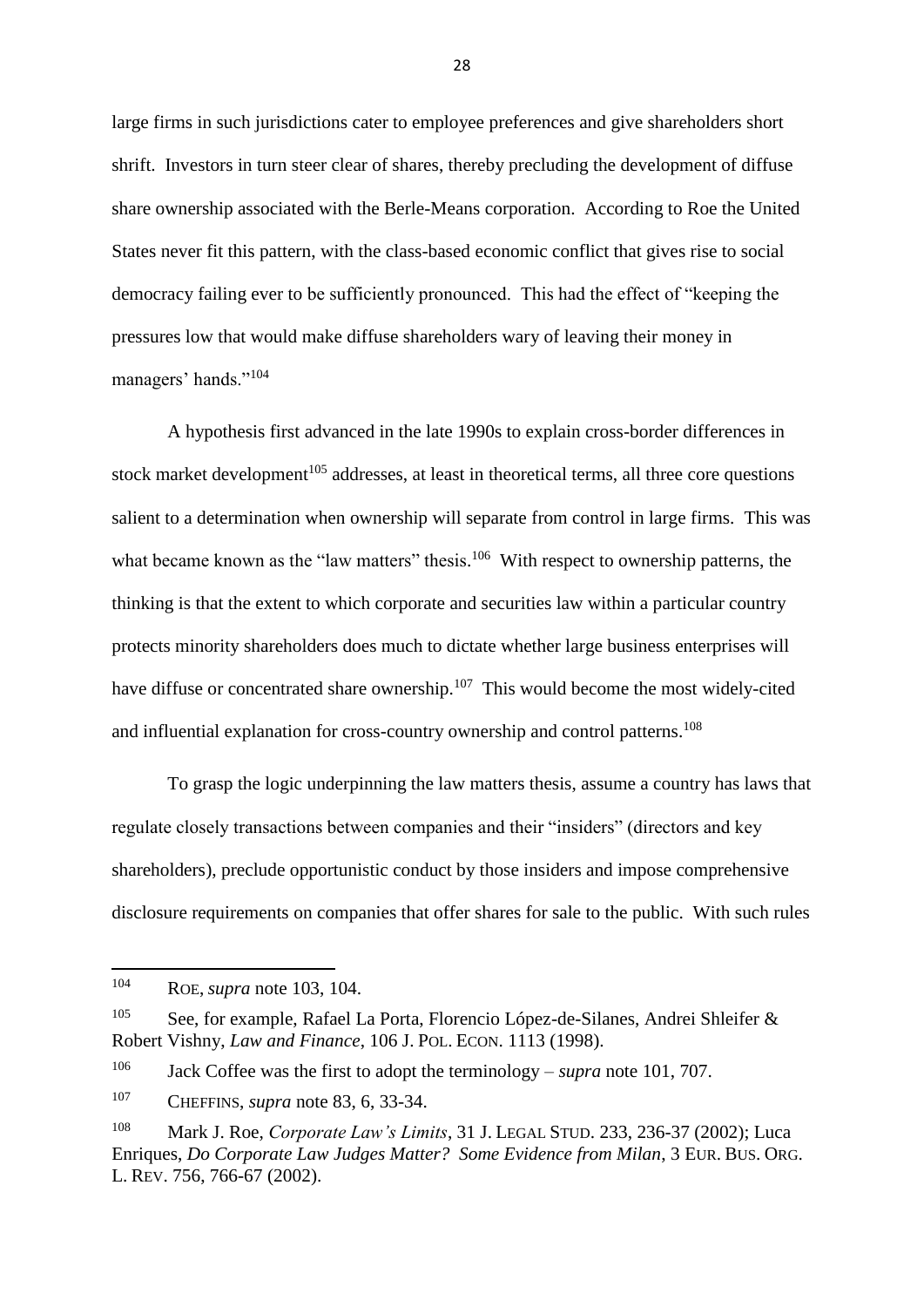large firms in such jurisdictions cater to employee preferences and give shareholders short shrift. Investors in turn steer clear of shares, thereby precluding the development of diffuse share ownership associated with the Berle-Means corporation. According to Roe the United States never fit this pattern, with the class-based economic conflict that gives rise to social democracy failing ever to be sufficiently pronounced. This had the effect of "keeping the pressures low that would make diffuse shareholders wary of leaving their money in managers' hands."[104]

A hypothesis first advanced in the late 1990s to explain cross-border differences in stock market development[105] addresses, at least in theoretical terms, all three core questions salient to a determination when ownership will separate from control in large firms. This was what became known as the "law matters" thesis.[106] With respect to ownership patterns, the thinking is that the extent to which corporate and securities law within a particular country protects minority shareholders does much to dictate whether large business enterprises will have diffuse or concentrated share ownership.[107] This would become the most widely-cited and influential explanation for cross-country ownership and control patterns.[108]

To grasp the logic underpinning the law matters thesis, assume a country has laws that regulate closely transactions between companies and their "insiders" (directors and key shareholders), preclude opportunistic conduct by those insiders and impose comprehensive disclosure requirements on companies that offer shares for sale to the public. With such rules

---

[104] ROE, *supra* note 103, 104.

[105] See, for example, Rafael La Porta, Florencio López-de-Silanes, Andrei Shleifer & Robert Vishny, *Law and Finance*, 106 J. POL. ECON. 1113 (1998).

[106] Jack Coffee was the first to adopt the terminology – *supra* note 101, 707.

[107] CHEFFINS, *supra* note 83, 6, 33-34.

[108] Mark J. Roe, *Corporate Law's Limits*, 31 J. LEGAL STUD. 233, 236-37 (2002); Luca Enriques, *Do Corporate Law Judges Matter? Some Evidence from Milan*, 3 EUR. BUS. ORG. L. REV. 756, 766-67 (2002).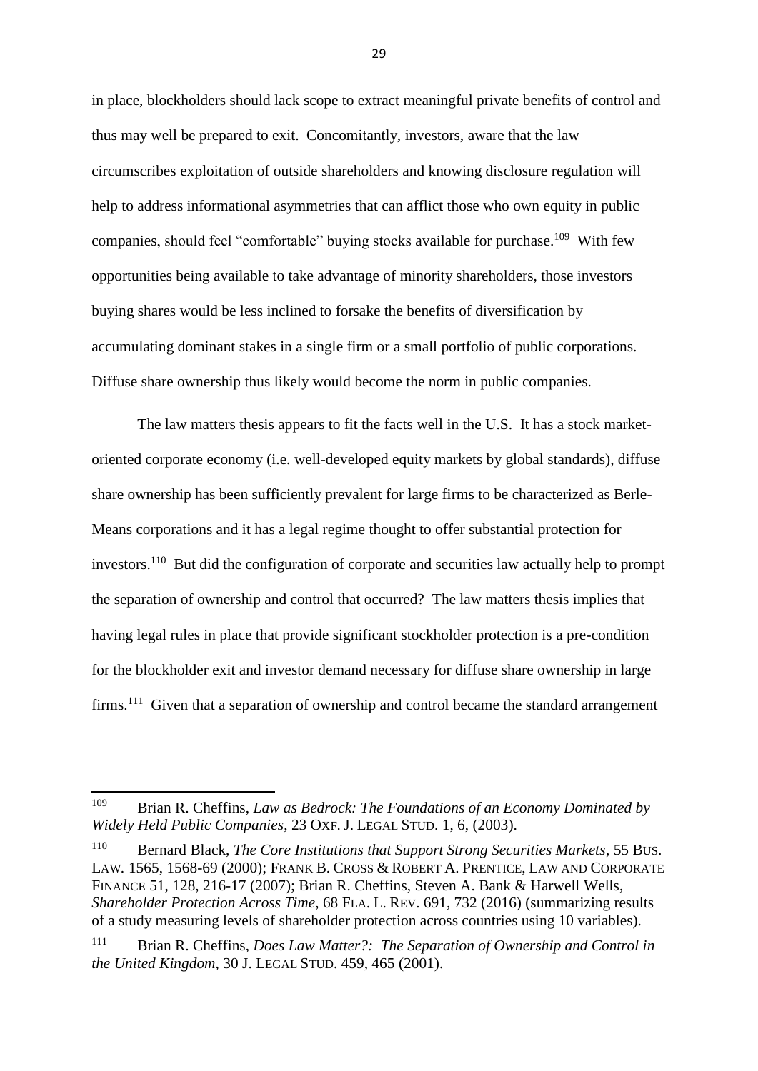in place, blockholders should lack scope to extract meaningful private benefits of control and thus may well be prepared to exit. Concomitantly, investors, aware that the law circumscribes exploitation of outside shareholders and knowing disclosure regulation will help to address informational asymmetries that can afflict those who own equity in public companies, should feel "comfortable" buying stocks available for purchase.[109] With few opportunities being available to take advantage of minority shareholders, those investors buying shares would be less inclined to forsake the benefits of diversification by accumulating dominant stakes in a single firm or a small portfolio of public corporations. Diffuse share ownership thus likely would become the norm in public companies.

The law matters thesis appears to fit the facts well in the U.S. It has a stock market-oriented corporate economy (i.e. well-developed equity markets by global standards), diffuse share ownership has been sufficiently prevalent for large firms to be characterized as Berle-Means corporations and it has a legal regime thought to offer substantial protection for investors.[110] But did the configuration of corporate and securities law actually help to prompt the separation of ownership and control that occurred? The law matters thesis implies that having legal rules in place that provide significant stockholder protection is a pre-condition for the blockholder exit and investor demand necessary for diffuse share ownership in large firms.[111] Given that a separation of ownership and control became the standard arrangement

---

[109] Brian R. Cheffins, *Law as Bedrock: The Foundations of an Economy Dominated by Widely Held Public Companies*, 23 OXF. J. LEGAL STUD. 1, 6, (2003).

[110] Bernard Black, *The Core Institutions that Support Strong Securities Markets*, 55 BUS. LAW. 1565, 1568-69 (2000); FRANK B. CROSS & ROBERT A. PRENTICE, LAW AND CORPORATE FINANCE 51, 128, 216-17 (2007); Brian R. Cheffins, Steven A. Bank & Harwell Wells, *Shareholder Protection Across Time*, 68 FLA. L. REV. 691, 732 (2016) (summarizing results of a study measuring levels of shareholder protection across countries using 10 variables).

[111] Brian R. Cheffins, *Does Law Matter?: The Separation of Ownership and Control in the United Kingdom*, 30 J. LEGAL STUD. 459, 465 (2001).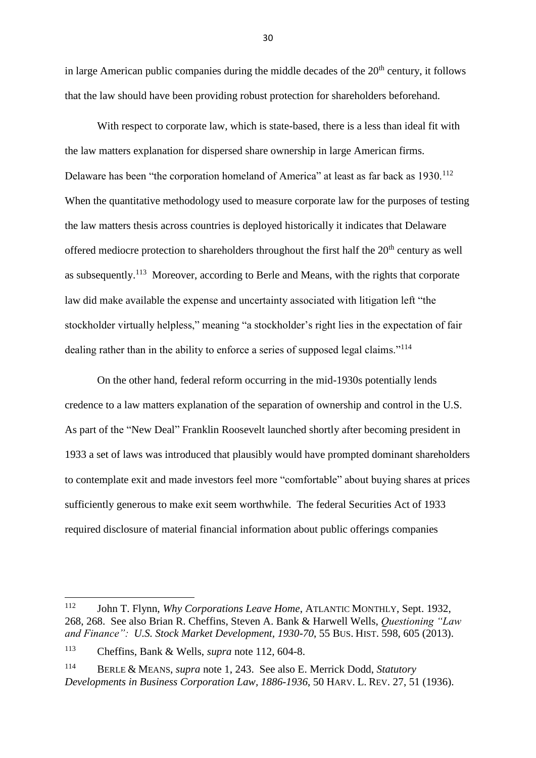in large American public companies during the middle decades of the 20th century, it follows that the law should have been providing robust protection for shareholders beforehand.

With respect to corporate law, which is state-based, there is a less than ideal fit with the law matters explanation for dispersed share ownership in large American firms. Delaware has been "the corporation homeland of America" at least as far back as 1930.[112] When the quantitative methodology used to measure corporate law for the purposes of testing the law matters thesis across countries is deployed historically it indicates that Delaware offered mediocre protection to shareholders throughout the first half the 20th century as well as subsequently.[113] Moreover, according to Berle and Means, with the rights that corporate law did make available the expense and uncertainty associated with litigation left "the stockholder virtually helpless," meaning "a stockholder's right lies in the expectation of fair dealing rather than in the ability to enforce a series of supposed legal claims."[114]

On the other hand, federal reform occurring in the mid-1930s potentially lends credence to a law matters explanation of the separation of ownership and control in the U.S. As part of the "New Deal" Franklin Roosevelt launched shortly after becoming president in 1933 a set of laws was introduced that plausibly would have prompted dominant shareholders to contemplate exit and made investors feel more "comfortable" about buying shares at prices sufficiently generous to make exit seem worthwhile. The federal Securities Act of 1933 required disclosure of material financial information about public offerings companies

---

[112] John T. Flynn, *Why Corporations Leave Home*, ATLANTIC MONTHLY, Sept. 1932, 268, 268. See also Brian R. Cheffins, Steven A. Bank & Harwell Wells, *Questioning "Law and Finance": U.S. Stock Market Development, 1930-70*, 55 BUS. HIST. 598, 605 (2013).

[113] Cheffins, Bank & Wells, *supra* note 112, 604-8.

[114] BERLE & MEANS, *supra* note 1, 243. See also E. Merrick Dodd, *Statutory Developments in Business Corporation Law, 1886-1936*, 50 HARV. L. REV. 27, 51 (1936).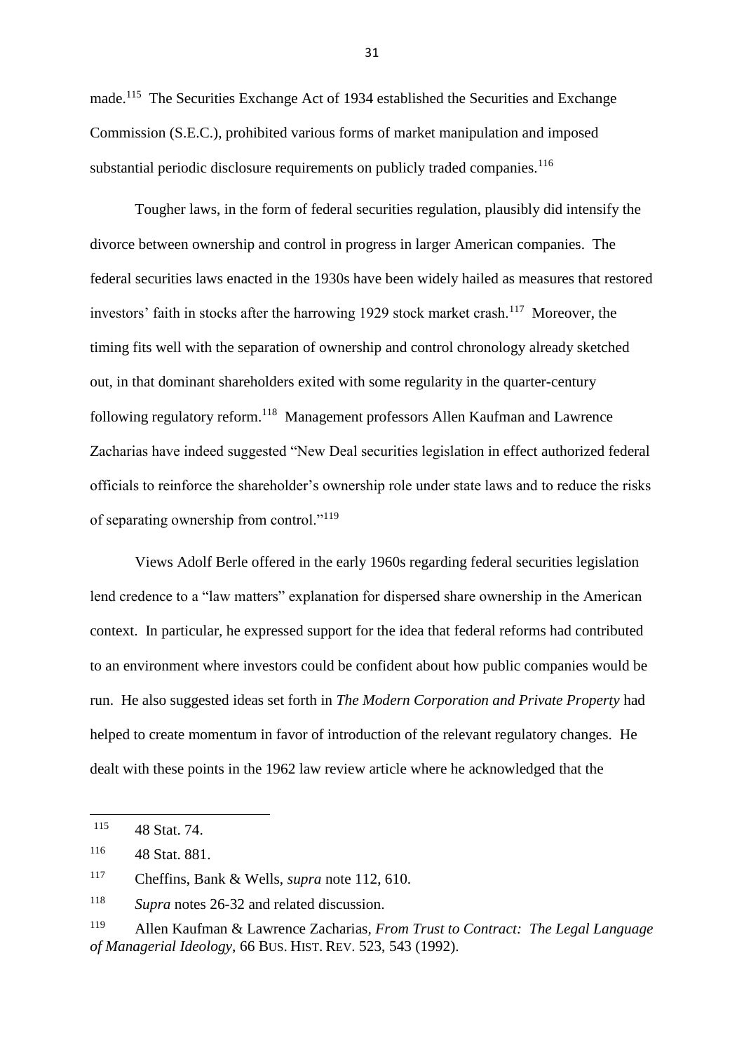made.[115] The Securities Exchange Act of 1934 established the Securities and Exchange Commission (S.E.C.), prohibited various forms of market manipulation and imposed substantial periodic disclosure requirements on publicly traded companies.[116]

Tougher laws, in the form of federal securities regulation, plausibly did intensify the divorce between ownership and control in progress in larger American companies. The federal securities laws enacted in the 1930s have been widely hailed as measures that restored investors' faith in stocks after the harrowing 1929 stock market crash.[117] Moreover, the timing fits well with the separation of ownership and control chronology already sketched out, in that dominant shareholders exited with some regularity in the quarter-century following regulatory reform.[118] Management professors Allen Kaufman and Lawrence Zacharias have indeed suggested "New Deal securities legislation in effect authorized federal officials to reinforce the shareholder's ownership role under state laws and to reduce the risks of separating ownership from control."[119]

Views Adolf Berle offered in the early 1960s regarding federal securities legislation lend credence to a "law matters" explanation for dispersed share ownership in the American context. In particular, he expressed support for the idea that federal reforms had contributed to an environment where investors could be confident about how public companies would be run. He also suggested ideas set forth in *The Modern Corporation and Private Property* had helped to create momentum in favor of introduction of the relevant regulatory changes. He dealt with these points in the 1962 law review article where he acknowledged that the

---

[115] 48 Stat. 74.

[116] 48 Stat. 881.

[117] Cheffins, Bank & Wells, *supra* note 112, 610.

[118] *Supra* notes 26-32 and related discussion.

[119] Allen Kaufman & Lawrence Zacharias, *From Trust to Contract: The Legal Language of Managerial Ideology*, 66 BUS. HIST. REV. 523, 543 (1992).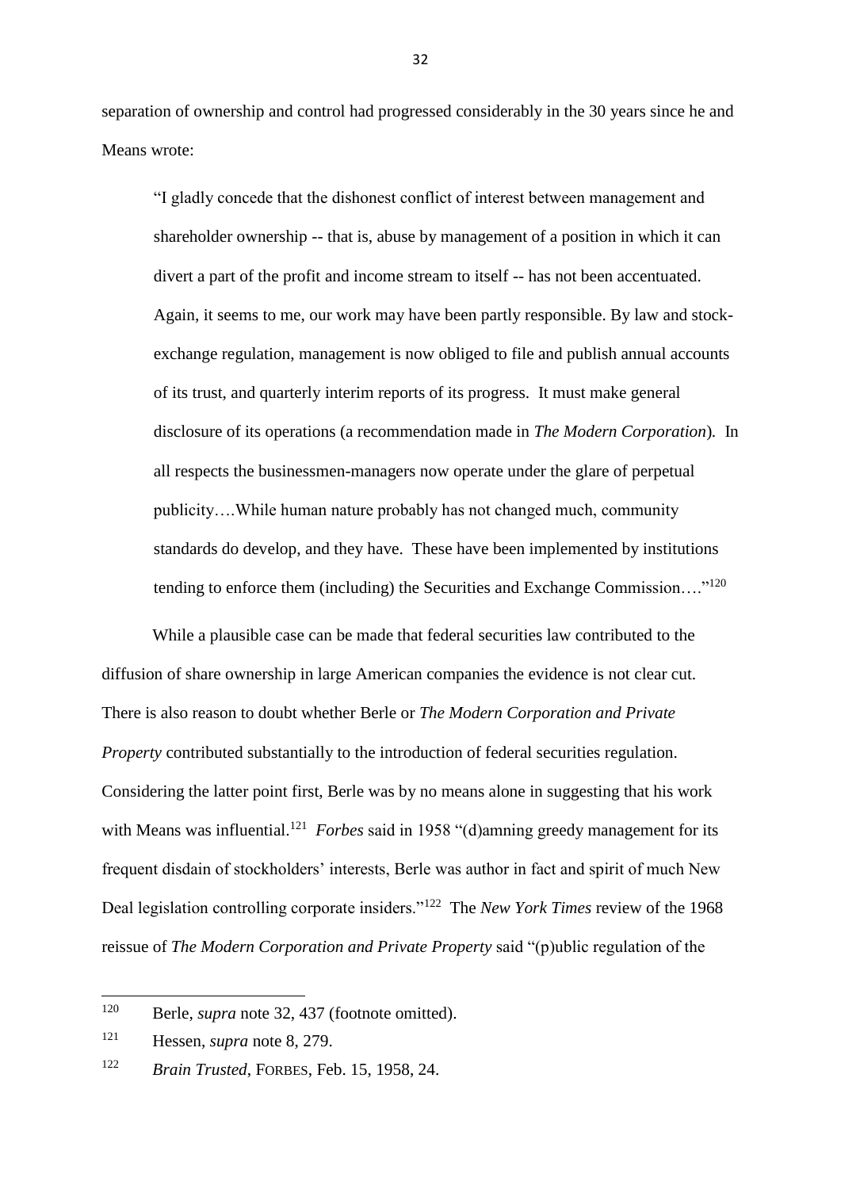separation of ownership and control had progressed considerably in the 30 years since he and Means wrote:

> "I gladly concede that the dishonest conflict of interest between management and shareholder ownership -- that is, abuse by management of a position in which it can divert a part of the profit and income stream to itself -- has not been accentuated. Again, it seems to me, our work may have been partly responsible. By law and stock-exchange regulation, management is now obliged to file and publish annual accounts of its trust, and quarterly interim reports of its progress. It must make general disclosure of its operations (a recommendation made in *The Modern Corporation*). In all respects the businessmen-managers now operate under the glare of perpetual publicity….While human nature probably has not changed much, community standards do develop, and they have. These have been implemented by institutions tending to enforce them (including) the Securities and Exchange Commission…."[120]

While a plausible case can be made that federal securities law contributed to the diffusion of share ownership in large American companies the evidence is not clear cut. There is also reason to doubt whether Berle or *The Modern Corporation and Private Property* contributed substantially to the introduction of federal securities regulation. Considering the latter point first, Berle was by no means alone in suggesting that his work with Means was influential.[121] *Forbes* said in 1958 "(d)amning greedy management for its frequent disdain of stockholders' interests, Berle was author in fact and spirit of much New Deal legislation controlling corporate insiders."[122] The *New York Times* review of the 1968 reissue of *The Modern Corporation and Private Property* said "(p)ublic regulation of the

---

[120] Berle, *supra* note 32, 437 (footnote omitted).

[121] Hessen, *supra* note 8, 279.

[122] *Brain Trusted*, FORBES, Feb. 15, 1958, 24.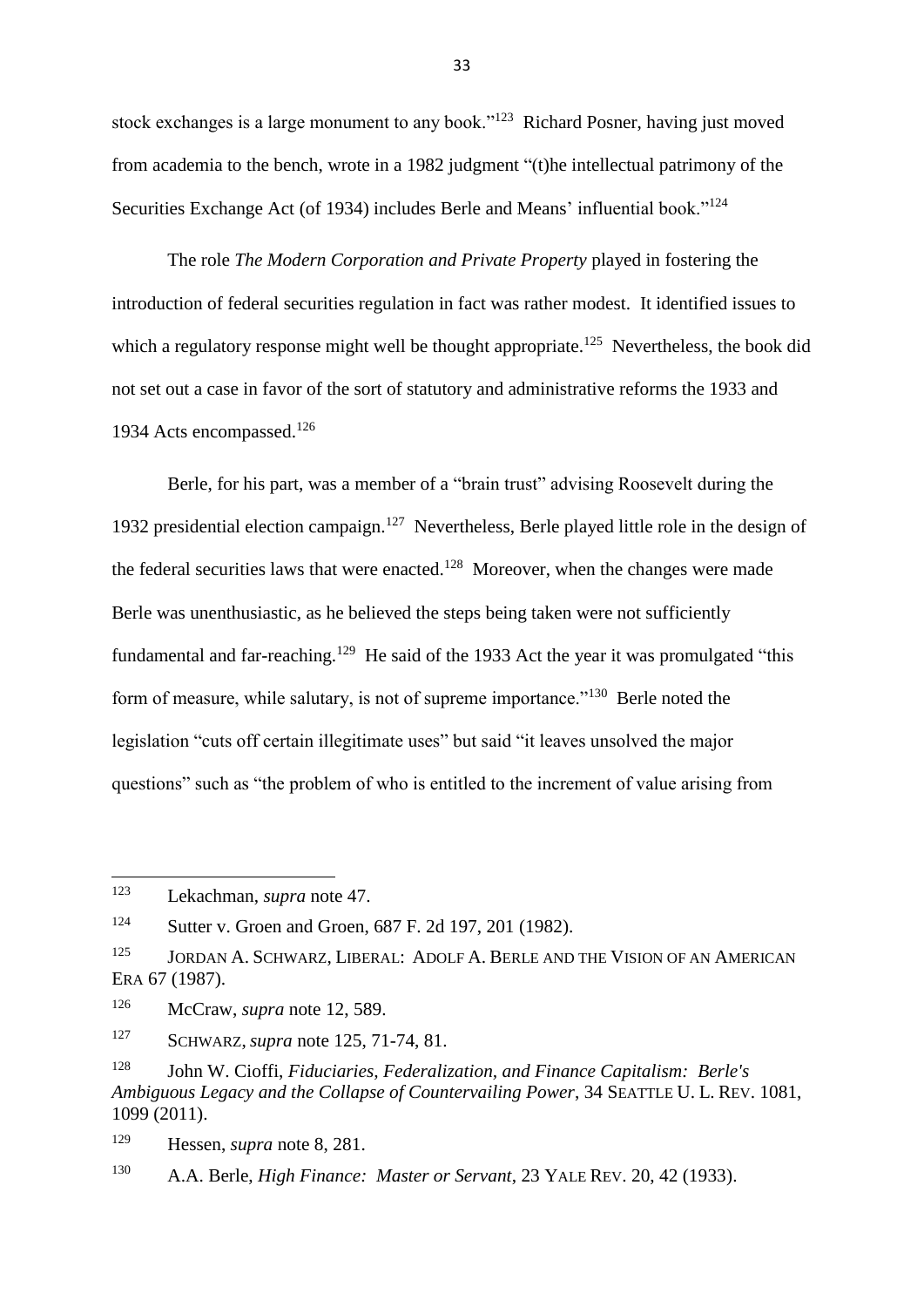stock exchanges is a large monument to any book."[123] Richard Posner, having just moved from academia to the bench, wrote in a 1982 judgment "(t)he intellectual patrimony of the Securities Exchange Act (of 1934) includes Berle and Means' influential book."[124]

The role *The Modern Corporation and Private Property* played in fostering the introduction of federal securities regulation in fact was rather modest. It identified issues to which a regulatory response might well be thought appropriate.[125] Nevertheless, the book did not set out a case in favor of the sort of statutory and administrative reforms the 1933 and 1934 Acts encompassed.[126]

Berle, for his part, was a member of a "brain trust" advising Roosevelt during the 1932 presidential election campaign.[127] Nevertheless, Berle played little role in the design of the federal securities laws that were enacted.[128] Moreover, when the changes were made Berle was unenthusiastic, as he believed the steps being taken were not sufficiently fundamental and far-reaching.[129] He said of the 1933 Act the year it was promulgated "this form of measure, while salutary, is not of supreme importance."[130] Berle noted the legislation "cuts off certain illegitimate uses" but said "it leaves unsolved the major questions" such as "the problem of who is entitled to the increment of value arising from

---

[123] Lekachman, *supra* note 47.

[124] Sutter v. Groen and Groen, 687 F. 2d 197, 201 (1982).

[125] JORDAN A. SCHWARZ, LIBERAL: ADOLF A. BERLE AND THE VISION OF AN AMERICAN ERA 67 (1987).

[126] McCraw, *supra* note 12, 589.

[127] SCHWARZ, *supra* note 125, 71-74, 81.

[128] John W. Cioffi, *Fiduciaries, Federalization, and Finance Capitalism: Berle's Ambiguous Legacy and the Collapse of Countervailing Power*, 34 SEATTLE U. L. REV. 1081, 1099 (2011).

[129] Hessen, *supra* note 8, 281.

[130] A.A. Berle, *High Finance: Master or Servant*, 23 YALE REV. 20, 42 (1933).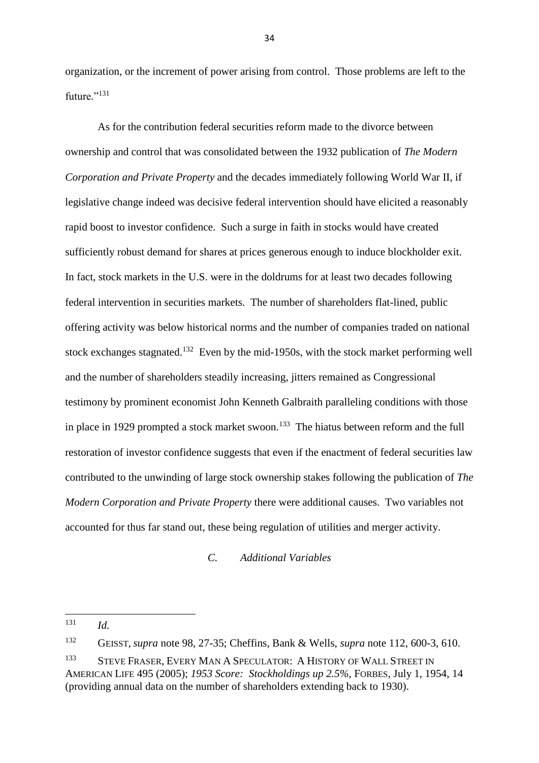organization, or the increment of power arising from control. Those problems are left to the future."[131]

As for the contribution federal securities reform made to the divorce between ownership and control that was consolidated between the 1932 publication of *The Modern Corporation and Private Property* and the decades immediately following World War II, if legislative change indeed was decisive federal intervention should have elicited a reasonably rapid boost to investor confidence. Such a surge in faith in stocks would have created sufficiently robust demand for shares at prices generous enough to induce blockholder exit. In fact, stock markets in the U.S. were in the doldrums for at least two decades following federal intervention in securities markets. The number of shareholders flat-lined, public offering activity was below historical norms and the number of companies traded on national stock exchanges stagnated.[132] Even by the mid-1950s, with the stock market performing well and the number of shareholders steadily increasing, jitters remained as Congressional testimony by prominent economist John Kenneth Galbraith paralleling conditions with those in place in 1929 prompted a stock market swoon.[133] The hiatus between reform and the full restoration of investor confidence suggests that even if the enactment of federal securities law contributed to the unwinding of large stock ownership stakes following the publication of *The Modern Corporation and Private Property* there were additional causes. Two variables not accounted for thus far stand out, these being regulation of utilities and merger activity.

### *C. Additional Variables*

---

[131] *Id.*

[132] GEISST, *supra* note 98, 27-35; Cheffins, Bank & Wells, *supra* note 112, 600-3, 610.

[133] STEVE FRASER, EVERY MAN A SPECULATOR: A HISTORY OF WALL STREET IN AMERICAN LIFE 495 (2005); *1953 Score: Stockholdings up 2.5%*, FORBES, July 1, 1954, 14 (providing annual data on the number of shareholders extending back to 1930).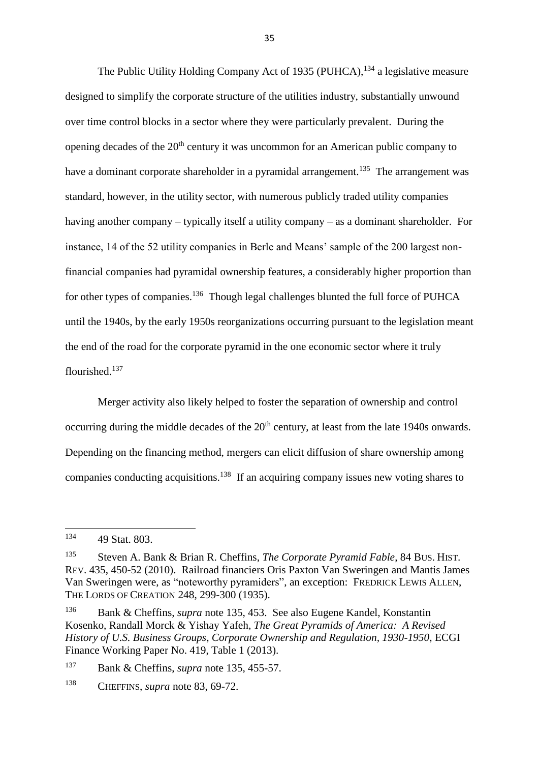The Public Utility Holding Company Act of 1935 (PUHCA),[134] a legislative measure designed to simplify the corporate structure of the utilities industry, substantially unwound over time control blocks in a sector where they were particularly prevalent. During the opening decades of the 20th century it was uncommon for an American public company to have a dominant corporate shareholder in a pyramidal arrangement.[135] The arrangement was standard, however, in the utility sector, with numerous publicly traded utility companies having another company – typically itself a utility company – as a dominant shareholder. For instance, 14 of the 52 utility companies in Berle and Means' sample of the 200 largest non-financial companies had pyramidal ownership features, a considerably higher proportion than for other types of companies.[136] Though legal challenges blunted the full force of PUHCA until the 1940s, by the early 1950s reorganizations occurring pursuant to the legislation meant the end of the road for the corporate pyramid in the one economic sector where it truly flourished.[137]

Merger activity also likely helped to foster the separation of ownership and control occurring during the middle decades of the 20th century, at least from the late 1940s onwards. Depending on the financing method, mergers can elicit diffusion of share ownership among companies conducting acquisitions.[138] If an acquiring company issues new voting shares to

---

[134] 49 Stat. 803.

[135] Steven A. Bank & Brian R. Cheffins, *The Corporate Pyramid Fable*, 84 BUS. HIST. REV. 435, 450-52 (2010). Railroad financiers Oris Paxton Van Sweringen and Mantis James Van Sweringen were, as "noteworthy pyramiders", an exception: FREDRICK LEWIS ALLEN, THE LORDS OF CREATION 248, 299-300 (1935).

[136] Bank & Cheffins, *supra* note 135, 453. See also Eugene Kandel, Konstantin Kosenko, Randall Morck & Yishay Yafeh, *The Great Pyramids of America: A Revised History of U.S. Business Groups, Corporate Ownership and Regulation, 1930-1950*, ECGI Finance Working Paper No. 419, Table 1 (2013).

[137] Bank & Cheffins, *supra* note 135, 455-57.

[138] CHEFFINS, *supra* note 83, 69-72.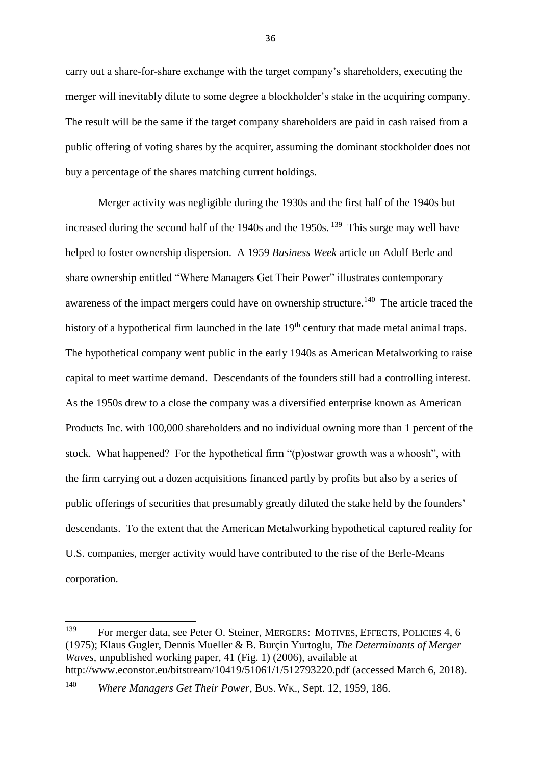carry out a share-for-share exchange with the target company's shareholders, executing the merger will inevitably dilute to some degree a blockholder's stake in the acquiring company. The result will be the same if the target company shareholders are paid in cash raised from a public offering of voting shares by the acquirer, assuming the dominant stockholder does not buy a percentage of the shares matching current holdings.

Merger activity was negligible during the 1930s and the first half of the 1940s but increased during the second half of the 1940s and the 1950s.[139] This surge may well have helped to foster ownership dispersion. A 1959 *Business Week* article on Adolf Berle and share ownership entitled "Where Managers Get Their Power" illustrates contemporary awareness of the impact mergers could have on ownership structure.[140] The article traced the history of a hypothetical firm launched in the late 19th century that made metal animal traps. The hypothetical company went public in the early 1940s as American Metalworking to raise capital to meet wartime demand. Descendants of the founders still had a controlling interest. As the 1950s drew to a close the company was a diversified enterprise known as American Products Inc. with 100,000 shareholders and no individual owning more than 1 percent of the stock. What happened? For the hypothetical firm "(p)ostwar growth was a whoosh", with the firm carrying out a dozen acquisitions financed partly by profits but also by a series of public offerings of securities that presumably greatly diluted the stake held by the founders' descendants. To the extent that the American Metalworking hypothetical captured reality for U.S. companies, merger activity would have contributed to the rise of the Berle-Means corporation.

---

[139] For merger data, see Peter O. Steiner, MERGERS: MOTIVES, EFFECTS, POLICIES 4, 6 (1975); Klaus Gugler, Dennis Mueller & B. Burçin Yurtoglu, *The Determinants of Merger Waves*, unpublished working paper, 41 (Fig. 1) (2006), available at http://www.econstor.eu/bitstream/10419/51061/1/512793220.pdf (accessed March 6, 2018).

[140] *Where Managers Get Their Power*, BUS. WK., Sept. 12, 1959, 186.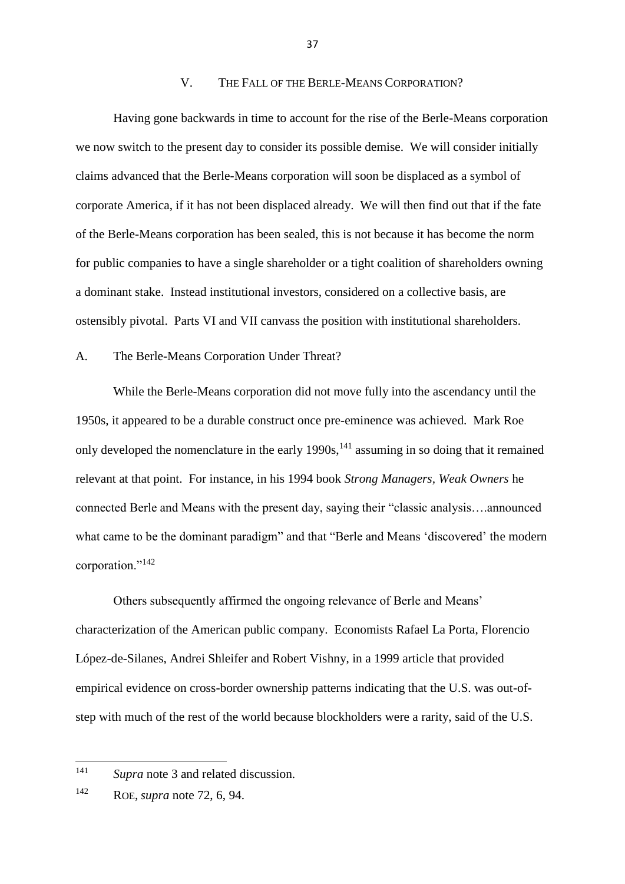## V. THE FALL OF THE BERLE-MEANS CORPORATION?

Having gone backwards in time to account for the rise of the Berle-Means corporation we now switch to the present day to consider its possible demise. We will consider initially claims advanced that the Berle-Means corporation will soon be displaced as a symbol of corporate America, if it has not been displaced already. We will then find out that if the fate of the Berle-Means corporation has been sealed, this is not because it has become the norm for public companies to have a single shareholder or a tight coalition of shareholders owning a dominant stake. Instead institutional investors, considered on a collective basis, are ostensibly pivotal. Parts VI and VII canvass the position with institutional shareholders.

### A. The Berle-Means Corporation Under Threat?

While the Berle-Means corporation did not move fully into the ascendancy until the 1950s, it appeared to be a durable construct once pre-eminence was achieved. Mark Roe only developed the nomenclature in the early 1990s,[141] assuming in so doing that it remained relevant at that point. For instance, in his 1994 book *Strong Managers, Weak Owners* he connected Berle and Means with the present day, saying their "classic analysis….announced what came to be the dominant paradigm" and that "Berle and Means 'discovered' the modern corporation."[142]

Others subsequently affirmed the ongoing relevance of Berle and Means' characterization of the American public company. Economists Rafael La Porta, Florencio López-de-Silanes, Andrei Shleifer and Robert Vishny, in a 1999 article that provided empirical evidence on cross-border ownership patterns indicating that the U.S. was out-of-step with much of the rest of the world because blockholders were a rarity, said of the U.S.

---

[141] *Supra* note 3 and related discussion.

[142] ROE, *supra* note 72, 6, 94.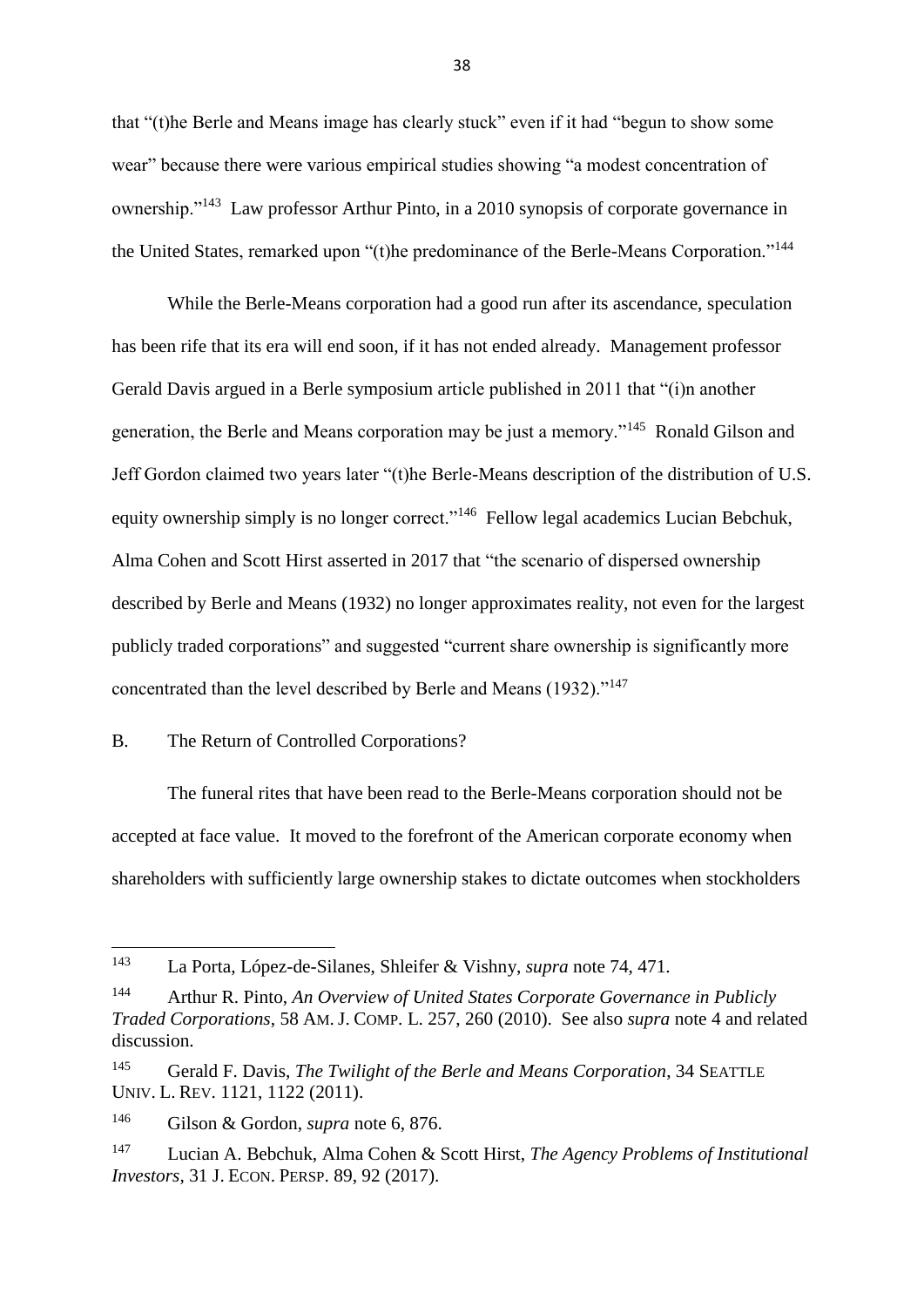that "(t)he Berle and Means image has clearly stuck" even if it had "begun to show some wear" because there were various empirical studies showing "a modest concentration of ownership."[143] Law professor Arthur Pinto, in a 2010 synopsis of corporate governance in the United States, remarked upon "(t)he predominance of the Berle-Means Corporation."[144]

While the Berle-Means corporation had a good run after its ascendance, speculation has been rife that its era will end soon, if it has not ended already. Management professor Gerald Davis argued in a Berle symposium article published in 2011 that "(i)n another generation, the Berle and Means corporation may be just a memory."[145] Ronald Gilson and Jeff Gordon claimed two years later "(t)he Berle-Means description of the distribution of U.S. equity ownership simply is no longer correct."[146] Fellow legal academics Lucian Bebchuk, Alma Cohen and Scott Hirst asserted in 2017 that "the scenario of dispersed ownership described by Berle and Means (1932) no longer approximates reality, not even for the largest publicly traded corporations" and suggested "current share ownership is significantly more concentrated than the level described by Berle and Means (1932)."[147]

## B. The Return of Controlled Corporations?

The funeral rites that have been read to the Berle-Means corporation should not be accepted at face value. It moved to the forefront of the American corporate economy when shareholders with sufficiently large ownership stakes to dictate outcomes when stockholders

---

[143] La Porta, López-de-Silanes, Shleifer & Vishny, *supra* note 74, 471.

[144] Arthur R. Pinto, *An Overview of United States Corporate Governance in Publicly Traded Corporations*, 58 AM. J. COMP. L. 257, 260 (2010). See also *supra* note 4 and related discussion.

[145] Gerald F. Davis, *The Twilight of the Berle and Means Corporation*, 34 SEATTLE UNIV. L. REV. 1121, 1122 (2011).

[146] Gilson & Gordon, *supra* note 6, 876.

[147] Lucian A. Bebchuk, Alma Cohen & Scott Hirst, *The Agency Problems of Institutional Investors*, 31 J. ECON. PERSP. 89, 92 (2017).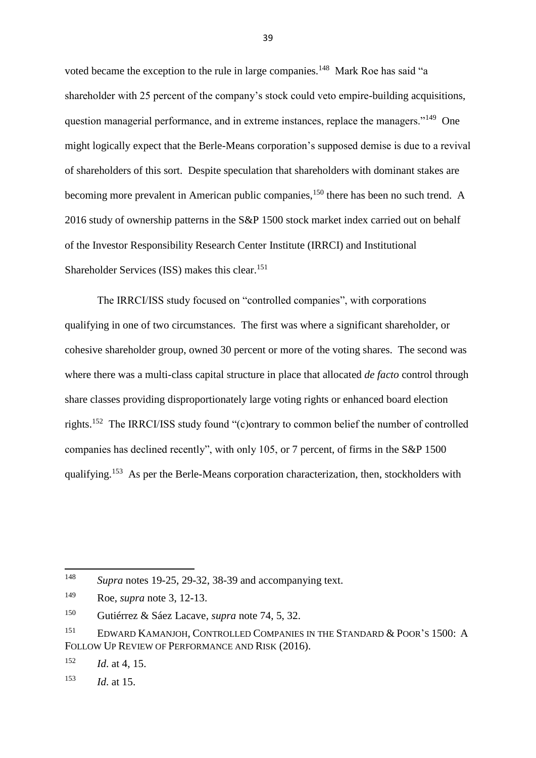voted became the exception to the rule in large companies.[148] Mark Roe has said "a shareholder with 25 percent of the company's stock could veto empire-building acquisitions, question managerial performance, and in extreme instances, replace the managers."[149] One might logically expect that the Berle-Means corporation's supposed demise is due to a revival of shareholders of this sort. Despite speculation that shareholders with dominant stakes are becoming more prevalent in American public companies,[150] there has been no such trend. A 2016 study of ownership patterns in the S&P 1500 stock market index carried out on behalf of the Investor Responsibility Research Center Institute (IRRCI) and Institutional Shareholder Services (ISS) makes this clear.[151]

The IRRCI/ISS study focused on "controlled companies", with corporations qualifying in one of two circumstances. The first was where a significant shareholder, or cohesive shareholder group, owned 30 percent or more of the voting shares. The second was where there was a multi-class capital structure in place that allocated *de facto* control through share classes providing disproportionately large voting rights or enhanced board election rights.[152] The IRRCI/ISS study found "(c)ontrary to common belief the number of controlled companies has declined recently", with only 105, or 7 percent, of firms in the S&P 1500 qualifying.[153] As per the Berle-Means corporation characterization, then, stockholders with

---

[148] *Supra* notes 19-25, 29-32, 38-39 and accompanying text.

[149] Roe, *supra* note 3, 12-13.

[150] Gutiérrez & Sáez Lacave, *supra* note 74, 5, 32.

[151] EDWARD KAMANJOH, CONTROLLED COMPANIES IN THE STANDARD & POOR'S 1500: A FOLLOW UP REVIEW OF PERFORMANCE AND RISK (2016).

[152] *Id.* at 4, 15.

[153] *Id.* at 15.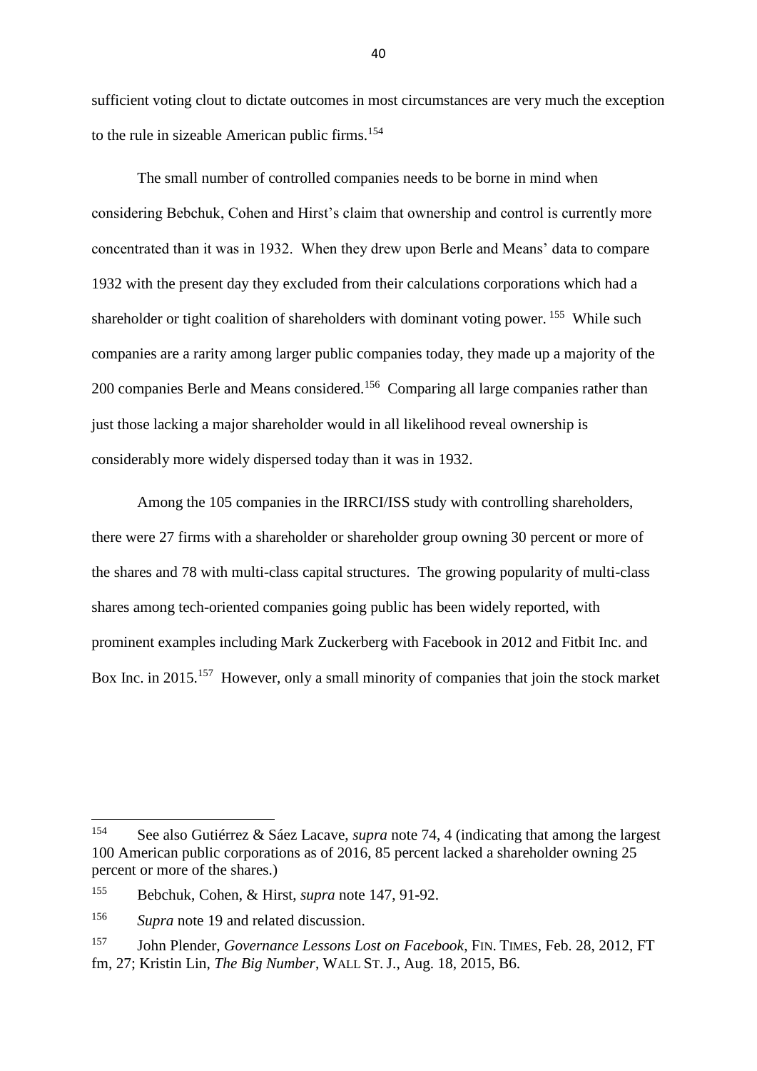sufficient voting clout to dictate outcomes in most circumstances are very much the exception to the rule in sizeable American public firms.[154]

The small number of controlled companies needs to be borne in mind when considering Bebchuk, Cohen and Hirst's claim that ownership and control is currently more concentrated than it was in 1932. When they drew upon Berle and Means' data to compare 1932 with the present day they excluded from their calculations corporations which had a shareholder or tight coalition of shareholders with dominant voting power.[155] While such companies are a rarity among larger public companies today, they made up a majority of the 200 companies Berle and Means considered.[156] Comparing all large companies rather than just those lacking a major shareholder would in all likelihood reveal ownership is considerably more widely dispersed today than it was in 1932.

Among the 105 companies in the IRRCI/ISS study with controlling shareholders, there were 27 firms with a shareholder or shareholder group owning 30 percent or more of the shares and 78 with multi-class capital structures. The growing popularity of multi-class shares among tech-oriented companies going public has been widely reported, with prominent examples including Mark Zuckerberg with Facebook in 2012 and Fitbit Inc. and Box Inc. in 2015.[157] However, only a small minority of companies that join the stock market

---

[154] See also Gutiérrez & Sáez Lacave, *supra* note 74, 4 (indicating that among the largest 100 American public corporations as of 2016, 85 percent lacked a shareholder owning 25 percent or more of the shares.)

[155] Bebchuk, Cohen, & Hirst, *supra* note 147, 91-92.

[156] *Supra* note 19 and related discussion.

[157] John Plender, *Governance Lessons Lost on Facebook*, FIN. TIMES, Feb. 28, 2012, FT fm, 27; Kristin Lin, *The Big Number*, WALL ST. J., Aug. 18, 2015, B6.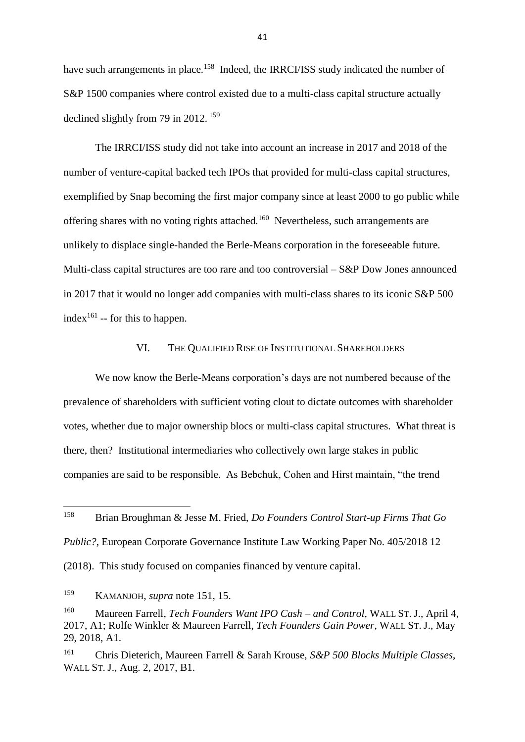have such arrangements in place.[158] Indeed, the IRRCI/ISS study indicated the number of S&P 1500 companies where control existed due to a multi-class capital structure actually declined slightly from 79 in 2012. [159]

The IRRCI/ISS study did not take into account an increase in 2017 and 2018 of the number of venture-capital backed tech IPOs that provided for multi-class capital structures, exemplified by Snap becoming the first major company since at least 2000 to go public while offering shares with no voting rights attached.[160] Nevertheless, such arrangements are unlikely to displace single-handed the Berle-Means corporation in the foreseeable future. Multi-class capital structures are too rare and too controversial – S&P Dow Jones announced in 2017 that it would no longer add companies with multi-class shares to its iconic S&P 500 index[161] -- for this to happen.

## VI. THE QUALIFIED RISE OF INSTITUTIONAL SHAREHOLDERS

We now know the Berle-Means corporation's days are not numbered because of the prevalence of shareholders with sufficient voting clout to dictate outcomes with shareholder votes, whether due to major ownership blocs or multi-class capital structures. What threat is there, then? Institutional intermediaries who collectively own large stakes in public companies are said to be responsible. As Bebchuk, Cohen and Hirst maintain, "the trend

---

[158] Brian Broughman & Jesse M. Fried, *Do Founders Control Start-up Firms That Go Public?*, European Corporate Governance Institute Law Working Paper No. 405/2018 12 (2018). This study focused on companies financed by venture capital.

[159] KAMANJOH, *supra* note 151, 15.

[160] Maureen Farrell, *Tech Founders Want IPO Cash – and Control*, WALL ST. J., April 4, 2017, A1; Rolfe Winkler & Maureen Farrell, *Tech Founders Gain Power*, WALL ST. J., May 29, 2018, A1.

[161] Chris Dieterich, Maureen Farrell & Sarah Krouse, *S&P 500 Blocks Multiple Classes*, WALL ST. J., Aug. 2, 2017, B1.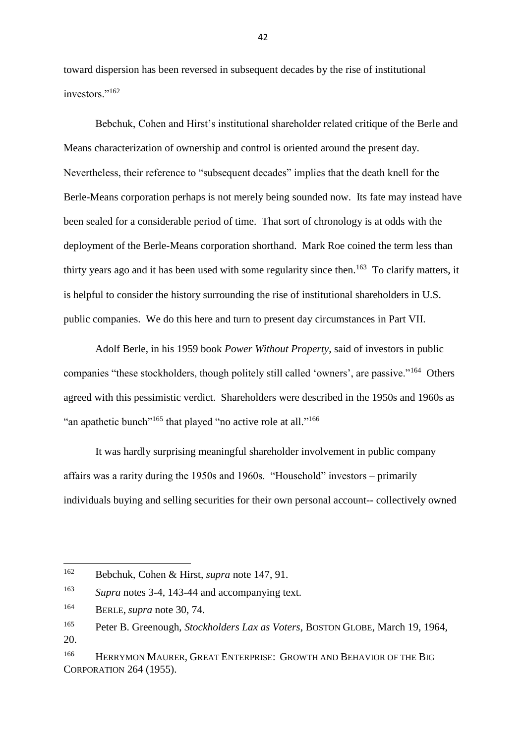toward dispersion has been reversed in subsequent decades by the rise of institutional investors."[162]

Bebchuk, Cohen and Hirst's institutional shareholder related critique of the Berle and Means characterization of ownership and control is oriented around the present day. Nevertheless, their reference to "subsequent decades" implies that the death knell for the Berle-Means corporation perhaps is not merely being sounded now. Its fate may instead have been sealed for a considerable period of time. That sort of chronology is at odds with the deployment of the Berle-Means corporation shorthand. Mark Roe coined the term less than thirty years ago and it has been used with some regularity since then.[163] To clarify matters, it is helpful to consider the history surrounding the rise of institutional shareholders in U.S. public companies. We do this here and turn to present day circumstances in Part VII.

Adolf Berle, in his 1959 book *Power Without Property*, said of investors in public companies "these stockholders, though politely still called 'owners', are passive."[164] Others agreed with this pessimistic verdict. Shareholders were described in the 1950s and 1960s as "an apathetic bunch"[165] that played "no active role at all."[166]

It was hardly surprising meaningful shareholder involvement in public company affairs was a rarity during the 1950s and 1960s. "Household" investors – primarily individuals buying and selling securities for their own personal account-- collectively owned

---

[162] Bebchuk, Cohen & Hirst, *supra* note 147, 91.

[163] *Supra* notes 3-4, 143-44 and accompanying text.

[164] BERLE, *supra* note 30, 74.

[165] Peter B. Greenough, *Stockholders Lax as Voters*, BOSTON GLOBE, March 19, 1964, 20.

[166] HERRYMON MAURER, GREAT ENTERPRISE: GROWTH AND BEHAVIOR OF THE BIG CORPORATION 264 (1955).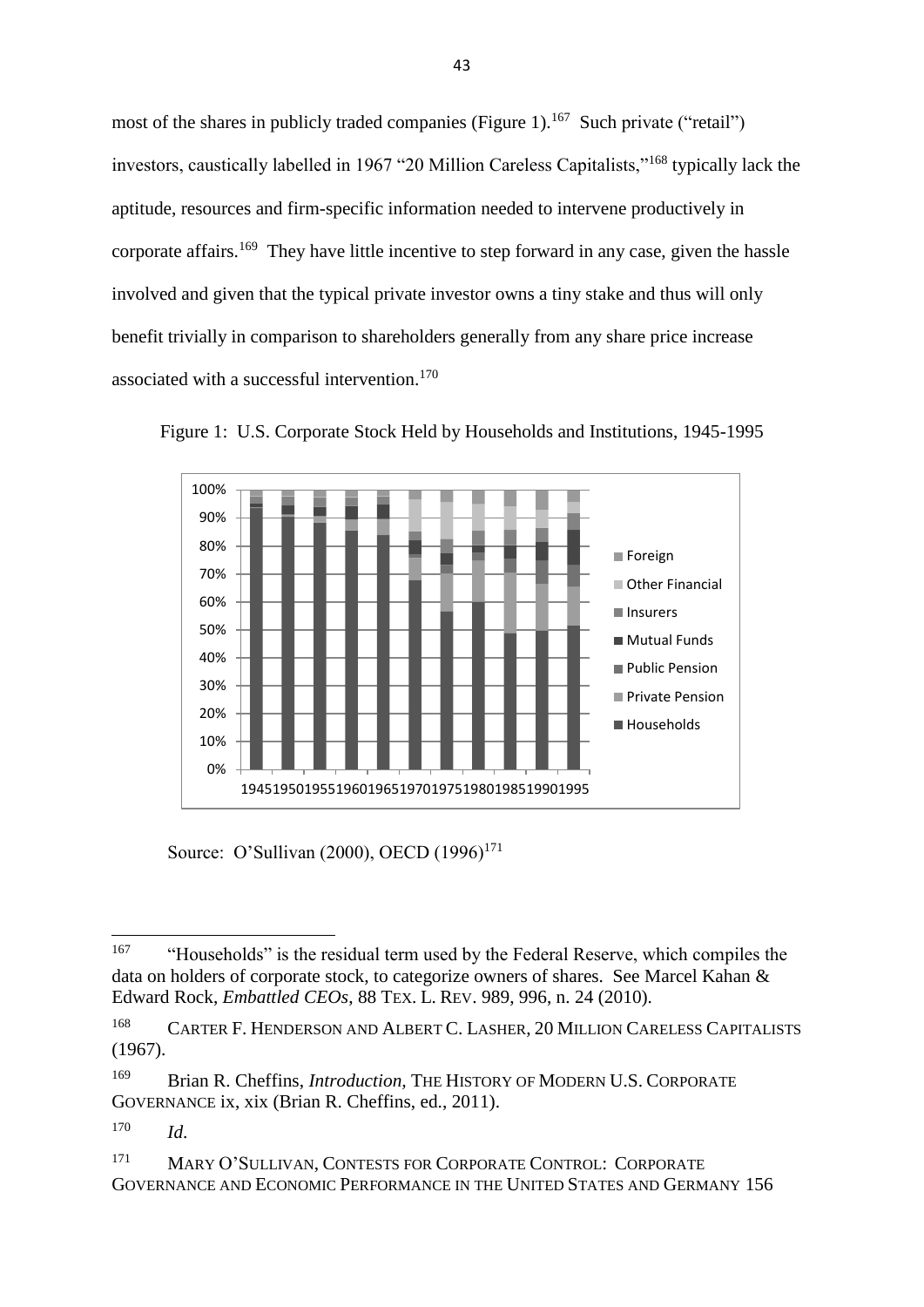most of the shares in publicly traded companies (Figure 1).[167] Such private ("retail") investors, caustically labelled in 1967 "20 Million Careless Capitalists,"[168] typically lack the aptitude, resources and firm-specific information needed to intervene productively in corporate affairs.[169] They have little incentive to step forward in any case, given the hassle involved and given that the typical private investor owns a tiny stake and thus will only benefit trivially in comparison to shareholders generally from any share price increase associated with a successful intervention.[170]

Figure 1: U.S. Corporate Stock Held by Households and Institutions, 1945-1995

Source: O'Sullivan (2000), OECD (1996)[171]

---

[167] "Households" is the residual term used by the Federal Reserve, which compiles the data on holders of corporate stock, to categorize owners of shares. See Marcel Kahan & Edward Rock, *Embattled CEOs*, 88 TEX. L. REV. 989, 996, n. 24 (2010).

[168] CARTER F. HENDERSON AND ALBERT C. LASHER, 20 MILLION CARELESS CAPITALISTS (1967).

[169] Brian R. Cheffins, *Introduction*, THE HISTORY OF MODERN U.S. CORPORATE GOVERNANCE ix, xix (Brian R. Cheffins, ed., 2011).

[170] *Id.*

[171] MARY O'SULLIVAN, CONTESTS FOR CORPORATE CONTROL: CORPORATE GOVERNANCE AND ECONOMIC PERFORMANCE IN THE UNITED STATES AND GERMANY 156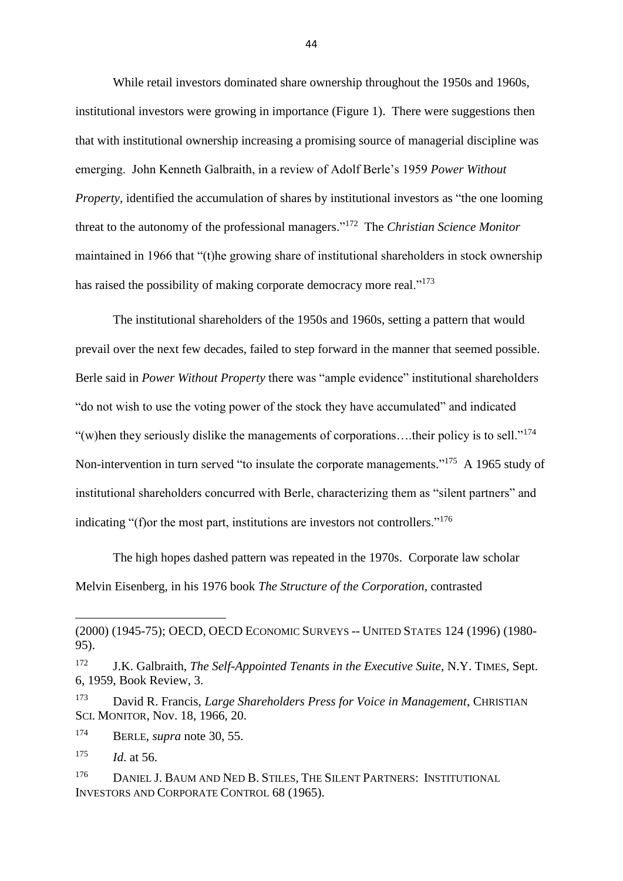While retail investors dominated share ownership throughout the 1950s and 1960s, institutional investors were growing in importance (Figure 1). There were suggestions then that with institutional ownership increasing a promising source of managerial discipline was emerging. John Kenneth Galbraith, in a review of Adolf Berle's 1959 *Power Without Property*, identified the accumulation of shares by institutional investors as "the one looming threat to the autonomy of the professional managers."[172] The *Christian Science Monitor* maintained in 1966 that "(t)he growing share of institutional shareholders in stock ownership has raised the possibility of making corporate democracy more real."[173]

The institutional shareholders of the 1950s and 1960s, setting a pattern that would prevail over the next few decades, failed to step forward in the manner that seemed possible. Berle said in *Power Without Property* there was "ample evidence" institutional shareholders "do not wish to use the voting power of the stock they have accumulated" and indicated "(w)hen they seriously dislike the managements of corporations….their policy is to sell."[174] Non-intervention in turn served "to insulate the corporate managements."[175] A 1965 study of institutional shareholders concurred with Berle, characterizing them as "silent partners" and indicating "(f)or the most part, institutions are investors not controllers."[176]

The high hopes dashed pattern was repeated in the 1970s. Corporate law scholar Melvin Eisenberg, in his 1976 book *The Structure of the Corporation*, contrasted

---

(2000) (1945-75); OECD, OECD ECONOMIC SURVEYS -- UNITED STATES 124 (1996) (1980-95).

[172] J.K. Galbraith, *The Self-Appointed Tenants in the Executive Suite*, N.Y. TIMES, Sept. 6, 1959, Book Review, 3.

[173] David R. Francis, *Large Shareholders Press for Voice in Management*, CHRISTIAN SCI. MONITOR, Nov. 18, 1966, 20.

[174] BERLE, *supra* note 30, 55.

[175] *Id.* at 56.

[176] DANIEL J. BAUM AND NED B. STILES, THE SILENT PARTNERS: INSTITUTIONAL INVESTORS AND CORPORATE CONTROL 68 (1965).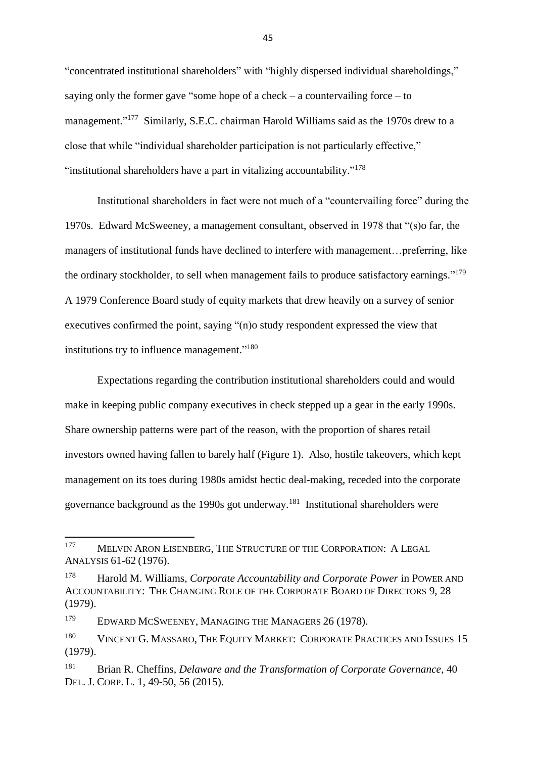"concentrated institutional shareholders" with "highly dispersed individual shareholdings," saying only the former gave "some hope of a check – a countervailing force – to management."[177] Similarly, S.E.C. chairman Harold Williams said as the 1970s drew to a close that while "individual shareholder participation is not particularly effective," "institutional shareholders have a part in vitalizing accountability."[178]

Institutional shareholders in fact were not much of a "countervailing force" during the 1970s. Edward McSweeney, a management consultant, observed in 1978 that "(s)o far, the managers of institutional funds have declined to interfere with management…preferring, like the ordinary stockholder, to sell when management fails to produce satisfactory earnings."[179] A 1979 Conference Board study of equity markets that drew heavily on a survey of senior executives confirmed the point, saying "(n)o study respondent expressed the view that institutions try to influence management."[180]

Expectations regarding the contribution institutional shareholders could and would make in keeping public company executives in check stepped up a gear in the early 1990s. Share ownership patterns were part of the reason, with the proportion of shares retail investors owned having fallen to barely half (Figure 1). Also, hostile takeovers, which kept management on its toes during 1980s amidst hectic deal-making, receded into the corporate governance background as the 1990s got underway.[181] Institutional shareholders were

---

[177] MELVIN ARON EISENBERG, THE STRUCTURE OF THE CORPORATION: A LEGAL ANALYSIS 61-62 (1976).

[178] Harold M. Williams, *Corporate Accountability and Corporate Power* in POWER AND ACCOUNTABILITY: THE CHANGING ROLE OF THE CORPORATE BOARD OF DIRECTORS 9, 28 (1979).

[179] EDWARD MCSWEENEY, MANAGING THE MANAGERS 26 (1978).

[180] VINCENT G. MASSARO, THE EQUITY MARKET: CORPORATE PRACTICES AND ISSUES 15 (1979).

[181] Brian R. Cheffins, *Delaware and the Transformation of Corporate Governance*, 40 DEL. J. CORP. L. 1, 49-50, 56 (2015).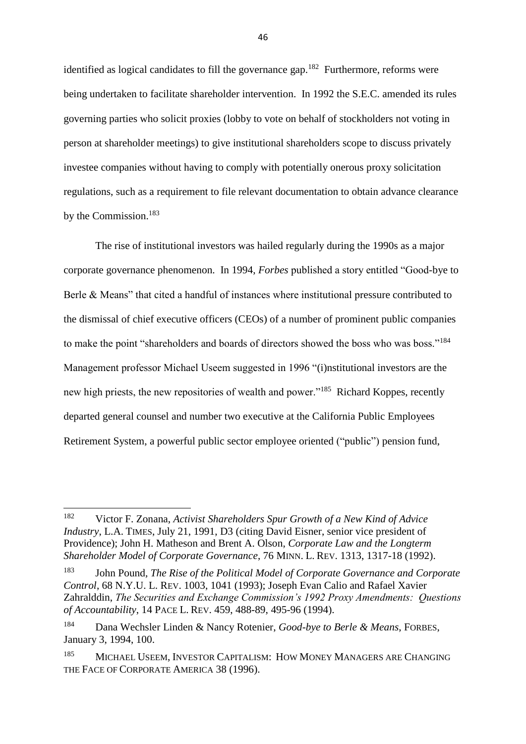identified as logical candidates to fill the governance gap.[182] Furthermore, reforms were being undertaken to facilitate shareholder intervention. In 1992 the S.E.C. amended its rules governing parties who solicit proxies (lobby to vote on behalf of stockholders not voting in person at shareholder meetings) to give institutional shareholders scope to discuss privately investee companies without having to comply with potentially onerous proxy solicitation regulations, such as a requirement to file relevant documentation to obtain advance clearance by the Commission.[183]

The rise of institutional investors was hailed regularly during the 1990s as a major corporate governance phenomenon. In 1994, *Forbes* published a story entitled "Good-bye to Berle & Means" that cited a handful of instances where institutional pressure contributed to the dismissal of chief executive officers (CEOs) of a number of prominent public companies to make the point "shareholders and boards of directors showed the boss who was boss."[184] Management professor Michael Useem suggested in 1996 "(i)nstitutional investors are the new high priests, the new repositories of wealth and power."[185] Richard Koppes, recently departed general counsel and number two executive at the California Public Employees Retirement System, a powerful public sector employee oriented ("public") pension fund,

---

[182] Victor F. Zonana, *Activist Shareholders Spur Growth of a New Kind of Advice Industry*, L.A. TIMES, July 21, 1991, D3 (citing David Eisner, senior vice president of Providence); John H. Matheson and Brent A. Olson, *Corporate Law and the Longterm Shareholder Model of Corporate Governance*, 76 MINN. L. REV. 1313, 1317-18 (1992).

[183] John Pound, *The Rise of the Political Model of Corporate Governance and Corporate Control*, 68 N.Y.U. L. REV. 1003, 1041 (1993); Joseph Evan Calio and Rafael Xavier Zahralddin, *The Securities and Exchange Commission's 1992 Proxy Amendments: Questions of Accountability*, 14 PACE L. REV. 459, 488-89, 495-96 (1994).

[184] Dana Wechsler Linden & Nancy Rotenier, *Good-bye to Berle & Means*, FORBES, January 3, 1994, 100.

[185] MICHAEL USEEM, INVESTOR CAPITALISM: HOW MONEY MANAGERS ARE CHANGING THE FACE OF CORPORATE AMERICA 38 (1996).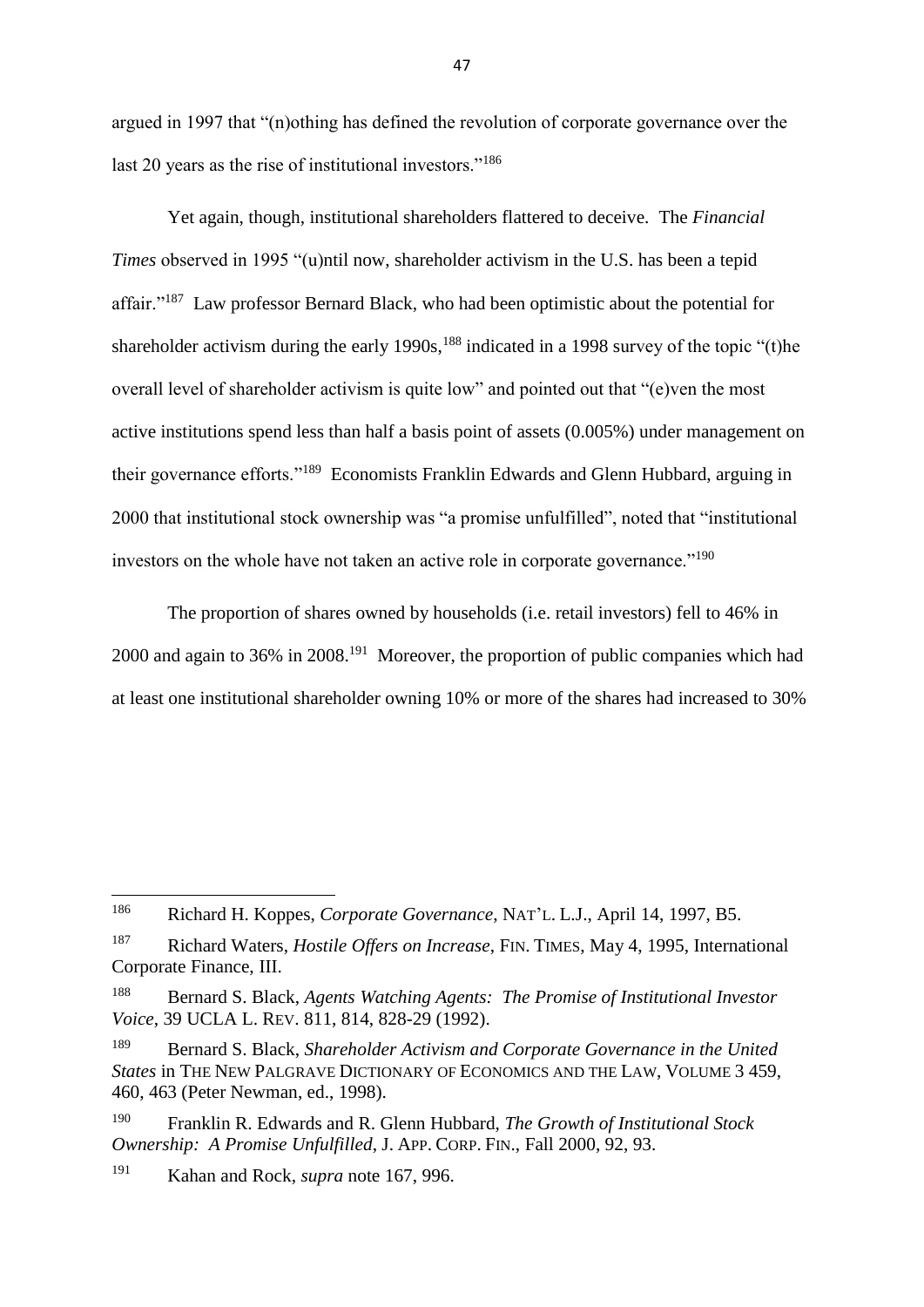argued in 1997 that "(n)othing has defined the revolution of corporate governance over the last 20 years as the rise of institutional investors."[186]

Yet again, though, institutional shareholders flattered to deceive. The *Financial Times* observed in 1995 "(u)ntil now, shareholder activism in the U.S. has been a tepid affair."[187] Law professor Bernard Black, who had been optimistic about the potential for shareholder activism during the early 1990s,[188] indicated in a 1998 survey of the topic "(t)he overall level of shareholder activism is quite low" and pointed out that "(e)ven the most active institutions spend less than half a basis point of assets (0.005%) under management on their governance efforts."[189] Economists Franklin Edwards and Glenn Hubbard, arguing in 2000 that institutional stock ownership was "a promise unfulfilled", noted that "institutional investors on the whole have not taken an active role in corporate governance."[190]

The proportion of shares owned by households (i.e. retail investors) fell to 46% in 2000 and again to 36% in 2008.[191] Moreover, the proportion of public companies which had at least one institutional shareholder owning 10% or more of the shares had increased to 30%

---

[186] Richard H. Koppes, *Corporate Governance*, NAT'L. L.J., April 14, 1997, B5.

[187] Richard Waters, *Hostile Offers on Increase*, FIN. TIMES, May 4, 1995, International Corporate Finance, III.

[188] Bernard S. Black, *Agents Watching Agents: The Promise of Institutional Investor Voice*, 39 UCLA L. REV. 811, 814, 828-29 (1992).

[189] Bernard S. Black, *Shareholder Activism and Corporate Governance in the United States* in THE NEW PALGRAVE DICTIONARY OF ECONOMICS AND THE LAW, VOLUME 3 459, 460, 463 (Peter Newman, ed., 1998).

[190] Franklin R. Edwards and R. Glenn Hubbard, *The Growth of Institutional Stock Ownership: A Promise Unfulfilled*, J. APP. CORP. FIN., Fall 2000, 92, 93.

[191] Kahan and Rock, *supra* note 167, 996.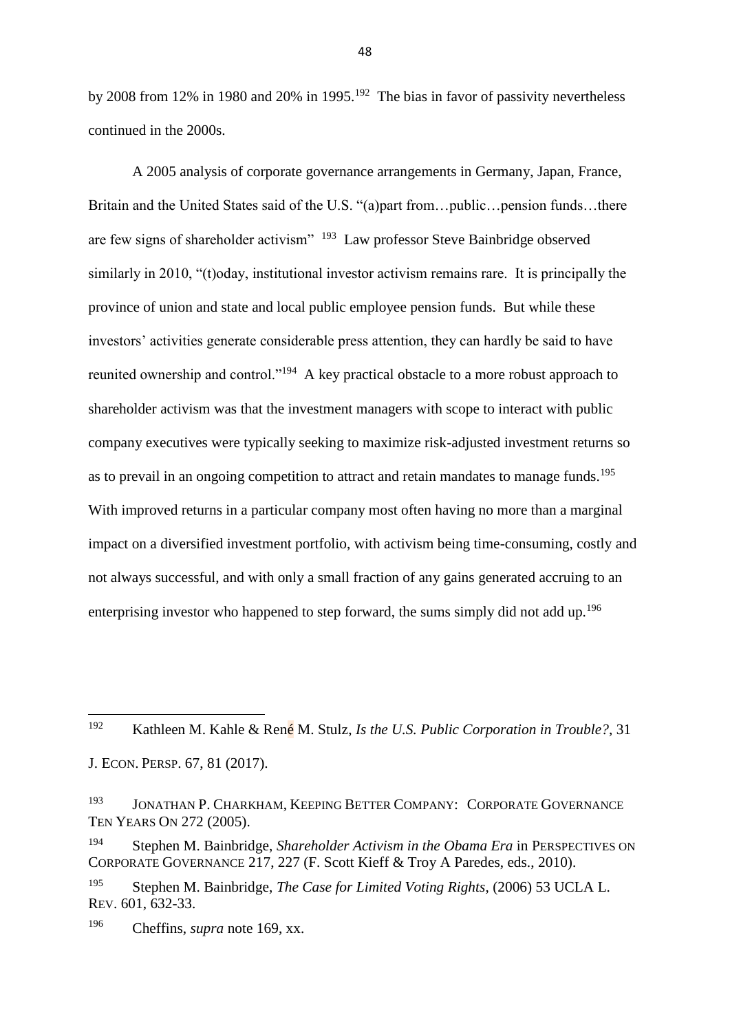by 2008 from 12% in 1980 and 20% in 1995.[192] The bias in favor of passivity nevertheless continued in the 2000s.

A 2005 analysis of corporate governance arrangements in Germany, Japan, France, Britain and the United States said of the U.S. "(a)part from…public…pension funds…there are few signs of shareholder activism" [193] Law professor Steve Bainbridge observed similarly in 2010, "(t)oday, institutional investor activism remains rare. It is principally the province of union and state and local public employee pension funds. But while these investors' activities generate considerable press attention, they can hardly be said to have reunited ownership and control."[194] A key practical obstacle to a more robust approach to shareholder activism was that the investment managers with scope to interact with public company executives were typically seeking to maximize risk-adjusted investment returns so as to prevail in an ongoing competition to attract and retain mandates to manage funds.[195] With improved returns in a particular company most often having no more than a marginal impact on a diversified investment portfolio, with activism being time-consuming, costly and not always successful, and with only a small fraction of any gains generated accruing to an enterprising investor who happened to step forward, the sums simply did not add up.[196]

---

[192] Kathleen M. Kahle & René M. Stulz, *Is the U.S. Public Corporation in Trouble?*, 31 J. ECON. PERSP. 67, 81 (2017).

[193] JONATHAN P. CHARKHAM, KEEPING BETTER COMPANY: CORPORATE GOVERNANCE TEN YEARS ON 272 (2005).

[194] Stephen M. Bainbridge, *Shareholder Activism in the Obama Era* in PERSPECTIVES ON CORPORATE GOVERNANCE 217, 227 (F. Scott Kieff & Troy A Paredes, eds., 2010).

[195] Stephen M. Bainbridge, *The Case for Limited Voting Rights*, (2006) 53 UCLA L. REV. 601, 632-33.

[196] Cheffins, *supra* note 169, xx.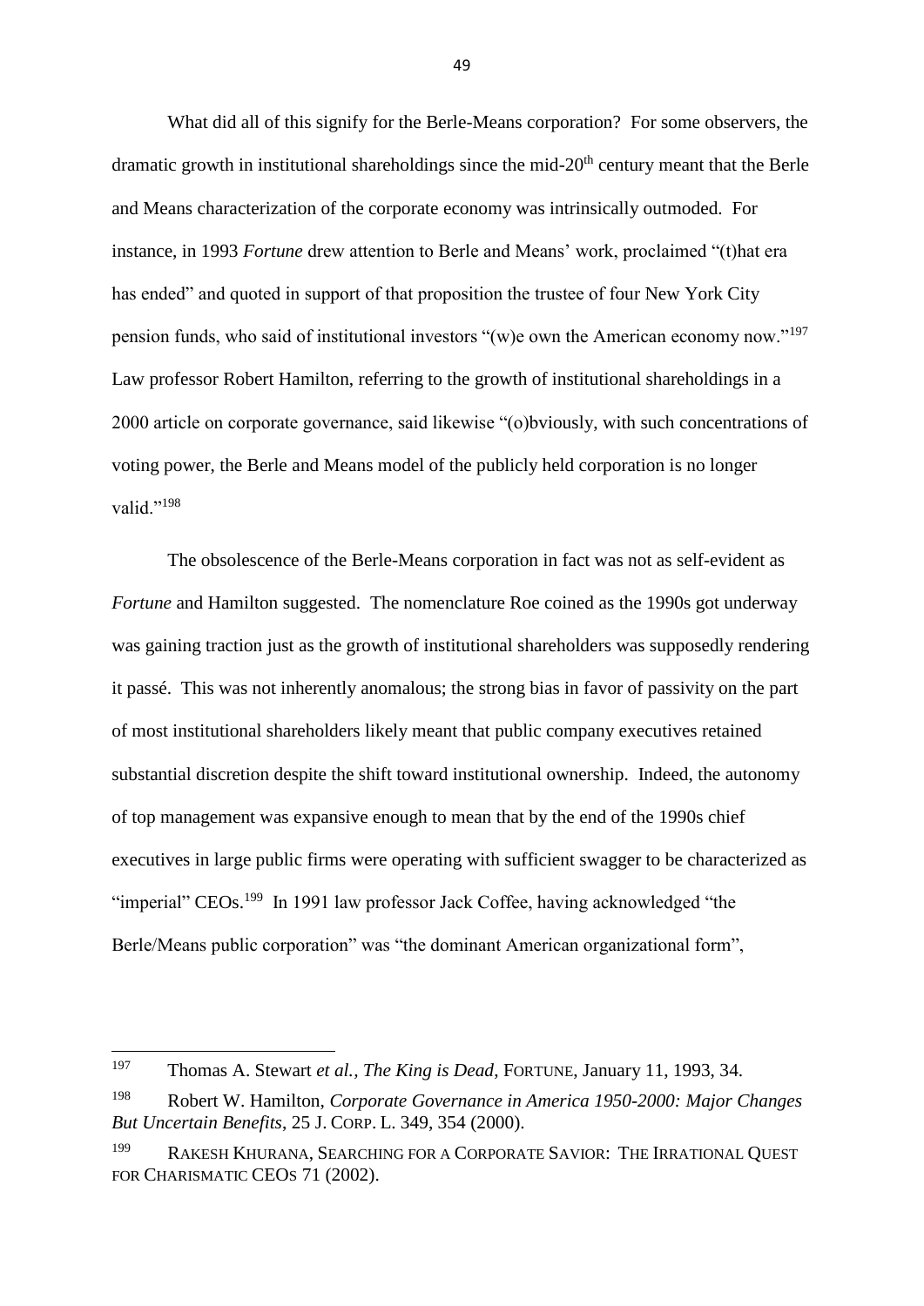What did all of this signify for the Berle-Means corporation? For some observers, the dramatic growth in institutional shareholdings since the mid-20th century meant that the Berle and Means characterization of the corporate economy was intrinsically outmoded. For instance, in 1993 *Fortune* drew attention to Berle and Means' work, proclaimed "(t)hat era has ended" and quoted in support of that proposition the trustee of four New York City pension funds, who said of institutional investors "(w)e own the American economy now."[197] Law professor Robert Hamilton, referring to the growth of institutional shareholdings in a 2000 article on corporate governance, said likewise "(o)bviously, with such concentrations of voting power, the Berle and Means model of the publicly held corporation is no longer valid."[198]

The obsolescence of the Berle-Means corporation in fact was not as self-evident as *Fortune* and Hamilton suggested. The nomenclature Roe coined as the 1990s got underway was gaining traction just as the growth of institutional shareholders was supposedly rendering it passé. This was not inherently anomalous; the strong bias in favor of passivity on the part of most institutional shareholders likely meant that public company executives retained substantial discretion despite the shift toward institutional ownership. Indeed, the autonomy of top management was expansive enough to mean that by the end of the 1990s chief executives in large public firms were operating with sufficient swagger to be characterized as "imperial" CEOs.[199] In 1991 law professor Jack Coffee, having acknowledged "the Berle/Means public corporation" was "the dominant American organizational form",

---

[197] Thomas A. Stewart *et al.*, *The King is Dead*, FORTUNE, January 11, 1993, 34.

[198] Robert W. Hamilton, *Corporate Governance in America 1950-2000: Major Changes But Uncertain Benefits*, 25 J. CORP. L. 349, 354 (2000).

[199] RAKESH KHURANA, SEARCHING FOR A CORPORATE SAVIOR: THE IRRATIONAL QUEST FOR CHARISMATIC CEOS 71 (2002).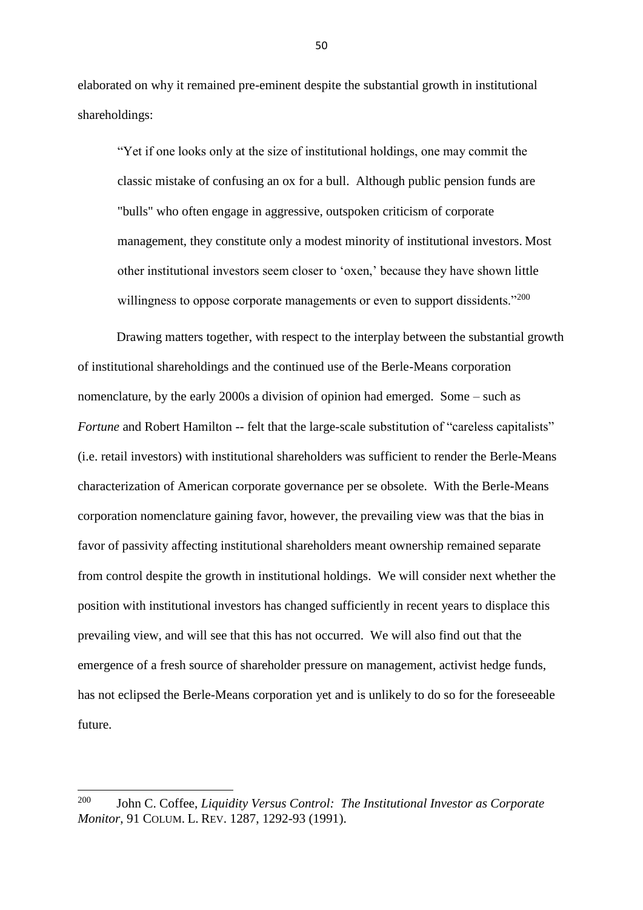elaborated on why it remained pre-eminent despite the substantial growth in institutional shareholdings:

> "Yet if one looks only at the size of institutional holdings, one may commit the classic mistake of confusing an ox for a bull. Although public pension funds are "bulls" who often engage in aggressive, outspoken criticism of corporate management, they constitute only a modest minority of institutional investors. Most other institutional investors seem closer to 'oxen,' because they have shown little willingness to oppose corporate managements or even to support dissidents."[200]

Drawing matters together, with respect to the interplay between the substantial growth of institutional shareholdings and the continued use of the Berle-Means corporation nomenclature, by the early 2000s a division of opinion had emerged. Some – such as *Fortune* and Robert Hamilton -- felt that the large-scale substitution of "careless capitalists" (i.e. retail investors) with institutional shareholders was sufficient to render the Berle-Means characterization of American corporate governance per se obsolete. With the Berle-Means corporation nomenclature gaining favor, however, the prevailing view was that the bias in favor of passivity affecting institutional shareholders meant ownership remained separate from control despite the growth in institutional holdings. We will consider next whether the position with institutional investors has changed sufficiently in recent years to displace this prevailing view, and will see that this has not occurred. We will also find out that the emergence of a fresh source of shareholder pressure on management, activist hedge funds, has not eclipsed the Berle-Means corporation yet and is unlikely to do so for the foreseeable future.

---

[200] John C. Coffee, *Liquidity Versus Control: The Institutional Investor as Corporate Monitor*, 91 COLUM. L. REV. 1287, 1292-93 (1991).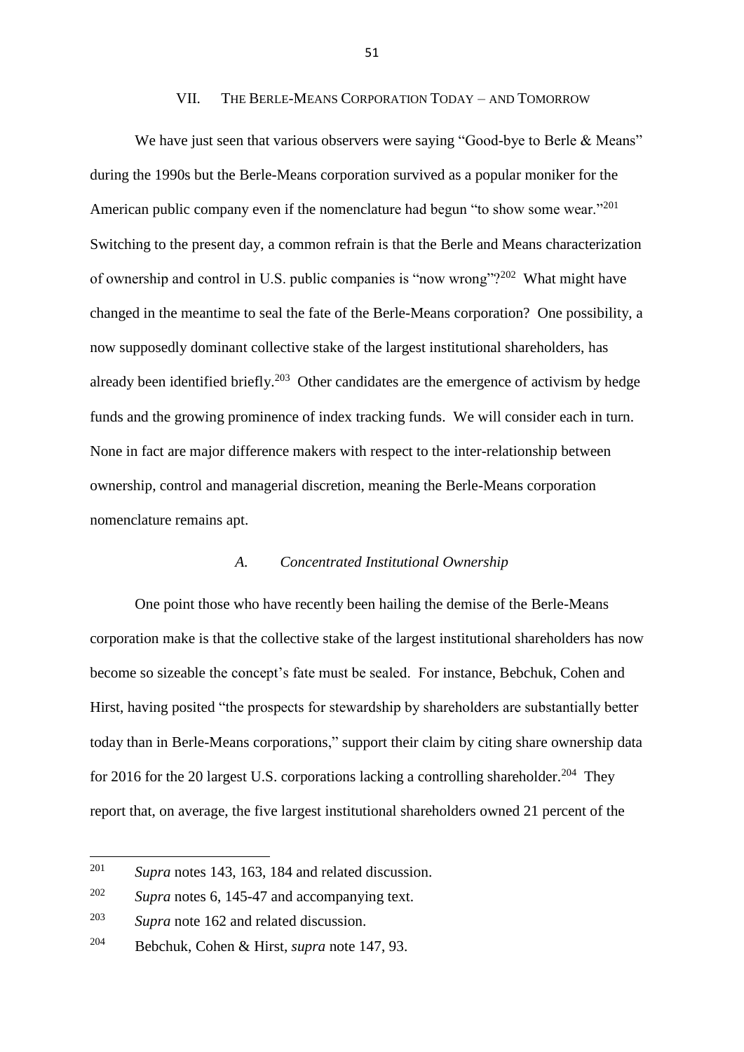## VII. THE BERLE-MEANS CORPORATION TODAY – AND TOMORROW

We have just seen that various observers were saying "Good-bye to Berle & Means" during the 1990s but the Berle-Means corporation survived as a popular moniker for the American public company even if the nomenclature had begun "to show some wear."[201] Switching to the present day, a common refrain is that the Berle and Means characterization of ownership and control in U.S. public companies is "now wrong"?[202] What might have changed in the meantime to seal the fate of the Berle-Means corporation? One possibility, a now supposedly dominant collective stake of the largest institutional shareholders, has already been identified briefly.[203] Other candidates are the emergence of activism by hedge funds and the growing prominence of index tracking funds. We will consider each in turn. None in fact are major difference makers with respect to the inter-relationship between ownership, control and managerial discretion, meaning the Berle-Means corporation nomenclature remains apt.

### *A. Concentrated Institutional Ownership*

One point those who have recently been hailing the demise of the Berle-Means corporation make is that the collective stake of the largest institutional shareholders has now become so sizeable the concept's fate must be sealed. For instance, Bebchuk, Cohen and Hirst, having posited "the prospects for stewardship by shareholders are substantially better today than in Berle-Means corporations," support their claim by citing share ownership data for 2016 for the 20 largest U.S. corporations lacking a controlling shareholder.[204] They report that, on average, the five largest institutional shareholders owned 21 percent of the

---

[201] *Supra* notes 143, 163, 184 and related discussion.

[202] *Supra* notes 6, 145-47 and accompanying text.

[203] *Supra* note 162 and related discussion.

[204] Bebchuk, Cohen & Hirst, *supra* note 147, 93.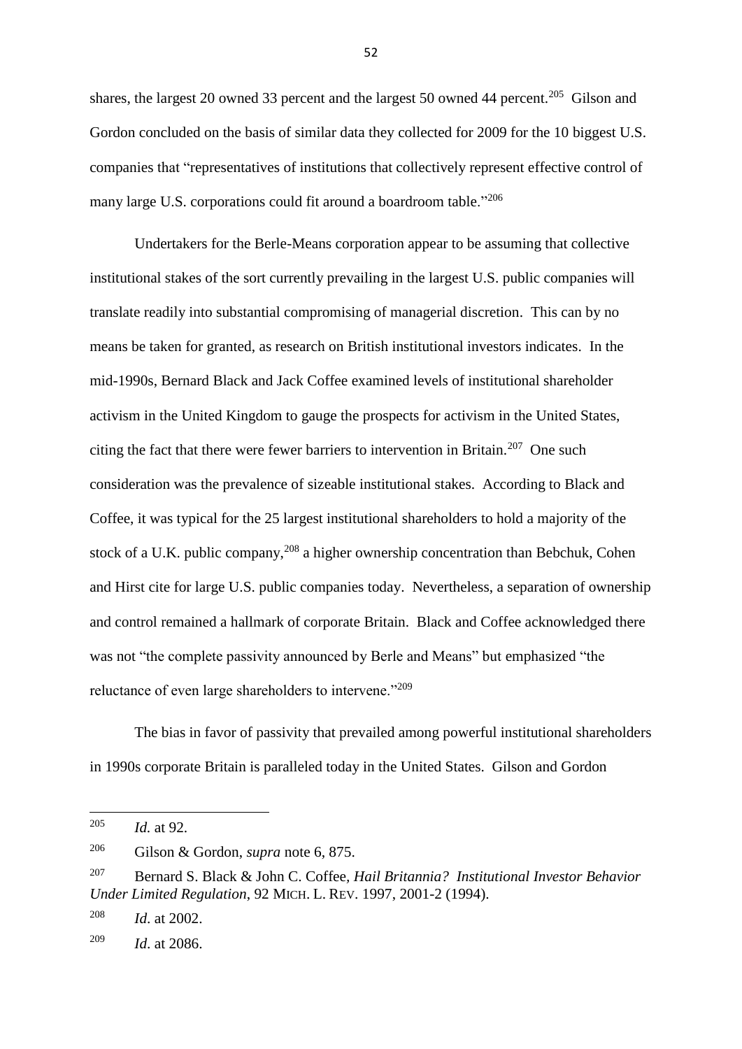shares, the largest 20 owned 33 percent and the largest 50 owned 44 percent.[205] Gilson and Gordon concluded on the basis of similar data they collected for 2009 for the 10 biggest U.S. companies that "representatives of institutions that collectively represent effective control of many large U.S. corporations could fit around a boardroom table."[206]

Undertakers for the Berle-Means corporation appear to be assuming that collective institutional stakes of the sort currently prevailing in the largest U.S. public companies will translate readily into substantial compromising of managerial discretion. This can by no means be taken for granted, as research on British institutional investors indicates. In the mid-1990s, Bernard Black and Jack Coffee examined levels of institutional shareholder activism in the United Kingdom to gauge the prospects for activism in the United States, citing the fact that there were fewer barriers to intervention in Britain.[207] One such consideration was the prevalence of sizeable institutional stakes. According to Black and Coffee, it was typical for the 25 largest institutional shareholders to hold a majority of the stock of a U.K. public company,[208] a higher ownership concentration than Bebchuk, Cohen and Hirst cite for large U.S. public companies today. Nevertheless, a separation of ownership and control remained a hallmark of corporate Britain. Black and Coffee acknowledged there was not "the complete passivity announced by Berle and Means" but emphasized "the reluctance of even large shareholders to intervene."[209]

The bias in favor of passivity that prevailed among powerful institutional shareholders in 1990s corporate Britain is paralleled today in the United States. Gilson and Gordon

---

[205] *Id.* at 92.

[206] Gilson & Gordon, *supra* note 6, 875.

[207] Bernard S. Black & John C. Coffee, *Hail Britannia? Institutional Investor Behavior Under Limited Regulation*, 92 MICH. L. REV. 1997, 2001-2 (1994).

[208] *Id.* at 2002.

[209] *Id.* at 2086.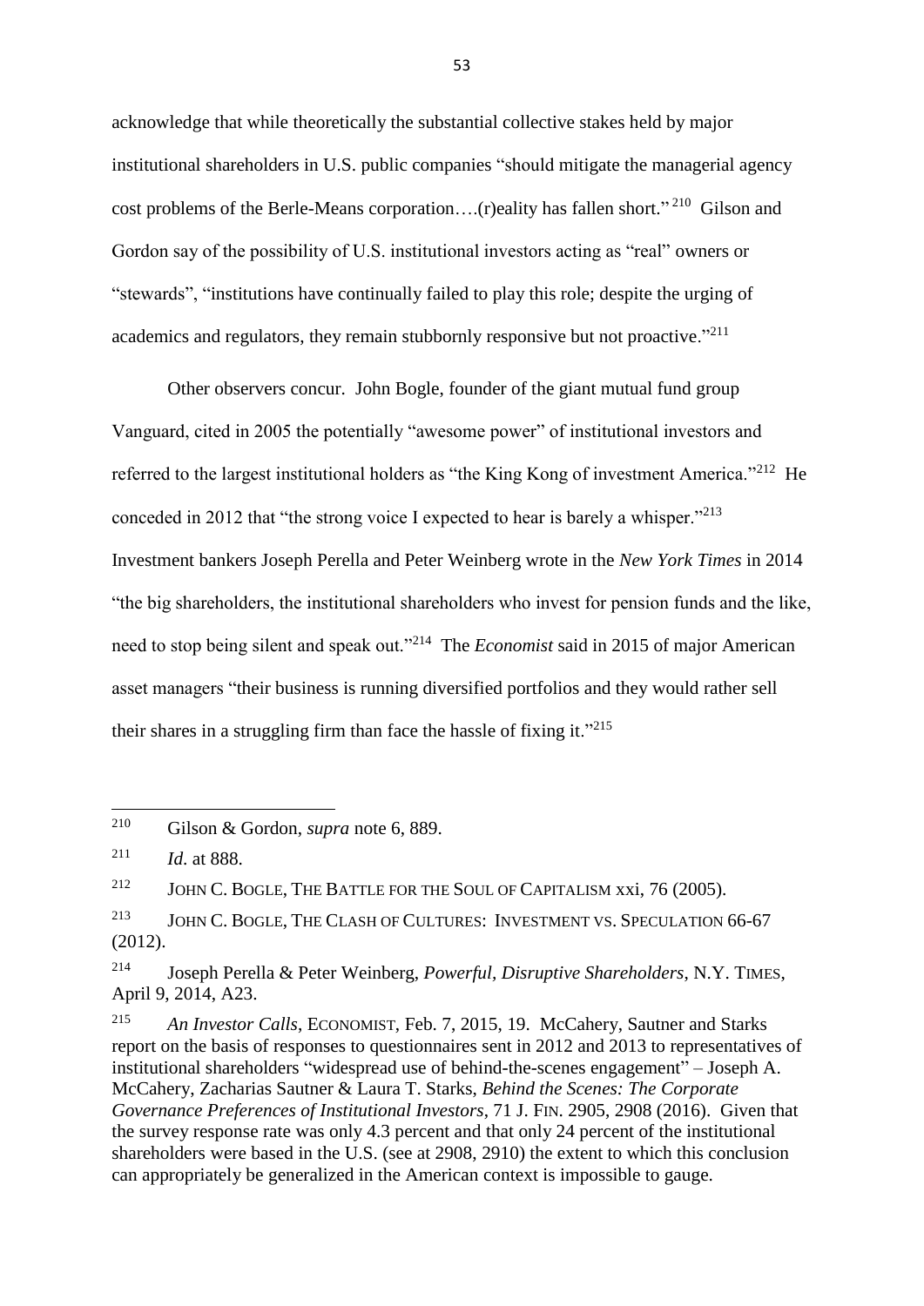acknowledge that while theoretically the substantial collective stakes held by major institutional shareholders in U.S. public companies "should mitigate the managerial agency cost problems of the Berle-Means corporation….(r)eality has fallen short." [210] Gilson and Gordon say of the possibility of U.S. institutional investors acting as "real" owners or "stewards", "institutions have continually failed to play this role; despite the urging of academics and regulators, they remain stubbornly responsive but not proactive."[211]

Other observers concur. John Bogle, founder of the giant mutual fund group Vanguard, cited in 2005 the potentially "awesome power" of institutional investors and referred to the largest institutional holders as "the King Kong of investment America."[212] He conceded in 2012 that "the strong voice I expected to hear is barely a whisper."[213] Investment bankers Joseph Perella and Peter Weinberg wrote in the *New York Times* in 2014 "the big shareholders, the institutional shareholders who invest for pension funds and the like, need to stop being silent and speak out."[214] The *Economist* said in 2015 of major American asset managers "their business is running diversified portfolios and they would rather sell their shares in a struggling firm than face the hassle of fixing it."[215]

---

[210] Gilson & Gordon, *supra* note 6, 889.

[211] *Id.* at 888.

[212] JOHN C. BOGLE, THE BATTLE FOR THE SOUL OF CAPITALISM xxi, 76 (2005).

[213] JOHN C. BOGLE, THE CLASH OF CULTURES: INVESTMENT VS. SPECULATION 66-67 (2012).

[214] Joseph Perella & Peter Weinberg, *Powerful, Disruptive Shareholders*, N.Y. TIMES, April 9, 2014, A23.

[215] *An Investor Calls*, ECONOMIST, Feb. 7, 2015, 19. McCahery, Sautner and Starks report on the basis of responses to questionnaires sent in 2012 and 2013 to representatives of institutional shareholders "widespread use of behind-the-scenes engagement" – Joseph A. McCahery, Zacharias Sautner & Laura T. Starks, *Behind the Scenes: The Corporate Governance Preferences of Institutional Investors*, 71 J. FIN. 2905, 2908 (2016). Given that the survey response rate was only 4.3 percent and that only 24 percent of the institutional shareholders were based in the U.S. (see at 2908, 2910) the extent to which this conclusion can appropriately be generalized in the American context is impossible to gauge.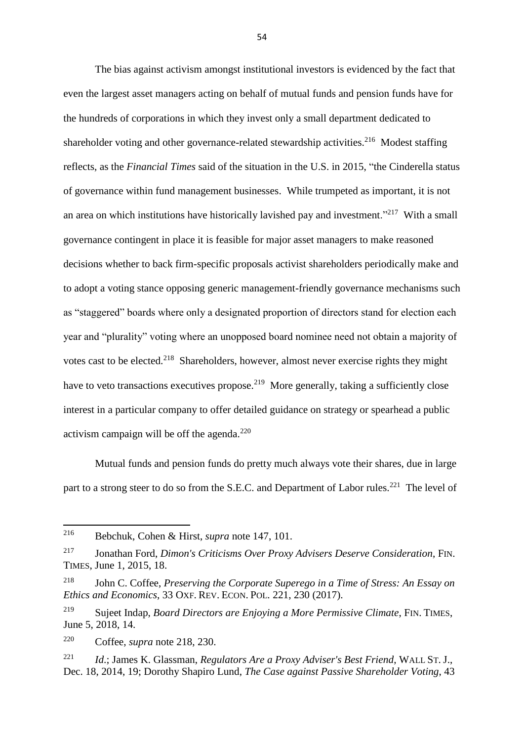The bias against activism amongst institutional investors is evidenced by the fact that even the largest asset managers acting on behalf of mutual funds and pension funds have for the hundreds of corporations in which they invest only a small department dedicated to shareholder voting and other governance-related stewardship activities.[216] Modest staffing reflects, as the *Financial Times* said of the situation in the U.S. in 2015, "the Cinderella status of governance within fund management businesses. While trumpeted as important, it is not an area on which institutions have historically lavished pay and investment."[217] With a small governance contingent in place it is feasible for major asset managers to make reasoned decisions whether to back firm-specific proposals activist shareholders periodically make and to adopt a voting stance opposing generic management-friendly governance mechanisms such as "staggered" boards where only a designated proportion of directors stand for election each year and "plurality" voting where an unopposed board nominee need not obtain a majority of votes cast to be elected.[218] Shareholders, however, almost never exercise rights they might have to veto transactions executives propose.[219] More generally, taking a sufficiently close interest in a particular company to offer detailed guidance on strategy or spearhead a public activism campaign will be off the agenda.[220]

Mutual funds and pension funds do pretty much always vote their shares, due in large part to a strong steer to do so from the S.E.C. and Department of Labor rules.[221] The level of

---

[216] Bebchuk, Cohen & Hirst, *supra* note 147, 101.

[217] Jonathan Ford, *Dimon's Criticisms Over Proxy Advisers Deserve Consideration*, FIN. TIMES, June 1, 2015, 18.

[218] John C. Coffee, *Preserving the Corporate Superego in a Time of Stress: An Essay on Ethics and Economics*, 33 OXF. REV. ECON. POL. 221, 230 (2017).

[219] Sujeet Indap, *Board Directors are Enjoying a More Permissive Climate*, FIN. TIMES, June 5, 2018, 14.

[220] Coffee, *supra* note 218, 230.

[221] *Id.*; James K. Glassman, *Regulators Are a Proxy Adviser's Best Friend*, WALL ST. J., Dec. 18, 2014, 19; Dorothy Shapiro Lund, *The Case against Passive Shareholder Voting*, 43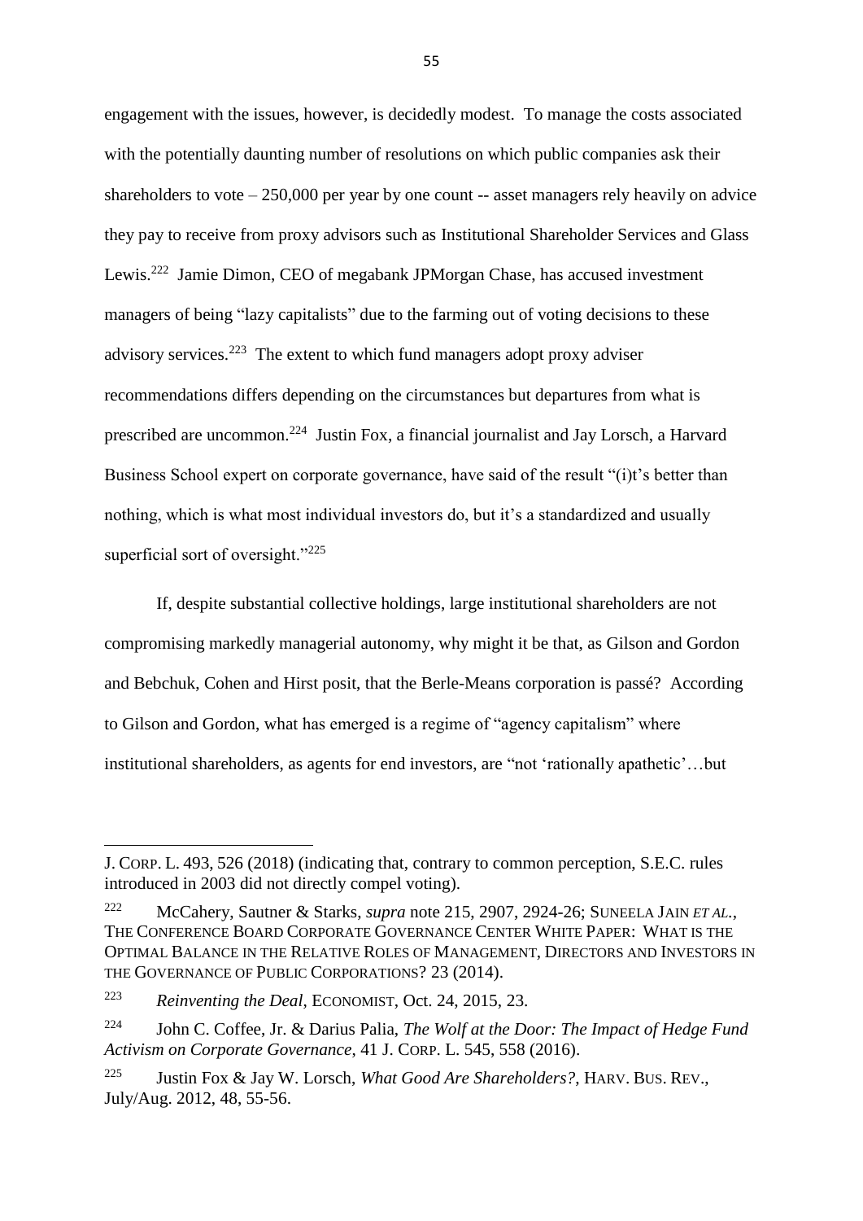engagement with the issues, however, is decidedly modest. To manage the costs associated with the potentially daunting number of resolutions on which public companies ask their shareholders to vote – 250,000 per year by one count -- asset managers rely heavily on advice they pay to receive from proxy advisors such as Institutional Shareholder Services and Glass Lewis.[222] Jamie Dimon, CEO of megabank JPMorgan Chase, has accused investment managers of being "lazy capitalists" due to the farming out of voting decisions to these advisory services.[223] The extent to which fund managers adopt proxy adviser recommendations differs depending on the circumstances but departures from what is prescribed are uncommon.[224] Justin Fox, a financial journalist and Jay Lorsch, a Harvard Business School expert on corporate governance, have said of the result "(i)t's better than nothing, which is what most individual investors do, but it's a standardized and usually superficial sort of oversight."[225]

If, despite substantial collective holdings, large institutional shareholders are not compromising markedly managerial autonomy, why might it be that, as Gilson and Gordon and Bebchuk, Cohen and Hirst posit, that the Berle-Means corporation is passé? According to Gilson and Gordon, what has emerged is a regime of "agency capitalism" where institutional shareholders, as agents for end investors, are "not 'rationally apathetic'…but

---

J. CORP. L. 493, 526 (2018) (indicating that, contrary to common perception, S.E.C. rules introduced in 2003 did not directly compel voting).

[222] McCahery, Sautner & Starks, *supra* note 215, 2907, 2924-26; SUNEELA JAIN *ET AL.*, THE CONFERENCE BOARD CORPORATE GOVERNANCE CENTER WHITE PAPER: WHAT IS THE OPTIMAL BALANCE IN THE RELATIVE ROLES OF MANAGEMENT, DIRECTORS AND INVESTORS IN THE GOVERNANCE OF PUBLIC CORPORATIONS? 23 (2014).

[223] *Reinventing the Deal*, ECONOMIST, Oct. 24, 2015, 23.

[224] John C. Coffee, Jr. & Darius Palia, *The Wolf at the Door: The Impact of Hedge Fund Activism on Corporate Governance*, 41 J. CORP. L. 545, 558 (2016).

[225] Justin Fox & Jay W. Lorsch, *What Good Are Shareholders?*, HARV. BUS. REV., July/Aug. 2012, 48, 55-56.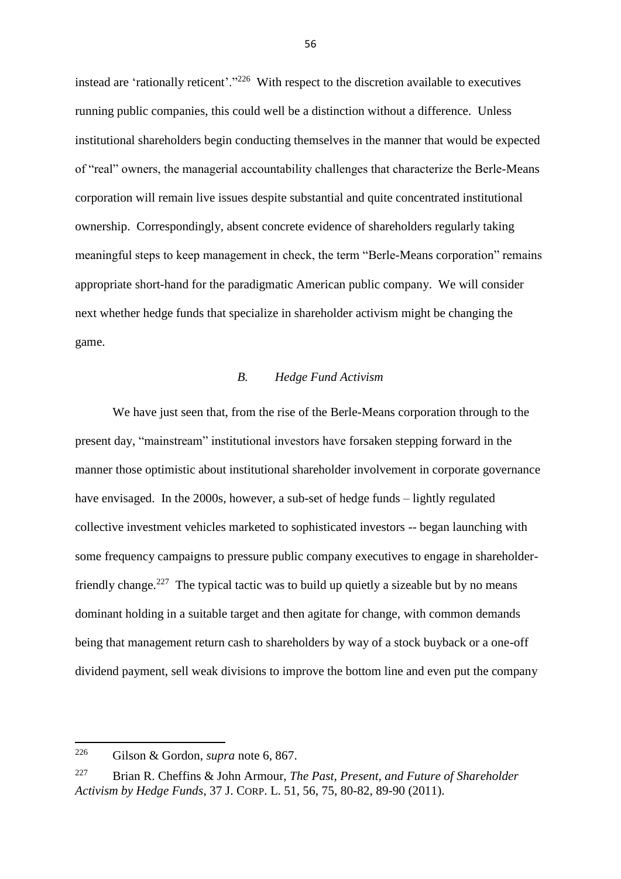instead are 'rationally reticent'."[226] With respect to the discretion available to executives running public companies, this could well be a distinction without a difference. Unless institutional shareholders begin conducting themselves in the manner that would be expected of "real" owners, the managerial accountability challenges that characterize the Berle-Means corporation will remain live issues despite substantial and quite concentrated institutional ownership. Correspondingly, absent concrete evidence of shareholders regularly taking meaningful steps to keep management in check, the term "Berle-Means corporation" remains appropriate short-hand for the paradigmatic American public company. We will consider next whether hedge funds that specialize in shareholder activism might be changing the game.

### *B. Hedge Fund Activism*

We have just seen that, from the rise of the Berle-Means corporation through to the present day, "mainstream" institutional investors have forsaken stepping forward in the manner those optimistic about institutional shareholder involvement in corporate governance have envisaged. In the 2000s, however, a sub-set of hedge funds – lightly regulated collective investment vehicles marketed to sophisticated investors -- began launching with some frequency campaigns to pressure public company executives to engage in shareholder-friendly change.[227] The typical tactic was to build up quietly a sizeable but by no means dominant holding in a suitable target and then agitate for change, with common demands being that management return cash to shareholders by way of a stock buyback or a one-off dividend payment, sell weak divisions to improve the bottom line and even put the company

---

[226] Gilson & Gordon, *supra* note 6, 867.

[227] Brian R. Cheffins & John Armour, *The Past, Present, and Future of Shareholder Activism by Hedge Funds*, 37 J. CORP. L. 51, 56, 75, 80-82, 89-90 (2011).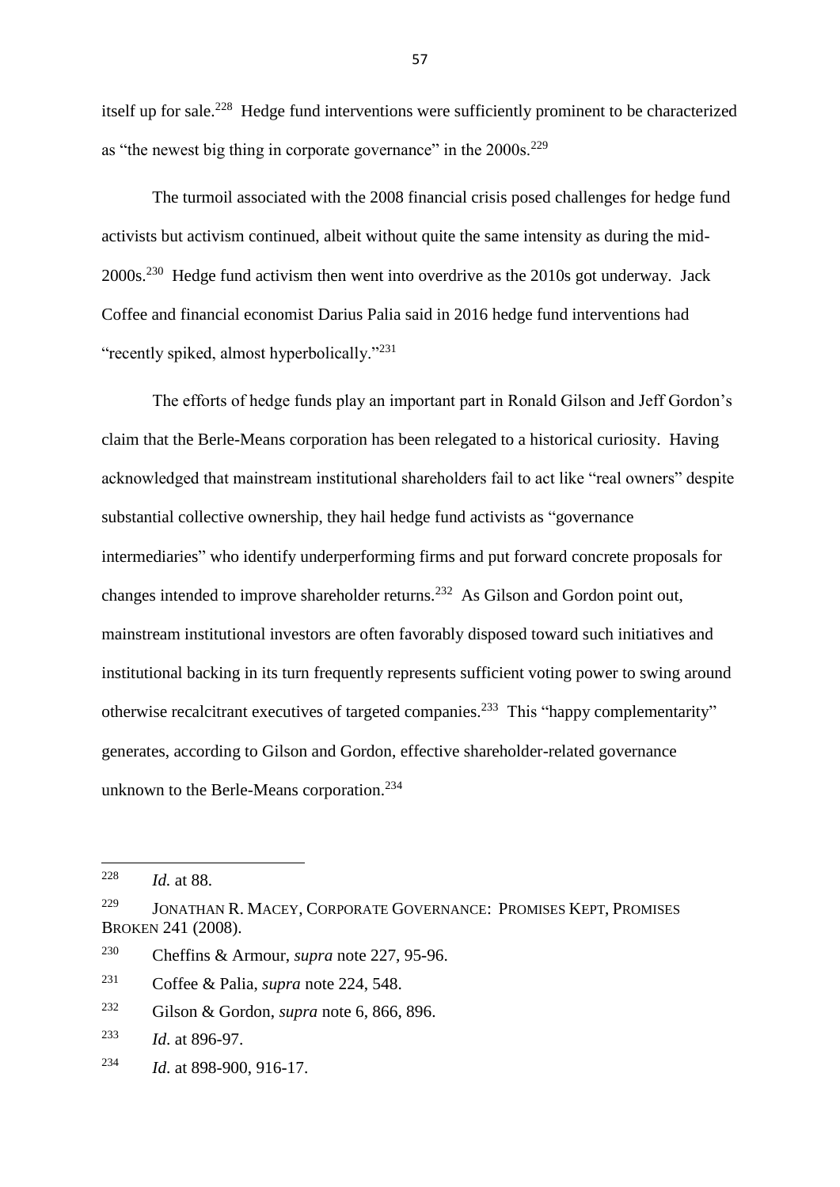itself up for sale.[228] Hedge fund interventions were sufficiently prominent to be characterized as "the newest big thing in corporate governance" in the 2000s.[229]

The turmoil associated with the 2008 financial crisis posed challenges for hedge fund activists but activism continued, albeit without quite the same intensity as during the mid-2000s.[230] Hedge fund activism then went into overdrive as the 2010s got underway. Jack Coffee and financial economist Darius Palia said in 2016 hedge fund interventions had "recently spiked, almost hyperbolically."[231]

The efforts of hedge funds play an important part in Ronald Gilson and Jeff Gordon's claim that the Berle-Means corporation has been relegated to a historical curiosity. Having acknowledged that mainstream institutional shareholders fail to act like "real owners" despite substantial collective ownership, they hail hedge fund activists as "governance intermediaries" who identify underperforming firms and put forward concrete proposals for changes intended to improve shareholder returns.[232] As Gilson and Gordon point out, mainstream institutional investors are often favorably disposed toward such initiatives and institutional backing in its turn frequently represents sufficient voting power to swing around otherwise recalcitrant executives of targeted companies.[233] This "happy complementarity" generates, according to Gilson and Gordon, effective shareholder-related governance unknown to the Berle-Means corporation.[234]

---

[228] *Id.* at 88.

[229] JONATHAN R. MACEY, CORPORATE GOVERNANCE: PROMISES KEPT, PROMISES BROKEN 241 (2008).

[230] Cheffins & Armour, *supra* note 227, 95-96.

[231] Coffee & Palia, *supra* note 224, 548.

[232] Gilson & Gordon, *supra* note 6, 866, 896.

[233] *Id.* at 896-97.

[234] *Id.* at 898-900, 916-17.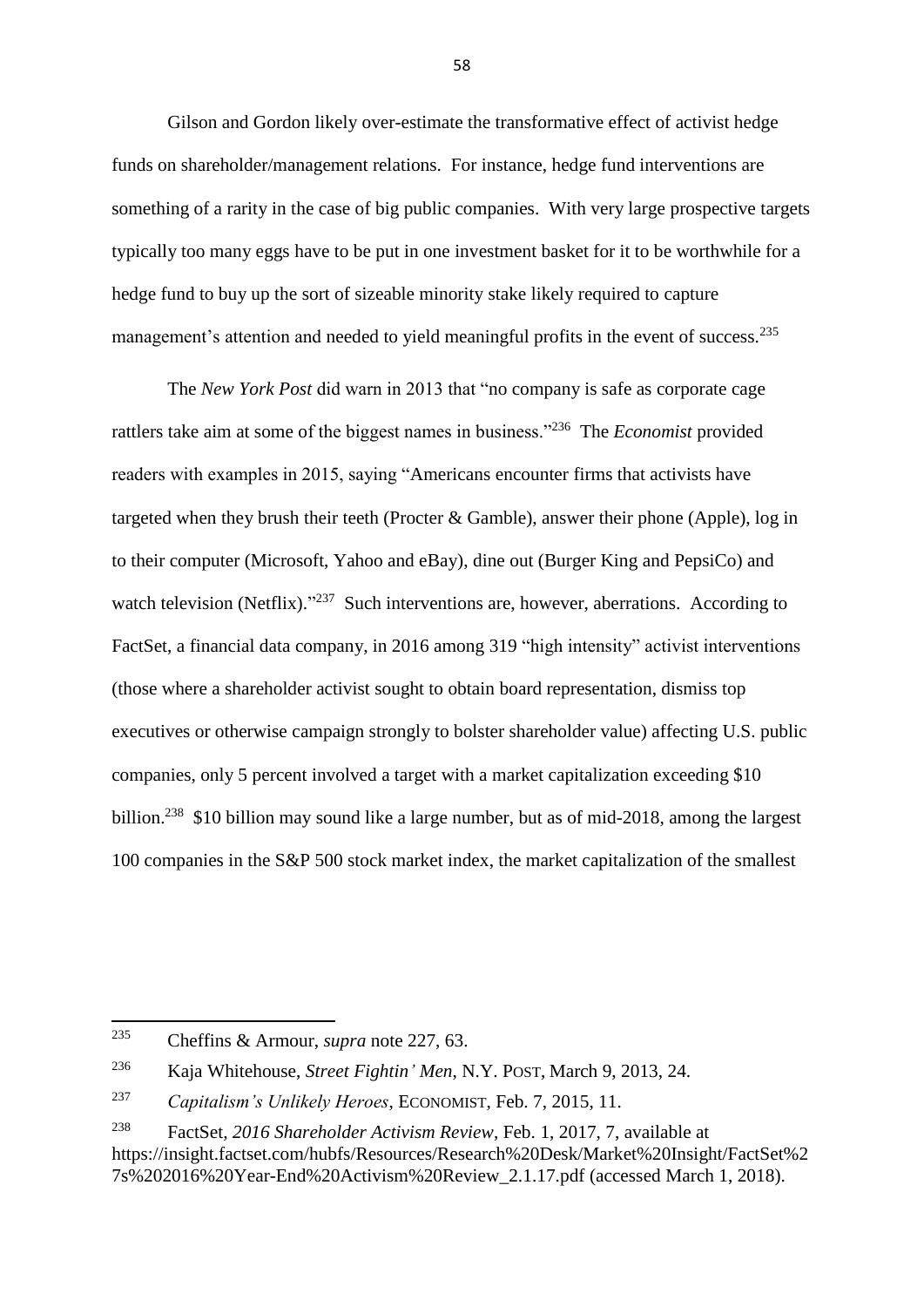Gilson and Gordon likely over-estimate the transformative effect of activist hedge funds on shareholder/management relations. For instance, hedge fund interventions are something of a rarity in the case of big public companies. With very large prospective targets typically too many eggs have to be put in one investment basket for it to be worthwhile for a hedge fund to buy up the sort of sizeable minority stake likely required to capture management's attention and needed to yield meaningful profits in the event of success.[235]

The *New York Post* did warn in 2013 that "no company is safe as corporate cage rattlers take aim at some of the biggest names in business."[236] The *Economist* provided readers with examples in 2015, saying "Americans encounter firms that activists have targeted when they brush their teeth (Procter & Gamble), answer their phone (Apple), log in to their computer (Microsoft, Yahoo and eBay), dine out (Burger King and PepsiCo) and watch television (Netflix)."[237] Such interventions are, however, aberrations. According to FactSet, a financial data company, in 2016 among 319 "high intensity" activist interventions (those where a shareholder activist sought to obtain board representation, dismiss top executives or otherwise campaign strongly to bolster shareholder value) affecting U.S. public companies, only 5 percent involved a target with a market capitalization exceeding $10 billion.[238] $10 billion may sound like a large number, but as of mid-2018, among the largest 100 companies in the S&P 500 stock market index, the market capitalization of the smallest

---

[235] Cheffins & Armour, *supra* note 227, 63.

[236] Kaja Whitehouse, *Street Fightin' Men*, N.Y. POST, March 9, 2013, 24.

[237] *Capitalism's Unlikely Heroes*, ECONOMIST, Feb. 7, 2015, 11.

[238] FactSet, *2016 Shareholder Activism Review*, Feb. 1, 2017, 7, available at https://insight.factset.com/hubfs/Resources/Research%20Desk/Market%20Insight/FactSet%27s%202016%20Year-End%20Activism%20Review_2.1.17.pdf (accessed March 1, 2018).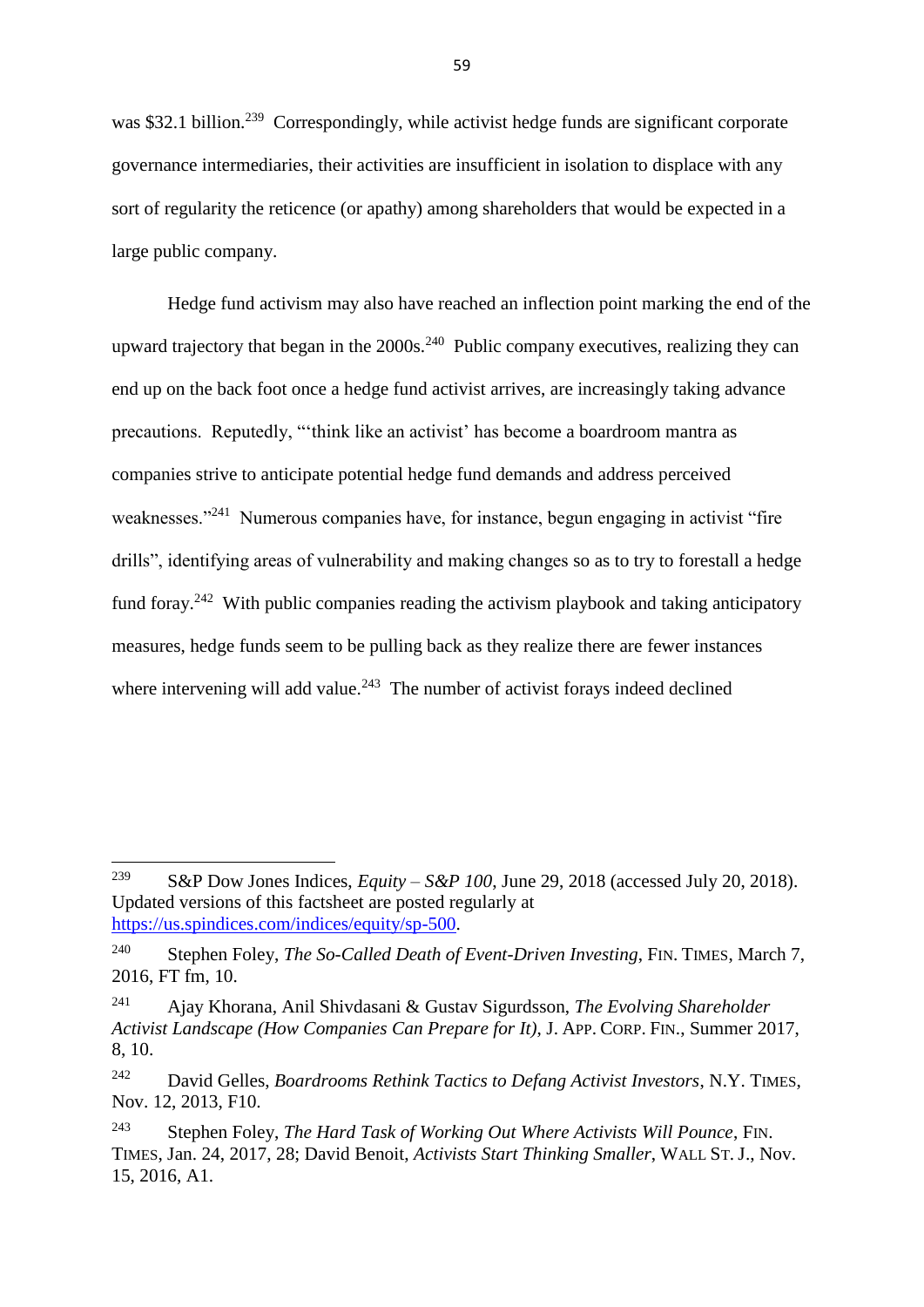was $32.1 billion.[239] Correspondingly, while activist hedge funds are significant corporate governance intermediaries, their activities are insufficient in isolation to displace with any sort of regularity the reticence (or apathy) among shareholders that would be expected in a large public company.

Hedge fund activism may also have reached an inflection point marking the end of the upward trajectory that began in the 2000s.[240] Public company executives, realizing they can end up on the back foot once a hedge fund activist arrives, are increasingly taking advance precautions. Reputedly, "'think like an activist' has become a boardroom mantra as companies strive to anticipate potential hedge fund demands and address perceived weaknesses."[241] Numerous companies have, for instance, begun engaging in activist "fire drills", identifying areas of vulnerability and making changes so as to try to forestall a hedge fund foray.[242] With public companies reading the activism playbook and taking anticipatory measures, hedge funds seem to be pulling back as they realize there are fewer instances where intervening will add value.[243] The number of activist forays indeed declined

---

[239] S&P Dow Jones Indices, *Equity – S&P 100*, June 29, 2018 (accessed July 20, 2018). Updated versions of this factsheet are posted regularly at https://us.spindices.com/indices/equity/sp-500.

[240] Stephen Foley, *The So-Called Death of Event-Driven Investing*, FIN. TIMES, March 7, 2016, FT fm, 10.

[241] Ajay Khorana, Anil Shivdasani & Gustav Sigurdsson, *The Evolving Shareholder Activist Landscape (How Companies Can Prepare for It)*, J. APP. CORP. FIN., Summer 2017, 8, 10.

[242] David Gelles, *Boardrooms Rethink Tactics to Defang Activist Investors*, N.Y. TIMES, Nov. 12, 2013, F10.

[243] Stephen Foley, *The Hard Task of Working Out Where Activists Will Pounce*, FIN. TIMES, Jan. 24, 2017, 28; David Benoit, *Activists Start Thinking Smaller*, WALL ST. J., Nov. 15, 2016, A1.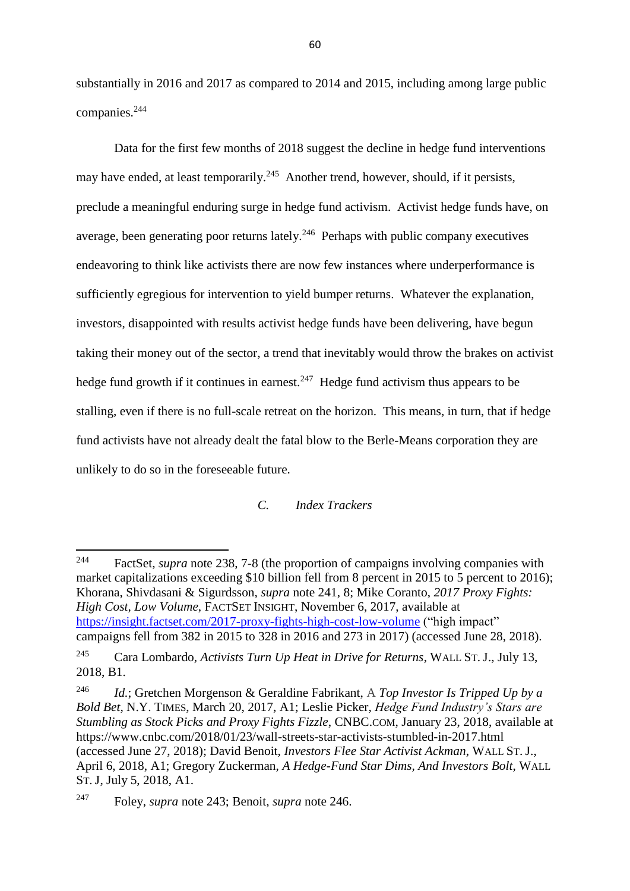substantially in 2016 and 2017 as compared to 2014 and 2015, including among large public companies.[244]

Data for the first few months of 2018 suggest the decline in hedge fund interventions may have ended, at least temporarily.[245] Another trend, however, should, if it persists, preclude a meaningful enduring surge in hedge fund activism. Activist hedge funds have, on average, been generating poor returns lately.[246] Perhaps with public company executives endeavoring to think like activists there are now few instances where underperformance is sufficiently egregious for intervention to yield bumper returns. Whatever the explanation, investors, disappointed with results activist hedge funds have been delivering, have begun taking their money out of the sector, a trend that inevitably would throw the brakes on activist hedge fund growth if it continues in earnest.[247] Hedge fund activism thus appears to be stalling, even if there is no full-scale retreat on the horizon. This means, in turn, that if hedge fund activists have not already dealt the fatal blow to the Berle-Means corporation they are unlikely to do so in the foreseeable future.

### *C. Index Trackers*

---

[244] FactSet, *supra* note 238, 7-8 (the proportion of campaigns involving companies with market capitalizations exceeding $10 billion fell from 8 percent in 2015 to 5 percent to 2016); Khorana, Shivdasani & Sigurdsson, *supra* note 241, 8; Mike Coranto, *2017 Proxy Fights: High Cost, Low Volume*, FACTSET INSIGHT, November 6, 2017, available at https://insight.factset.com/2017-proxy-fights-high-cost-low-volume ("high impact" campaigns fell from 382 in 2015 to 328 in 2016 and 273 in 2017) (accessed June 28, 2018).

[245] Cara Lombardo, *Activists Turn Up Heat in Drive for Returns*, WALL ST. J., July 13, 2018, B1.

[246] *Id.*; Gretchen Morgenson & Geraldine Fabrikant, *A Top Investor Is Tripped Up by a Bold Bet*, N.Y. TIMES, March 20, 2017, A1; Leslie Picker, *Hedge Fund Industry's Stars are Stumbling as Stock Picks and Proxy Fights Fizzle*, CNBC.COM, January 23, 2018, available at https://www.cnbc.com/2018/01/23/wall-streets-star-activists-stumbled-in-2017.html (accessed June 27, 2018); David Benoit, *Investors Flee Star Activist Ackman*, WALL ST. J., April 6, 2018, A1; Gregory Zuckerman, *A Hedge-Fund Star Dims, And Investors Bolt*, WALL ST. J, July 5, 2018, A1.

[247] Foley, *supra* note 243; Benoit, *supra* note 246.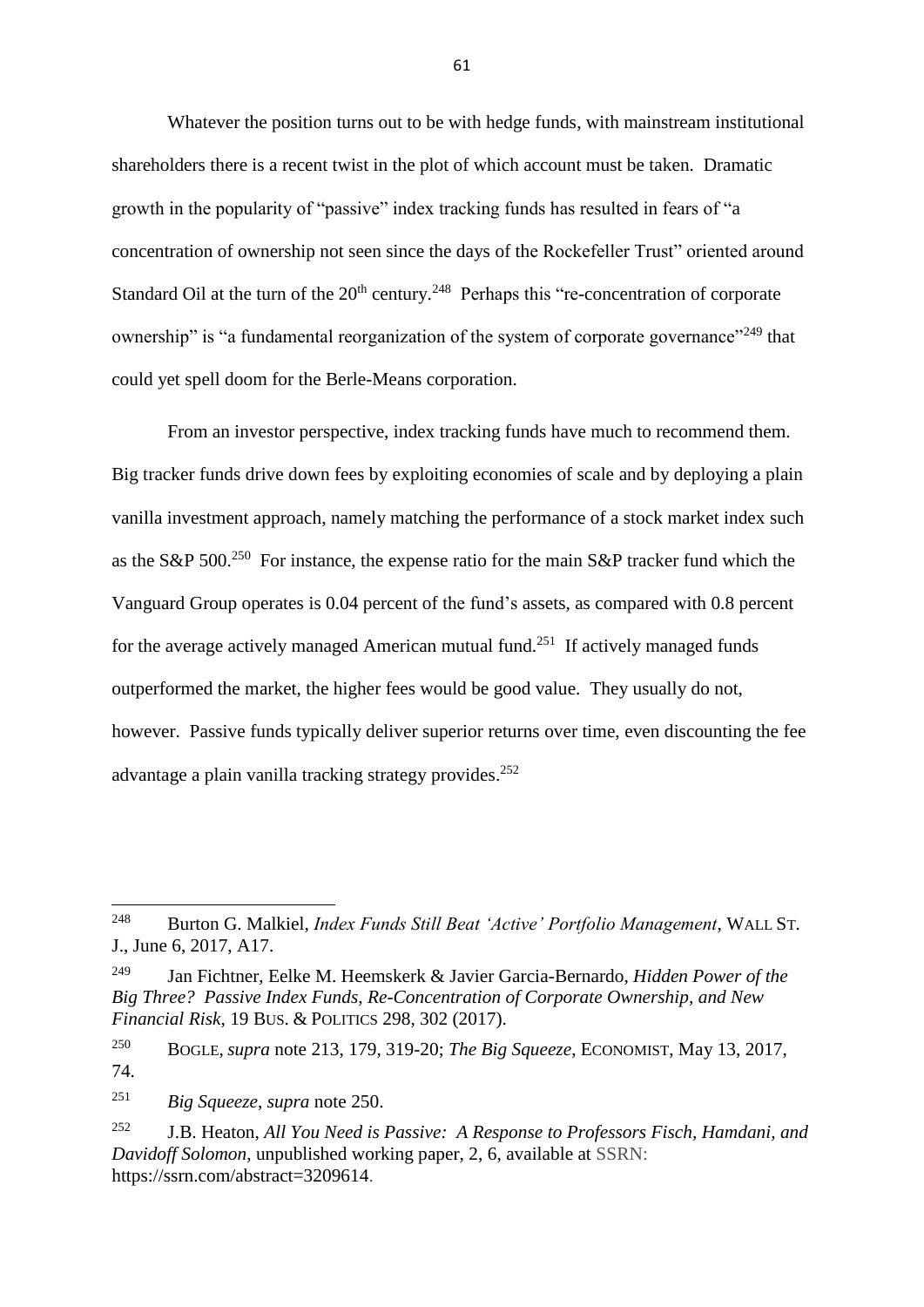Whatever the position turns out to be with hedge funds, with mainstream institutional shareholders there is a recent twist in the plot of which account must be taken. Dramatic growth in the popularity of "passive" index tracking funds has resulted in fears of "a concentration of ownership not seen since the days of the Rockefeller Trust" oriented around Standard Oil at the turn of the 20th century.[248] Perhaps this "re-concentration of corporate ownership" is "a fundamental reorganization of the system of corporate governance"[249] that could yet spell doom for the Berle-Means corporation.

From an investor perspective, index tracking funds have much to recommend them. Big tracker funds drive down fees by exploiting economies of scale and by deploying a plain vanilla investment approach, namely matching the performance of a stock market index such as the S&P 500.[250] For instance, the expense ratio for the main S&P tracker fund which the Vanguard Group operates is 0.04 percent of the fund's assets, as compared with 0.8 percent for the average actively managed American mutual fund.[251] If actively managed funds outperformed the market, the higher fees would be good value. They usually do not, however. Passive funds typically deliver superior returns over time, even discounting the fee advantage a plain vanilla tracking strategy provides.[252]

---

[248] Burton G. Malkiel, *Index Funds Still Beat 'Active' Portfolio Management*, WALL ST. J., June 6, 2017, A17.

[249] Jan Fichtner, Eelke M. Heemskerk & Javier Garcia-Bernardo, *Hidden Power of the Big Three? Passive Index Funds, Re-Concentration of Corporate Ownership, and New Financial Risk*, 19 BUS. & POLITICS 298, 302 (2017).

[250] BOGLE, *supra* note 213, 179, 319-20; *The Big Squeeze*, ECONOMIST, May 13, 2017, 74.

[251] *Big Squeeze*, *supra* note 250.

[252] J.B. Heaton, *All You Need is Passive: A Response to Professors Fisch, Hamdani, and Davidoff Solomon*, unpublished working paper, 2, 6, available at SSRN: https://ssrn.com/abstract=3209614.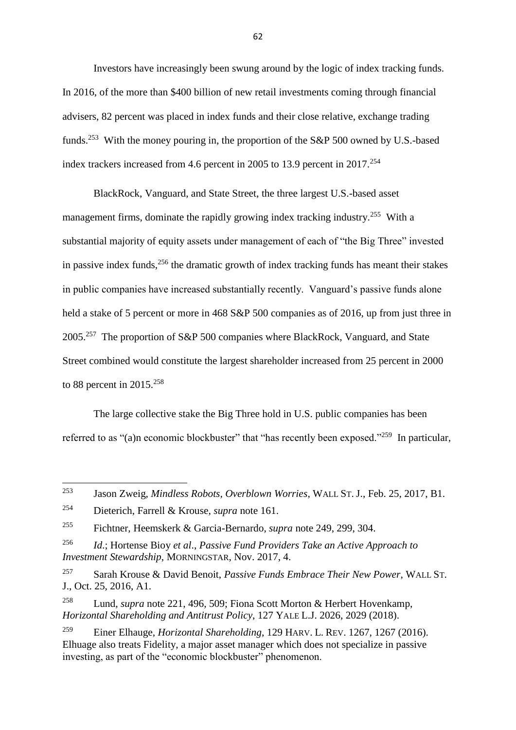Investors have increasingly been swung around by the logic of index tracking funds. In 2016, of the more than $400 billion of new retail investments coming through financial advisers, 82 percent was placed in index funds and their close relative, exchange trading funds.[253] With the money pouring in, the proportion of the S&P 500 owned by U.S.-based index trackers increased from 4.6 percent in 2005 to 13.9 percent in 2017.[254]

BlackRock, Vanguard, and State Street, the three largest U.S.-based asset management firms, dominate the rapidly growing index tracking industry.[255] With a substantial majority of equity assets under management of each of "the Big Three" invested in passive index funds,[256] the dramatic growth of index tracking funds has meant their stakes in public companies have increased substantially recently. Vanguard's passive funds alone held a stake of 5 percent or more in 468 S&P 500 companies as of 2016, up from just three in 2005.[257] The proportion of S&P 500 companies where BlackRock, Vanguard, and State Street combined would constitute the largest shareholder increased from 25 percent in 2000 to 88 percent in 2015.[258]

The large collective stake the Big Three hold in U.S. public companies has been referred to as "(a)n economic blockbuster" that "has recently been exposed."[259] In particular,

---

[253] Jason Zweig, *Mindless Robots, Overblown Worries*, WALL ST. J., Feb. 25, 2017, B1.

[254] Dieterich, Farrell & Krouse, *supra* note 161.

[255] Fichtner, Heemskerk & Garcia-Bernardo, *supra* note 249, 299, 304.

[256] *Id*.; Hortense Bioy *et al*., *Passive Fund Providers Take an Active Approach to Investment Stewardship*, MORNINGSTAR, Nov. 2017, 4.

[257] Sarah Krouse & David Benoit, *Passive Funds Embrace Their New Power*, WALL ST. J., Oct. 25, 2016, A1.

[258] Lund, *supra* note 221, 496, 509; Fiona Scott Morton & Herbert Hovenkamp, *Horizontal Shareholding and Antitrust Policy*, 127 YALE L.J. 2026, 2029 (2018).

[259] Einer Elhauge, *Horizontal Shareholding*, 129 HARV. L. REV. 1267, 1267 (2016). Elhuage also treats Fidelity, a major asset manager which does not specialize in passive investing, as part of the "economic blockbuster" phenomenon.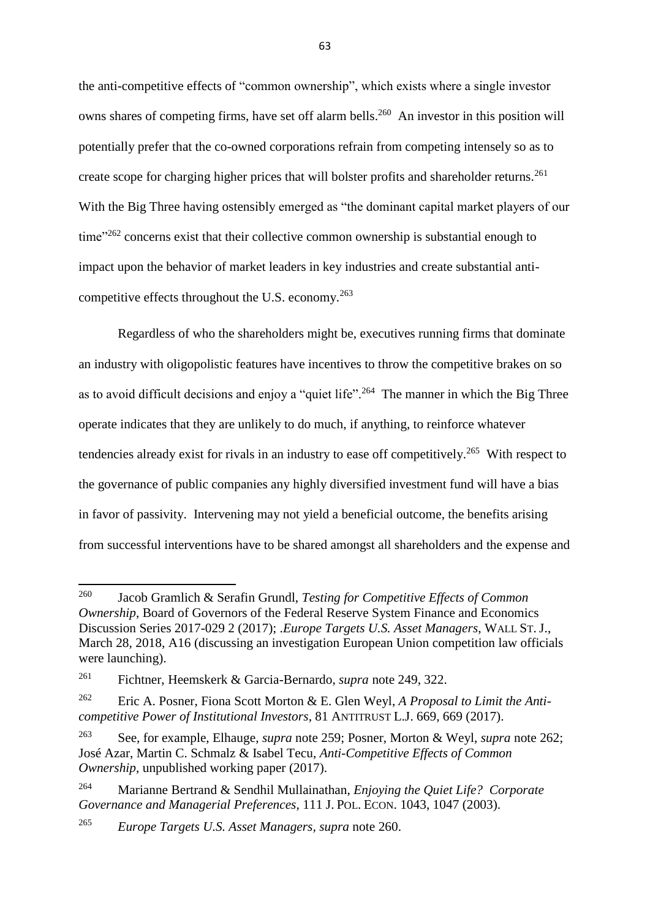the anti-competitive effects of "common ownership", which exists where a single investor owns shares of competing firms, have set off alarm bells.[260] An investor in this position will potentially prefer that the co-owned corporations refrain from competing intensely so as to create scope for charging higher prices that will bolster profits and shareholder returns.[261] With the Big Three having ostensibly emerged as "the dominant capital market players of our time"[262] concerns exist that their collective common ownership is substantial enough to impact upon the behavior of market leaders in key industries and create substantial anti-competitive effects throughout the U.S. economy.[263]

Regardless of who the shareholders might be, executives running firms that dominate an industry with oligopolistic features have incentives to throw the competitive brakes on so as to avoid difficult decisions and enjoy a "quiet life".[264] The manner in which the Big Three operate indicates that they are unlikely to do much, if anything, to reinforce whatever tendencies already exist for rivals in an industry to ease off competitively.[265] With respect to the governance of public companies any highly diversified investment fund will have a bias in favor of passivity. Intervening may not yield a beneficial outcome, the benefits arising from successful interventions have to be shared amongst all shareholders and the expense and

---

[260] Jacob Gramlich & Serafin Grundl, *Testing for Competitive Effects of Common Ownership*, Board of Governors of the Federal Reserve System Finance and Economics Discussion Series 2017-029 2 (2017); .*Europe Targets U.S. Asset Managers*, WALL ST. J., March 28, 2018, A16 (discussing an investigation European Union competition law officials were launching).

[261] Fichtner, Heemskerk & Garcia-Bernardo, *supra* note 249, 322.

[262] Eric A. Posner, Fiona Scott Morton & E. Glen Weyl, *A Proposal to Limit the Anti-competitive Power of Institutional Investors*, 81 ANTITRUST L.J. 669, 669 (2017).

[263] See, for example, Elhauge, *supra* note 259; Posner, Morton & Weyl, *supra* note 262; José Azar, Martin C. Schmalz & Isabel Tecu, *Anti-Competitive Effects of Common Ownership*, unpublished working paper (2017).

[264] Marianne Bertrand & Sendhil Mullainathan, *Enjoying the Quiet Life? Corporate Governance and Managerial Preferences*, 111 J. POL. ECON. 1043, 1047 (2003).

[265] *Europe Targets U.S. Asset Managers*, *supra* note 260.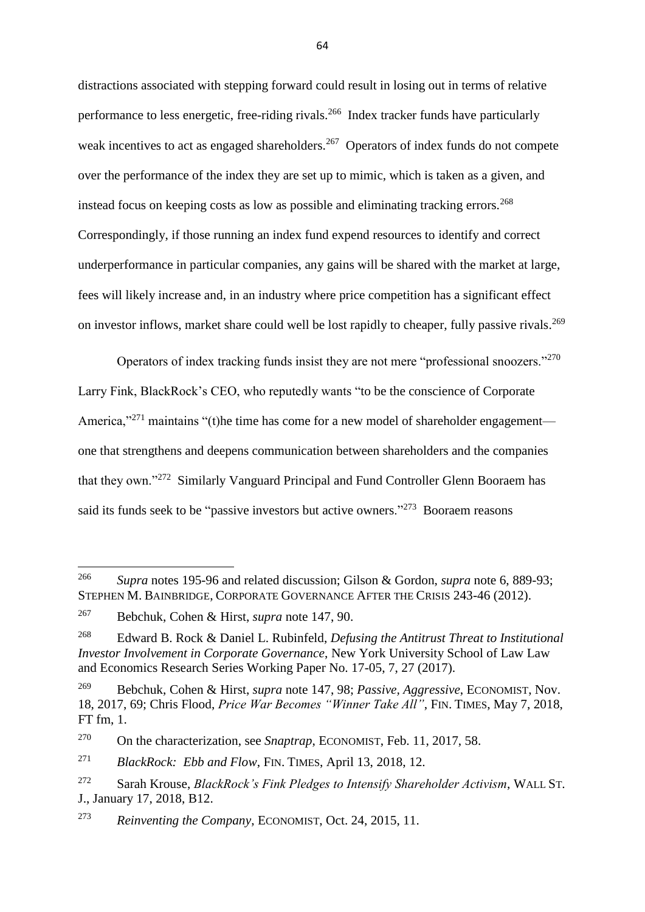distractions associated with stepping forward could result in losing out in terms of relative performance to less energetic, free-riding rivals.[266] Index tracker funds have particularly weak incentives to act as engaged shareholders.[267] Operators of index funds do not compete over the performance of the index they are set up to mimic, which is taken as a given, and instead focus on keeping costs as low as possible and eliminating tracking errors.[268] Correspondingly, if those running an index fund expend resources to identify and correct underperformance in particular companies, any gains will be shared with the market at large, fees will likely increase and, in an industry where price competition has a significant effect on investor inflows, market share could well be lost rapidly to cheaper, fully passive rivals.[269]

Operators of index tracking funds insist they are not mere "professional snoozers."[270] Larry Fink, BlackRock's CEO, who reputedly wants "to be the conscience of Corporate America,"[271] maintains "(t)he time has come for a new model of shareholder engagement—one that strengthens and deepens communication between shareholders and the companies that they own."[272] Similarly Vanguard Principal and Fund Controller Glenn Booraem has said its funds seek to be "passive investors but active owners."[273] Booraem reasons

---

[266] *Supra* notes 195-96 and related discussion; Gilson & Gordon, *supra* note 6, 889-93; STEPHEN M. BAINBRIDGE, CORPORATE GOVERNANCE AFTER THE CRISIS 243-46 (2012).

[267] Bebchuk, Cohen & Hirst, *supra* note 147, 90.

[268] Edward B. Rock & Daniel L. Rubinfeld, *Defusing the Antitrust Threat to Institutional Investor Involvement in Corporate Governance*, New York University School of Law Law and Economics Research Series Working Paper No. 17-05, 7, 27 (2017).

[269] Bebchuk, Cohen & Hirst, *supra* note 147, 98; *Passive, Aggressive*, ECONOMIST, Nov. 18, 2017, 69; Chris Flood, *Price War Becomes "Winner Take All"*, FIN. TIMES, May 7, 2018, FT fm, 1.

[270] On the characterization, see *Snaptrap*, ECONOMIST, Feb. 11, 2017, 58.

[271] *BlackRock: Ebb and Flow*, FIN. TIMES, April 13, 2018, 12.

[272] Sarah Krouse, *BlackRock's Fink Pledges to Intensify Shareholder Activism*, WALL ST. J., January 17, 2018, B12.

[273] *Reinventing the Company*, ECONOMIST, Oct. 24, 2015, 11.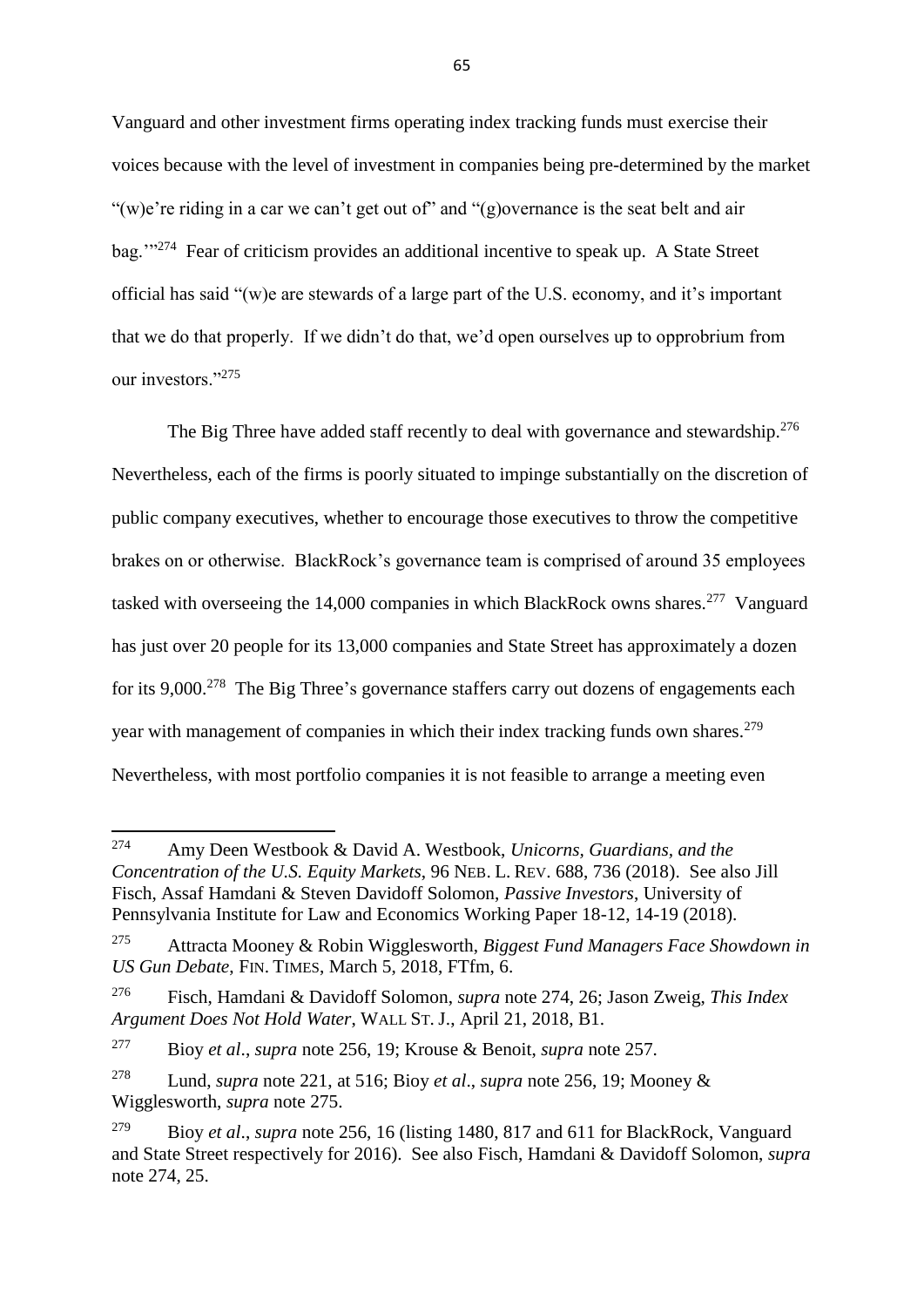Vanguard and other investment firms operating index tracking funds must exercise their voices because with the level of investment in companies being pre-determined by the market "(w)e're riding in a car we can't get out of" and "(g)overnance is the seat belt and air bag.'"[274] Fear of criticism provides an additional incentive to speak up. A State Street official has said "(w)e are stewards of a large part of the U.S. economy, and it's important that we do that properly. If we didn't do that, we'd open ourselves up to opprobrium from our investors."[275]

The Big Three have added staff recently to deal with governance and stewardship.[276] Nevertheless, each of the firms is poorly situated to impinge substantially on the discretion of public company executives, whether to encourage those executives to throw the competitive brakes on or otherwise. BlackRock's governance team is comprised of around 35 employees tasked with overseeing the 14,000 companies in which BlackRock owns shares.[277] Vanguard has just over 20 people for its 13,000 companies and State Street has approximately a dozen for its 9,000.[278] The Big Three's governance staffers carry out dozens of engagements each year with management of companies in which their index tracking funds own shares.[279] Nevertheless, with most portfolio companies it is not feasible to arrange a meeting even

---

[274] Amy Deen Westbook & David A. Westbook, *Unicorns, Guardians, and the Concentration of the U.S. Equity Markets*, 96 NEB. L. REV. 688, 736 (2018). See also Jill Fisch, Assaf Hamdani & Steven Davidoff Solomon, *Passive Investors*, University of Pennsylvania Institute for Law and Economics Working Paper 18-12, 14-19 (2018).

[275] Attracta Mooney & Robin Wigglesworth, *Biggest Fund Managers Face Showdown in US Gun Debate*, FIN. TIMES, March 5, 2018, FTfm, 6.

[276] Fisch, Hamdani & Davidoff Solomon, *supra* note 274, 26; Jason Zweig, *This Index Argument Does Not Hold Water*, WALL ST. J., April 21, 2018, B1.

[277] Bioy *et al*., *supra* note 256, 19; Krouse & Benoit, *supra* note 257.

[278] Lund, *supra* note 221, at 516; Bioy *et al*., *supra* note 256, 19; Mooney & Wigglesworth, *supra* note 275.

[279] Bioy *et al*., *supra* note 256, 16 (listing 1480, 817 and 611 for BlackRock, Vanguard and State Street respectively for 2016). See also Fisch, Hamdani & Davidoff Solomon, *supra* note 274, 25.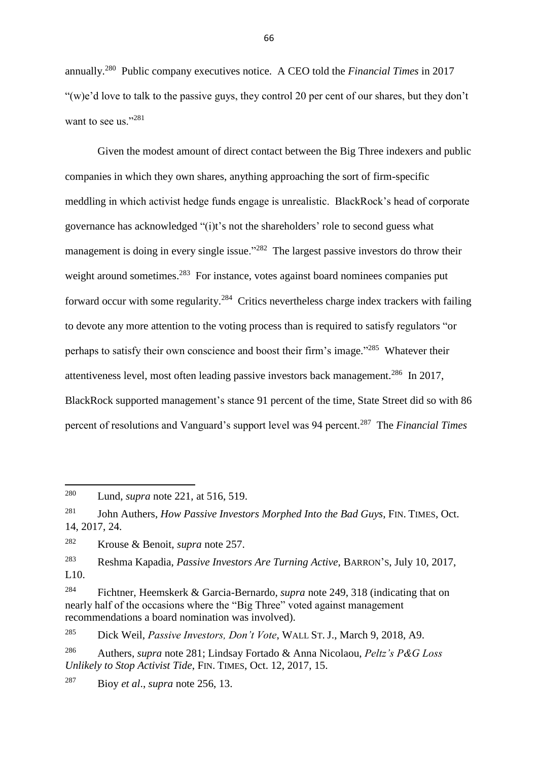annually.[280] Public company executives notice. A CEO told the *Financial Times* in 2017 "(w)e'd love to talk to the passive guys, they control 20 per cent of our shares, but they don't want to see us."[281]

Given the modest amount of direct contact between the Big Three indexers and public companies in which they own shares, anything approaching the sort of firm-specific meddling in which activist hedge funds engage is unrealistic. BlackRock's head of corporate governance has acknowledged "(i)t's not the shareholders' role to second guess what management is doing in every single issue."[282] The largest passive investors do throw their weight around sometimes.[283] For instance, votes against board nominees companies put forward occur with some regularity.[284] Critics nevertheless charge index trackers with failing to devote any more attention to the voting process than is required to satisfy regulators "or perhaps to satisfy their own conscience and boost their firm's image."[285] Whatever their attentiveness level, most often leading passive investors back management.[286] In 2017, BlackRock supported management's stance 91 percent of the time, State Street did so with 86 percent of resolutions and Vanguard's support level was 94 percent.[287] The *Financial Times*

---

[280] Lund, *supra* note 221, at 516, 519.

[281] John Authers, *How Passive Investors Morphed Into the Bad Guys*, FIN. TIMES, Oct. 14, 2017, 24.

[282] Krouse & Benoit, *supra* note 257.

[283] Reshma Kapadia, *Passive Investors Are Turning Active*, BARRON'S, July 10, 2017, L10.

[284] Fichtner, Heemskerk & Garcia-Bernardo, *supra* note 249, 318 (indicating that on nearly half of the occasions where the "Big Three" voted against management recommendations a board nomination was involved).

[285] Dick Weil, *Passive Investors, Don't Vote*, WALL ST. J., March 9, 2018, A9.

[286] Authers, *supra* note 281; Lindsay Fortado & Anna Nicolaou, *Peltz's P&G Loss Unlikely to Stop Activist Tide*, FIN. TIMES, Oct. 12, 2017, 15.

[287] Bioy *et al*., *supra* note 256, 13.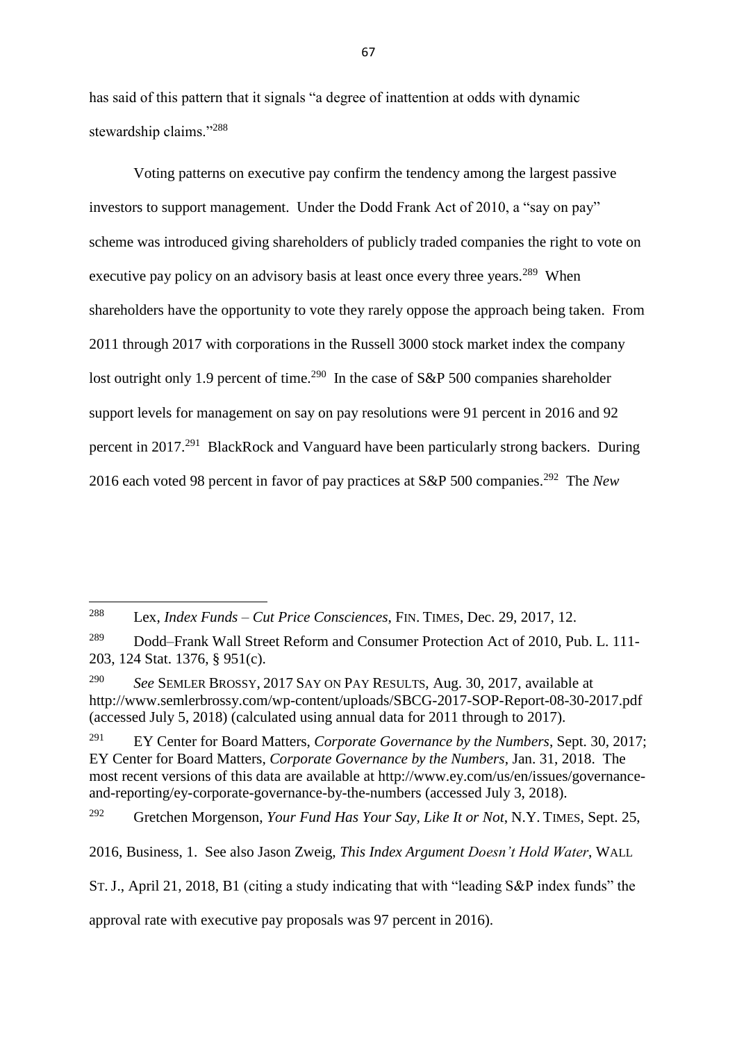has said of this pattern that it signals "a degree of inattention at odds with dynamic stewardship claims."[288]

Voting patterns on executive pay confirm the tendency among the largest passive investors to support management. Under the Dodd Frank Act of 2010, a "say on pay" scheme was introduced giving shareholders of publicly traded companies the right to vote on executive pay policy on an advisory basis at least once every three years.[289] When shareholders have the opportunity to vote they rarely oppose the approach being taken. From 2011 through 2017 with corporations in the Russell 3000 stock market index the company lost outright only 1.9 percent of time.[290] In the case of S&P 500 companies shareholder support levels for management on say on pay resolutions were 91 percent in 2016 and 92 percent in 2017.[291] BlackRock and Vanguard have been particularly strong backers. During 2016 each voted 98 percent in favor of pay practices at S&P 500 companies.[292] The *New*

---

[288] Lex, *Index Funds – Cut Price Consciences*, FIN. TIMES, Dec. 29, 2017, 12.

[289] Dodd–Frank Wall Street Reform and Consumer Protection Act of 2010, Pub. L. 111-203, 124 Stat. 1376, § 951(c).

[290] *See* SEMLER BROSSY, 2017 SAY ON PAY RESULTS, Aug. 30, 2017, available at http://www.semlerbrossy.com/wp-content/uploads/SBCG-2017-SOP-Report-08-30-2017.pdf (accessed July 5, 2018) (calculated using annual data for 2011 through to 2017).

[291] EY Center for Board Matters, *Corporate Governance by the Numbers*, Sept. 30, 2017; EY Center for Board Matters, *Corporate Governance by the Numbers*, Jan. 31, 2018. The most recent versions of this data are available at http://www.ey.com/us/en/issues/governance-and-reporting/ey-corporate-governance-by-the-numbers (accessed July 3, 2018).

[292] Gretchen Morgenson, *Your Fund Has Your Say, Like It or Not*, N.Y. TIMES, Sept. 25, 2016, Business, 1. See also Jason Zweig, *This Index Argument Doesn't Hold Water*, WALL ST. J., April 21, 2018, B1 (citing a study indicating that with "leading S&P index funds" the approval rate with executive pay proposals was 97 percent in 2016).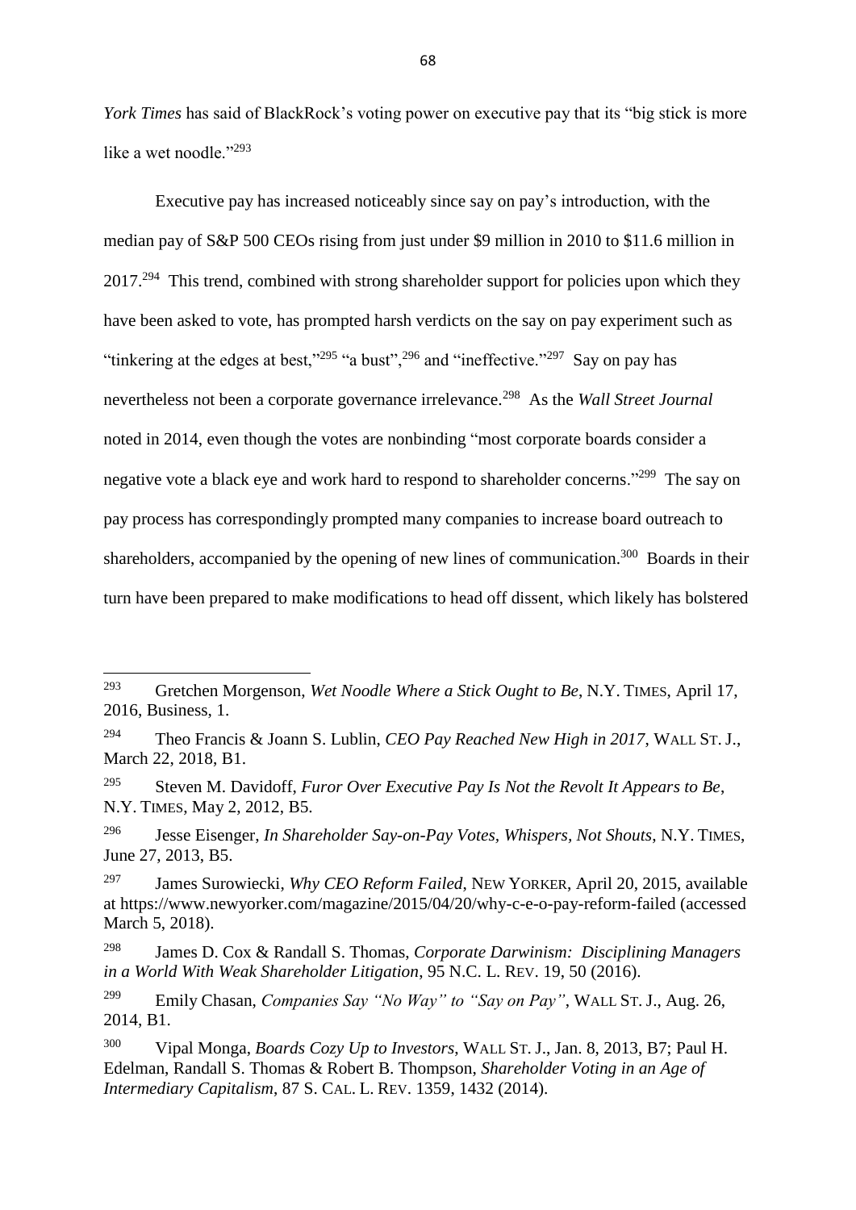*York Times* has said of BlackRock's voting power on executive pay that its "big stick is more like a wet noodle."[293]

Executive pay has increased noticeably since say on pay's introduction, with the median pay of S&P 500 CEOs rising from just under $9 million in 2010 to $11.6 million in 2017.[294] This trend, combined with strong shareholder support for policies upon which they have been asked to vote, has prompted harsh verdicts on the say on pay experiment such as "tinkering at the edges at best,"[295] "a bust",[296] and "ineffective."[297] Say on pay has nevertheless not been a corporate governance irrelevance.[298] As the *Wall Street Journal* noted in 2014, even though the votes are nonbinding "most corporate boards consider a negative vote a black eye and work hard to respond to shareholder concerns."[299] The say on pay process has correspondingly prompted many companies to increase board outreach to shareholders, accompanied by the opening of new lines of communication.[300] Boards in their turn have been prepared to make modifications to head off dissent, which likely has bolstered

---

[293] Gretchen Morgenson, *Wet Noodle Where a Stick Ought to Be*, N.Y. TIMES, April 17, 2016, Business, 1.

[294] Theo Francis & Joann S. Lublin, *CEO Pay Reached New High in 2017*, WALL ST. J., March 22, 2018, B1.

[295] Steven M. Davidoff, *Furor Over Executive Pay Is Not the Revolt It Appears to Be*, N.Y. TIMES, May 2, 2012, B5.

[296] Jesse Eisenger, *In Shareholder Say-on-Pay Votes, Whispers, Not Shouts*, N.Y. TIMES, June 27, 2013, B5.

[297] James Surowiecki, *Why CEO Reform Failed*, NEW YORKER, April 20, 2015, available at https://www.newyorker.com/magazine/2015/04/20/why-c-e-o-pay-reform-failed (accessed March 5, 2018).

[298] James D. Cox & Randall S. Thomas, *Corporate Darwinism: Disciplining Managers in a World With Weak Shareholder Litigation*, 95 N.C. L. REV. 19, 50 (2016).

[299] Emily Chasan, *Companies Say "No Way" to "Say on Pay"*, WALL ST. J., Aug. 26, 2014, B1.

[300] Vipal Monga, *Boards Cozy Up to Investors*, WALL ST. J., Jan. 8, 2013, B7; Paul H. Edelman, Randall S. Thomas & Robert B. Thompson, *Shareholder Voting in an Age of Intermediary Capitalism*, 87 S. CAL. L. REV. 1359, 1432 (2014).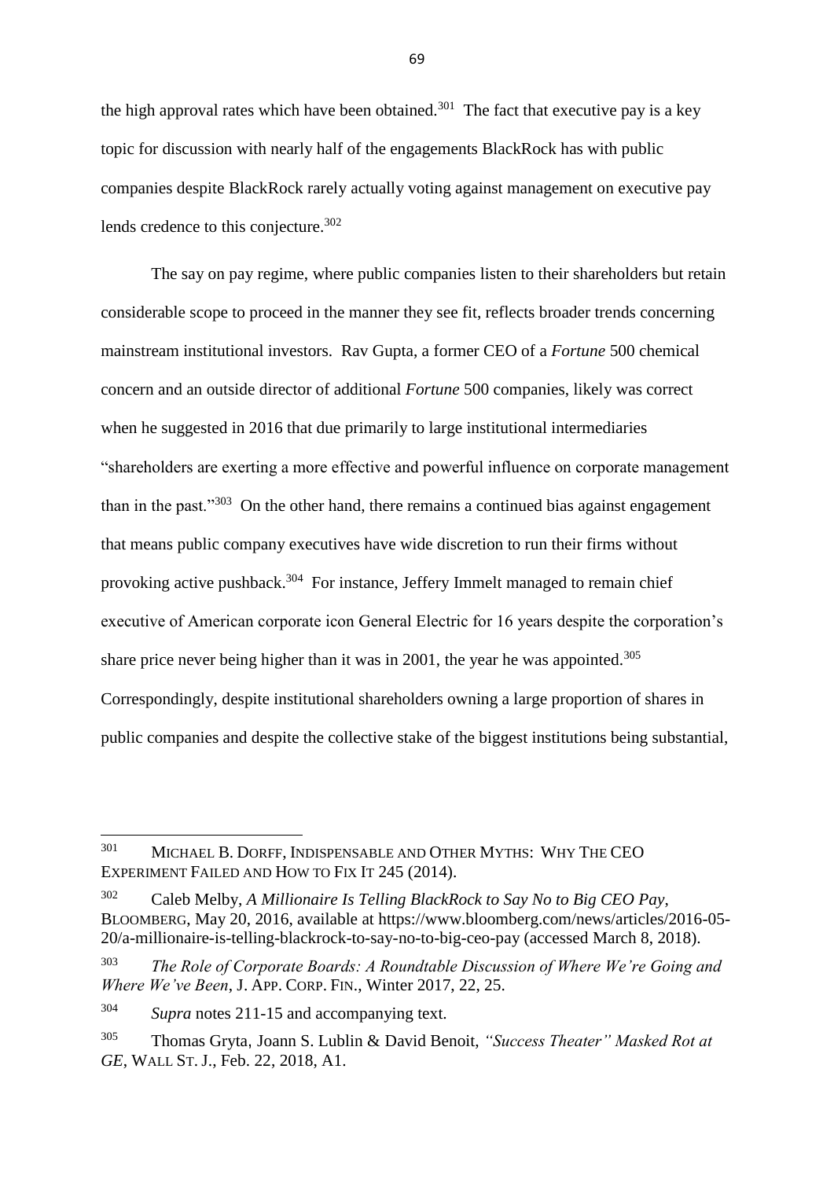the high approval rates which have been obtained.[301] The fact that executive pay is a key topic for discussion with nearly half of the engagements BlackRock has with public companies despite BlackRock rarely actually voting against management on executive pay lends credence to this conjecture.[302]

The say on pay regime, where public companies listen to their shareholders but retain considerable scope to proceed in the manner they see fit, reflects broader trends concerning mainstream institutional investors. Rav Gupta, a former CEO of a *Fortune* 500 chemical concern and an outside director of additional *Fortune* 500 companies, likely was correct when he suggested in 2016 that due primarily to large institutional intermediaries "shareholders are exerting a more effective and powerful influence on corporate management than in the past."[303] On the other hand, there remains a continued bias against engagement that means public company executives have wide discretion to run their firms without provoking active pushback.[304] For instance, Jeffery Immelt managed to remain chief executive of American corporate icon General Electric for 16 years despite the corporation's share price never being higher than it was in 2001, the year he was appointed.[305] Correspondingly, despite institutional shareholders owning a large proportion of shares in public companies and despite the collective stake of the biggest institutions being substantial,

---

[301] MICHAEL B. DORFF, INDISPENSABLE AND OTHER MYTHS: WHY THE CEO EXPERIMENT FAILED AND HOW TO FIX IT 245 (2014).

[302] Caleb Melby, *A Millionaire Is Telling BlackRock to Say No to Big CEO Pay*, BLOOMBERG, May 20, 2016, available at https://www.bloomberg.com/news/articles/2016-05-20/a-millionaire-is-telling-blackrock-to-say-no-to-big-ceo-pay (accessed March 8, 2018).

[303] *The Role of Corporate Boards: A Roundtable Discussion of Where We're Going and Where We've Been*, J. APP. CORP. FIN., Winter 2017, 22, 25.

[304] *Supra* notes 211-15 and accompanying text.

[305] Thomas Gryta, Joann S. Lublin & David Benoit, *"Success Theater" Masked Rot at GE*, WALL ST. J., Feb. 22, 2018, A1.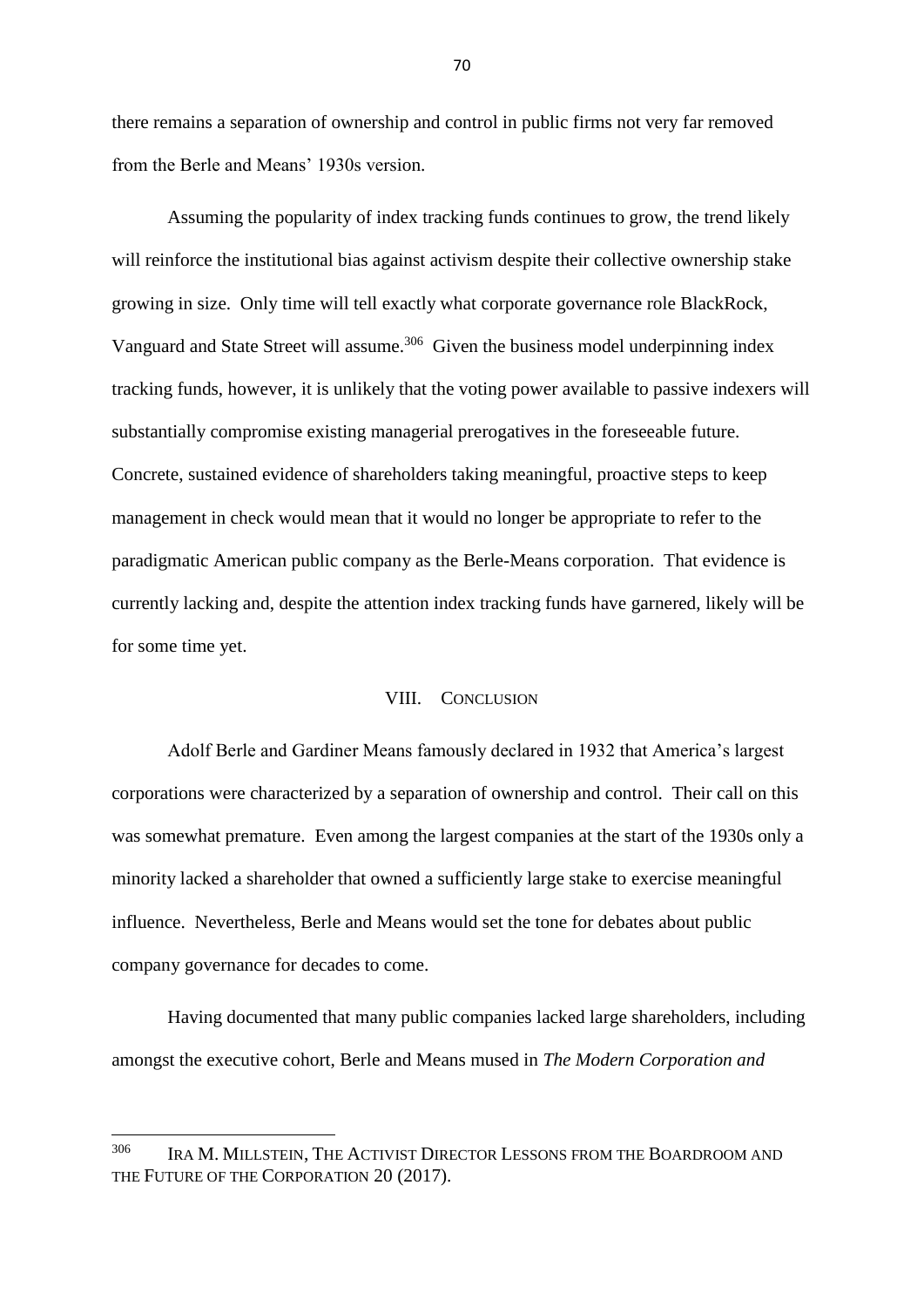there remains a separation of ownership and control in public firms not very far removed from the Berle and Means' 1930s version.

Assuming the popularity of index tracking funds continues to grow, the trend likely will reinforce the institutional bias against activism despite their collective ownership stake growing in size. Only time will tell exactly what corporate governance role BlackRock, Vanguard and State Street will assume.[306] Given the business model underpinning index tracking funds, however, it is unlikely that the voting power available to passive indexers will substantially compromise existing managerial prerogatives in the foreseeable future. Concrete, sustained evidence of shareholders taking meaningful, proactive steps to keep management in check would mean that it would no longer be appropriate to refer to the paradigmatic American public company as the Berle-Means corporation. That evidence is currently lacking and, despite the attention index tracking funds have garnered, likely will be for some time yet.

## VIII. Conclusion

Adolf Berle and Gardiner Means famously declared in 1932 that America's largest corporations were characterized by a separation of ownership and control. Their call on this was somewhat premature. Even among the largest companies at the start of the 1930s only a minority lacked a shareholder that owned a sufficiently large stake to exercise meaningful influence. Nevertheless, Berle and Means would set the tone for debates about public company governance for decades to come.

Having documented that many public companies lacked large shareholders, including amongst the executive cohort, Berle and Means mused in *The Modern Corporation and*

---

[306] IRA M. MILLSTEIN, THE ACTIVIST DIRECTOR LESSONS FROM THE BOARDROOM AND THE FUTURE OF THE CORPORATION 20 (2017).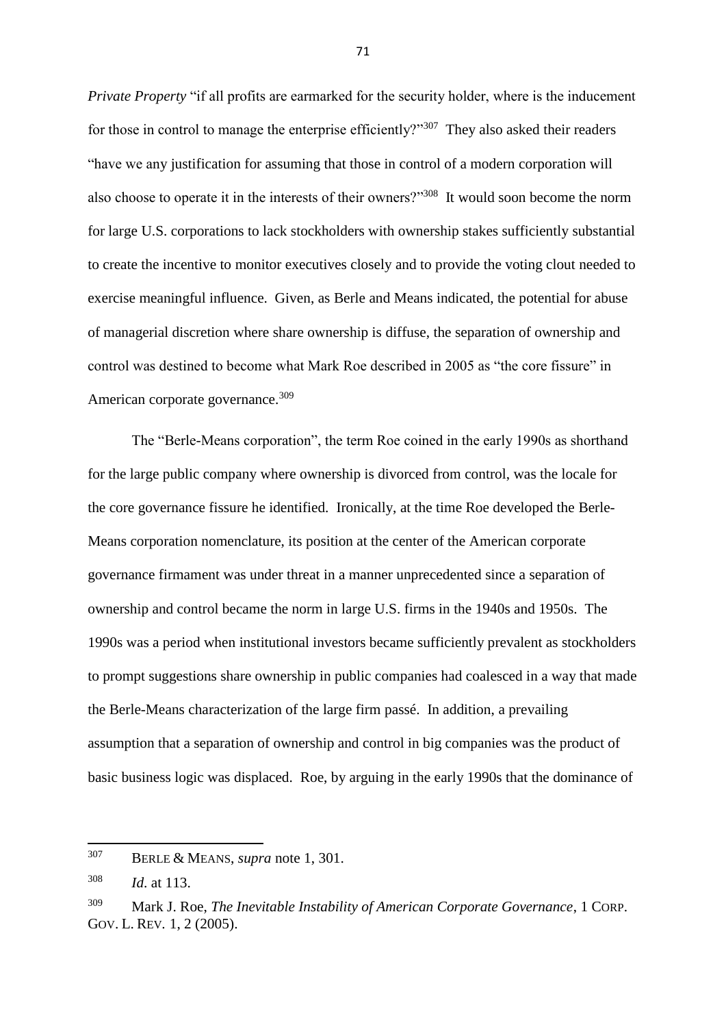*Private Property* "if all profits are earmarked for the security holder, where is the inducement for those in control to manage the enterprise efficiently?"[307] They also asked their readers "have we any justification for assuming that those in control of a modern corporation will also choose to operate it in the interests of their owners?"[308] It would soon become the norm for large U.S. corporations to lack stockholders with ownership stakes sufficiently substantial to create the incentive to monitor executives closely and to provide the voting clout needed to exercise meaningful influence. Given, as Berle and Means indicated, the potential for abuse of managerial discretion where share ownership is diffuse, the separation of ownership and control was destined to become what Mark Roe described in 2005 as "the core fissure" in American corporate governance.[309]

The "Berle-Means corporation", the term Roe coined in the early 1990s as shorthand for the large public company where ownership is divorced from control, was the locale for the core governance fissure he identified. Ironically, at the time Roe developed the Berle-Means corporation nomenclature, its position at the center of the American corporate governance firmament was under threat in a manner unprecedented since a separation of ownership and control became the norm in large U.S. firms in the 1940s and 1950s. The 1990s was a period when institutional investors became sufficiently prevalent as stockholders to prompt suggestions share ownership in public companies had coalesced in a way that made the Berle-Means characterization of the large firm passé. In addition, a prevailing assumption that a separation of ownership and control in big companies was the product of basic business logic was displaced. Roe, by arguing in the early 1990s that the dominance of

---

[307] BERLE & MEANS, *supra* note 1, 301.

[308] *Id.* at 113.

[309] Mark J. Roe, *The Inevitable Instability of American Corporate Governance*, 1 CORP. GOV. L. REV. 1, 2 (2005).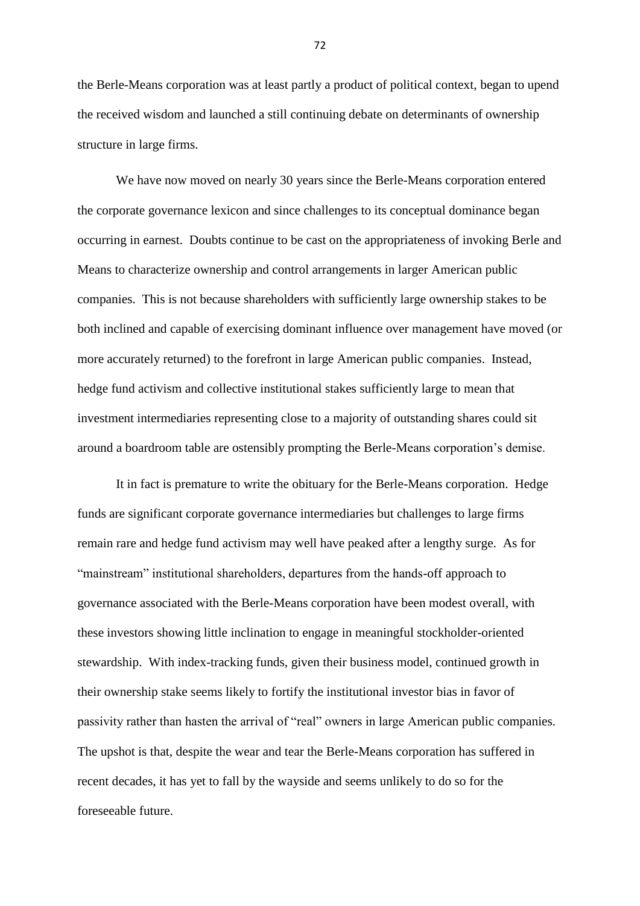the Berle-Means corporation was at least partly a product of political context, began to upend the received wisdom and launched a still continuing debate on determinants of ownership structure in large firms.

We have now moved on nearly 30 years since the Berle-Means corporation entered the corporate governance lexicon and since challenges to its conceptual dominance began occurring in earnest. Doubts continue to be cast on the appropriateness of invoking Berle and Means to characterize ownership and control arrangements in larger American public companies. This is not because shareholders with sufficiently large ownership stakes to be both inclined and capable of exercising dominant influence over management have moved (or more accurately returned) to the forefront in large American public companies. Instead, hedge fund activism and collective institutional stakes sufficiently large to mean that investment intermediaries representing close to a majority of outstanding shares could sit around a boardroom table are ostensibly prompting the Berle-Means corporation's demise.

It in fact is premature to write the obituary for the Berle-Means corporation. Hedge funds are significant corporate governance intermediaries but challenges to large firms remain rare and hedge fund activism may well have peaked after a lengthy surge. As for "mainstream" institutional shareholders, departures from the hands-off approach to governance associated with the Berle-Means corporation have been modest overall, with these investors showing little inclination to engage in meaningful stockholder-oriented stewardship. With index-tracking funds, given their business model, continued growth in their ownership stake seems likely to fortify the institutional investor bias in favor of passivity rather than hasten the arrival of "real" owners in large American public companies. The upshot is that, despite the wear and tear the Berle-Means corporation has suffered in recent decades, it has yet to fall by the wayside and seems unlikely to do so for the foreseeable future.